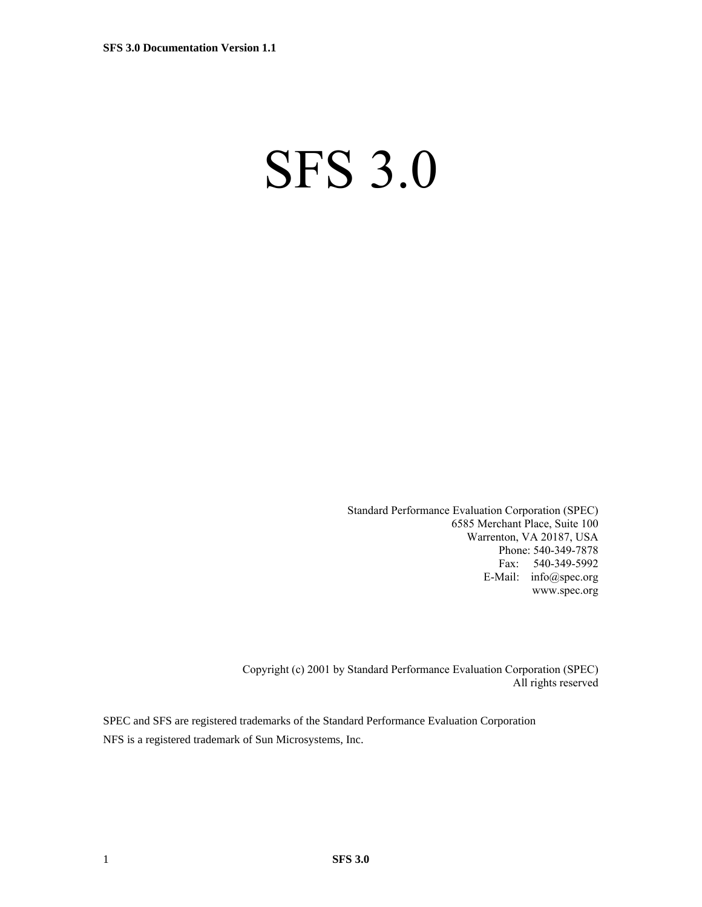# SFS 3.0

Standard Performance Evaluation Corporation (SPEC)
6585 Merchant Place, Suite 100
Warrenton, VA 20187, USA
Phone: 540-349-7878
Fax: 540-349-5992
E-Mail: info@spec.org
www.spec.org

Copyright (c) 2001 by Standard Performance Evaluation Corporation (SPEC)
All rights reserved

SPEC and SFS are registered trademarks of the Standard Performance Evaluation Corporation
NFS is a registered trademark of Sun Microsystems, Inc.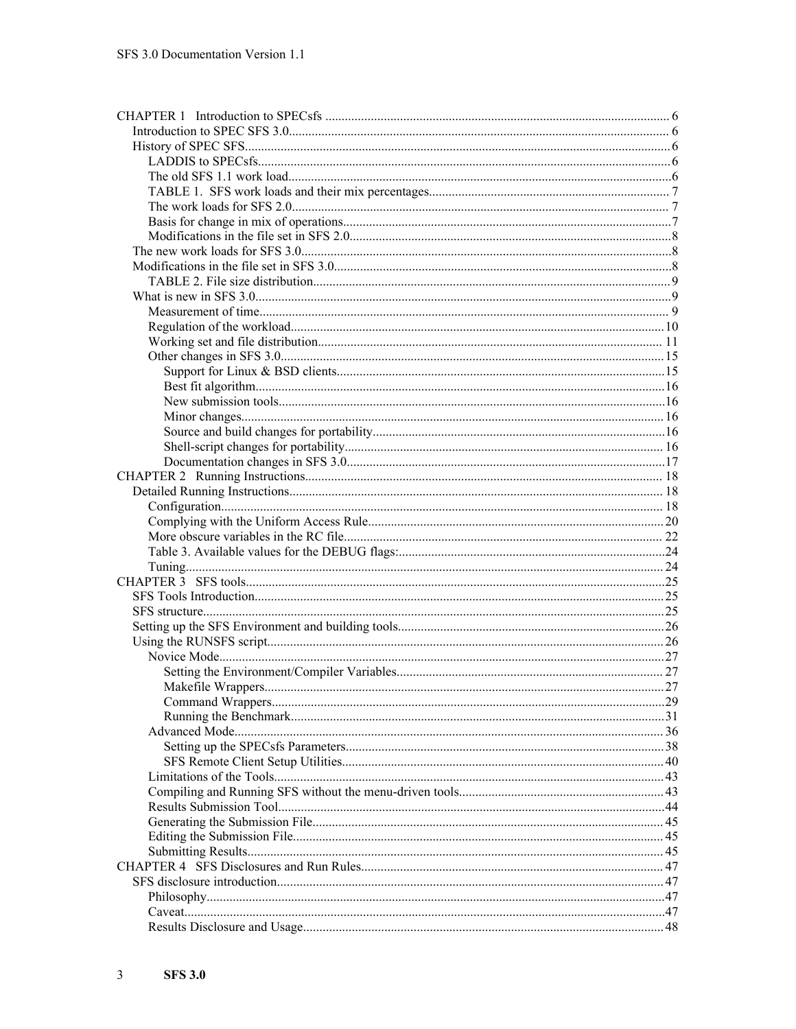CHAPTER 1 Introduction to SPECsfs ........................................................................................................ 6
 Introduction to SPEC SFS 3.0.................................................................................................................. 6
 History of SPEC SFS............................................................................................................................... 6
  LADDIS to SPECsfs........................................................................................................................... 6
  The old SFS 1.1 work load.................................................................................................................. 6
  TABLE 1. SFS work loads and their mix percentages........................................................................ 7
  The work loads for SFS 2.0................................................................................................................. 7
  Basis for change in mix of operations.................................................................................................. 7
  Modifications in the file set in SFS 2.0................................................................................................ 8
 The new work loads for SFS 3.0............................................................................................................... 8
 Modifications in the file set in SFS 3.0..................................................................................................... 8
  TABLE 2. File size distribution........................................................................................................... 9
 What is new in SFS 3.0............................................................................................................................. 9
  Measurement of time............................................................................................................................ 9
  Regulation of the workload................................................................................................................. 10
  Working set and file distribution........................................................................................................ 11
  Other changes in SFS 3.0................................................................................................................... 15
   Support for Linux & BSD clients.................................................................................................... 15
   Best fit algorithm............................................................................................................................ 16
   New submission tools..................................................................................................................... 16
   Minor changes................................................................................................................................ 16
   Source and build changes for portability........................................................................................ 16
   Shell-script changes for portability................................................................................................. 16
   Documentation changes in SFS 3.0................................................................................................ 17
CHAPTER 2 Running Instructions............................................................................................................ 18
 Detailed Running Instructions.................................................................................................................. 18
  Configuration...................................................................................................................................... 18
  Complying with the Uniform Access Rule.......................................................................................... 20
  More obscure variables in the RC file................................................................................................. 22
  Table 3. Available values for the DEBUG flags:................................................................................. 24
  Tuning................................................................................................................................................. 24
CHAPTER 3 SFS tools............................................................................................................................... 25
 SFS Tools Introduction............................................................................................................................ 25
 SFS structure........................................................................................................................................... 25
 Setting up the SFS Environment and building tools................................................................................. 26
 Using the RUNSFS script........................................................................................................................ 26
  Novice Mode....................................................................................................................................... 27
   Setting the Environment/Compiler Variables................................................................................. 27
   Makefile Wrappers.......................................................................................................................... 27
   Command Wrappers....................................................................................................................... 29
   Running the Benchmark.................................................................................................................. 31
  Advanced Mode.................................................................................................................................. 36
   Setting up the SPECsfs Parameters................................................................................................. 38
   SFS Remote Client Setup Utilities.................................................................................................. 40
  Limitations of the Tools...................................................................................................................... 43
  Compiling and Running SFS without the menu-driven tools.............................................................. 43
  Results Submission Tool..................................................................................................................... 44
  Generating the Submission File.......................................................................................................... 45
  Editing the Submission File................................................................................................................ 45
  Submitting Results.............................................................................................................................. 45
CHAPTER 4 SFS Disclosures and Run Rules............................................................................................ 47
 SFS disclosure introduction..................................................................................................................... 47
  Philosophy........................................................................................................................................... 47
  Caveat.................................................................................................................................................. 47
  Results Disclosure and Usage.............................................................................................................. 48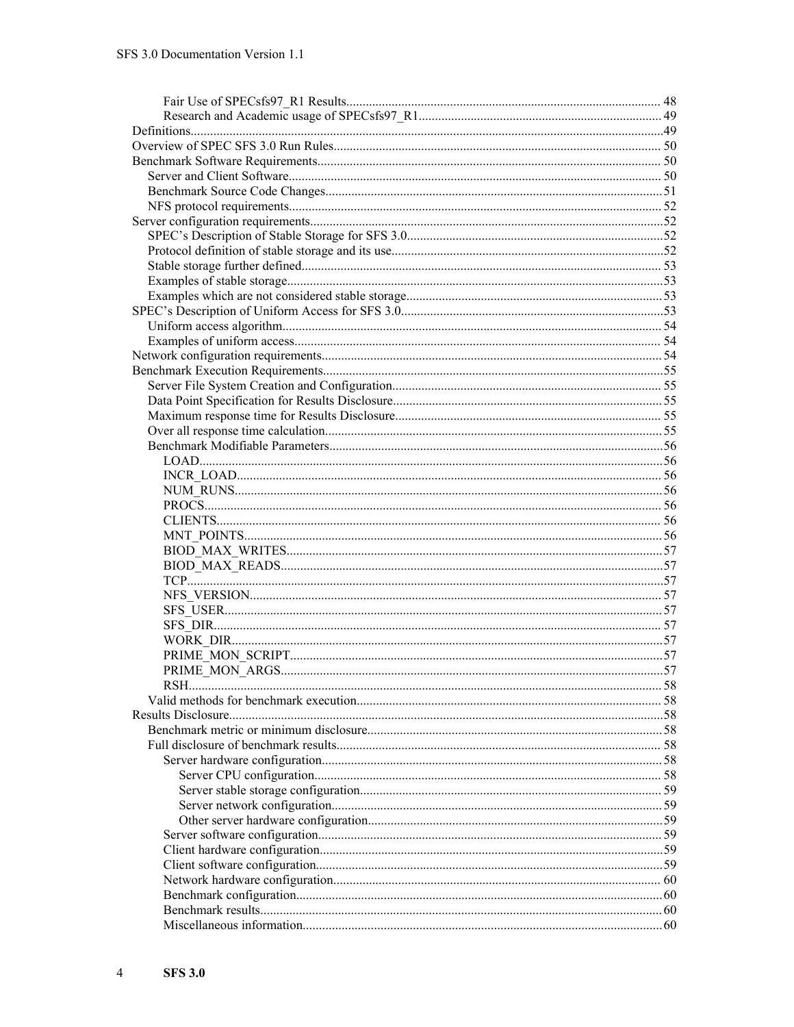Fair Use of SPECsfs97_R1 Results.................................................................................................. 48
Research and Academic usage of SPECsfs97_R1........................................................................... 49
Definitions........................................................................................................................................49
Overview of SPEC SFS 3.0 Run Rules....................................................................................... 50
Benchmark Software Requirements............................................................................................. 50
Server and Client Software.......................................................................................................... 50
Benchmark Source Code Changes...............................................................................................51
NFS protocol requirements.......................................................................................................... 52
Server configuration requirements...................................................................................................52
SPEC's Description of Stable Storage for SFS 3.0........................................................................52
Protocol definition of stable storage and its use............................................................................52
Stable storage further defined...................................................................................................... 53
Examples of stable storage...........................................................................................................53
Examples which are not considered stable storage.......................................................................53
SPEC's Description of Uniform Access for SFS 3.0.........................................................................53
Uniform access algorithm............................................................................................................ 54
Examples of uniform access......................................................................................................... 54
Network configuration requirements.............................................................................................. 54
Benchmark Execution Requirements...............................................................................................55
Server File System Creation and Configuration........................................................................... 55
Data Point Specification for Results Disclosure........................................................................... 55
Maximum response time for Results Disclosure.......................................................................... 55
Over all response time calculation...............................................................................................55
Benchmark Modifiable Parameters...............................................................................................56
LOAD..........................................................................................................................................56
INCR_LOAD.............................................................................................................................. 56
NUM_RUNS...............................................................................................................................56
PROCS........................................................................................................................................ 56
CLIENTS.................................................................................................................................... 56
MNT_POINTS............................................................................................................................ 56
BIOD_MAX_WRITES...............................................................................................................57
BIOD_MAX_READS.................................................................................................................57
TCP.............................................................................................................................................57
NFS_VERSION.......................................................................................................................... 57
SFS_USER..................................................................................................................................57
SFS_DIR..................................................................................................................................... 57
WORK_DIR................................................................................................................................57
PRIME_MON_SCRIPT..............................................................................................................57
PRIME_MON_ARGS.................................................................................................................57
RSH............................................................................................................................................ 58
Valid methods for benchmark execution...................................................................................... 58
Results Disclosure............................................................................................................................58
Benchmark metric or minimum disclosure...................................................................................58
Full disclosure of benchmark results............................................................................................ 58
Server hardware configuration.................................................................................................58
Server CPU configuration..................................................................................................... 58
Server stable storage configuration....................................................................................... 59
Server network configuration................................................................................................59
Other server hardware configuration.....................................................................................59
Server software configuration.................................................................................................. 59
Client hardware configuration..................................................................................................59
Client software configuration....................................................................................................59
Network hardware configuration............................................................................................. 60
Benchmark configuration.........................................................................................................60
Benchmark results................................................................................................................... 60
Miscellaneous information.......................................................................................................60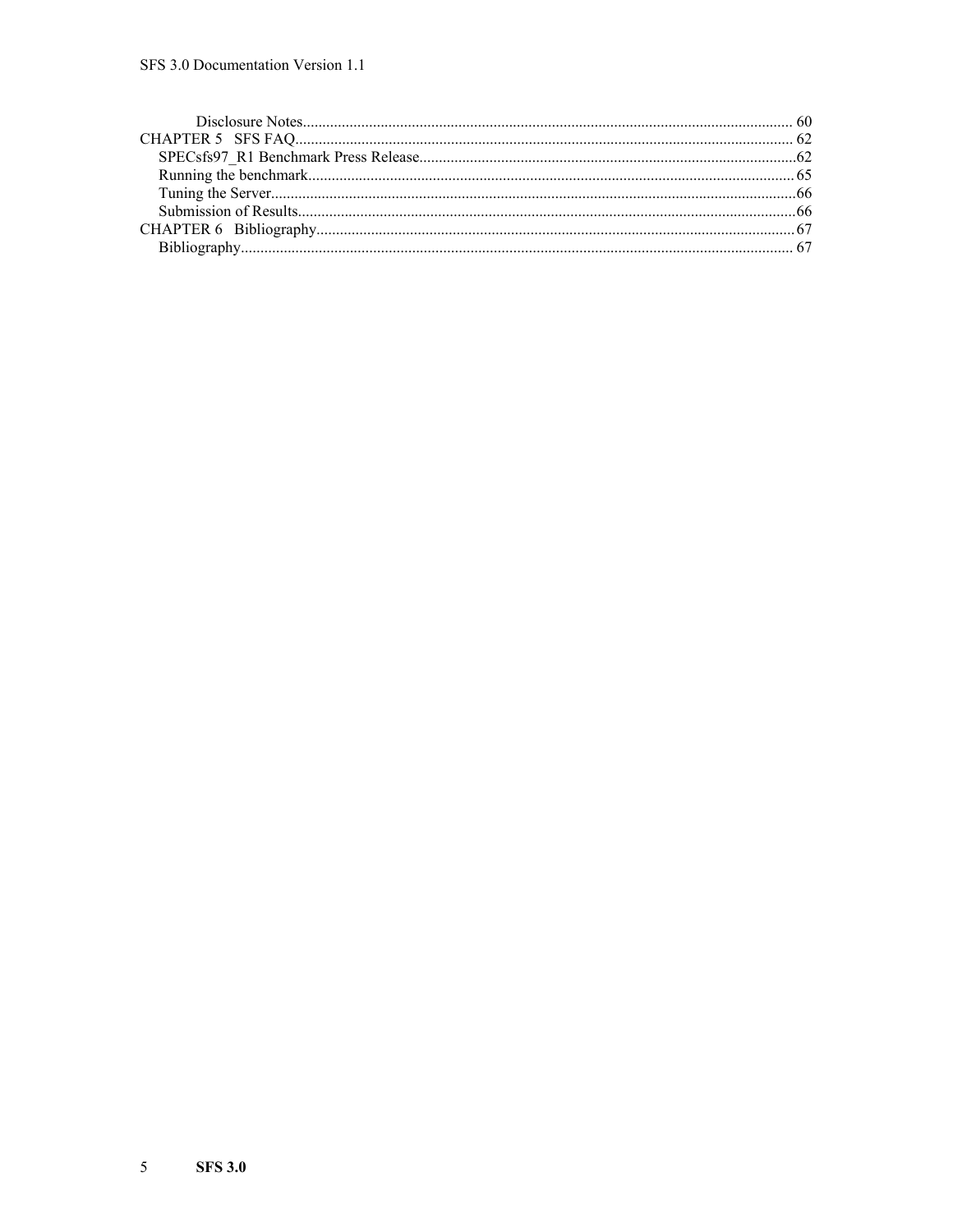Disclosure Notes............................................................................................................................ 60

CHAPTER 5 SFS FAQ................................................................................................................................ 62

SPECsfs97_R1 Benchmark Press Release.................................................................................................62

Running the benchmark............................................................................................................................. 65

Tuning the Server.......................................................................................................................................66

Submission of Results................................................................................................................................66

CHAPTER 6 Bibliography.......................................................................................................................... 67

Bibliography.............................................................................................................................................. 67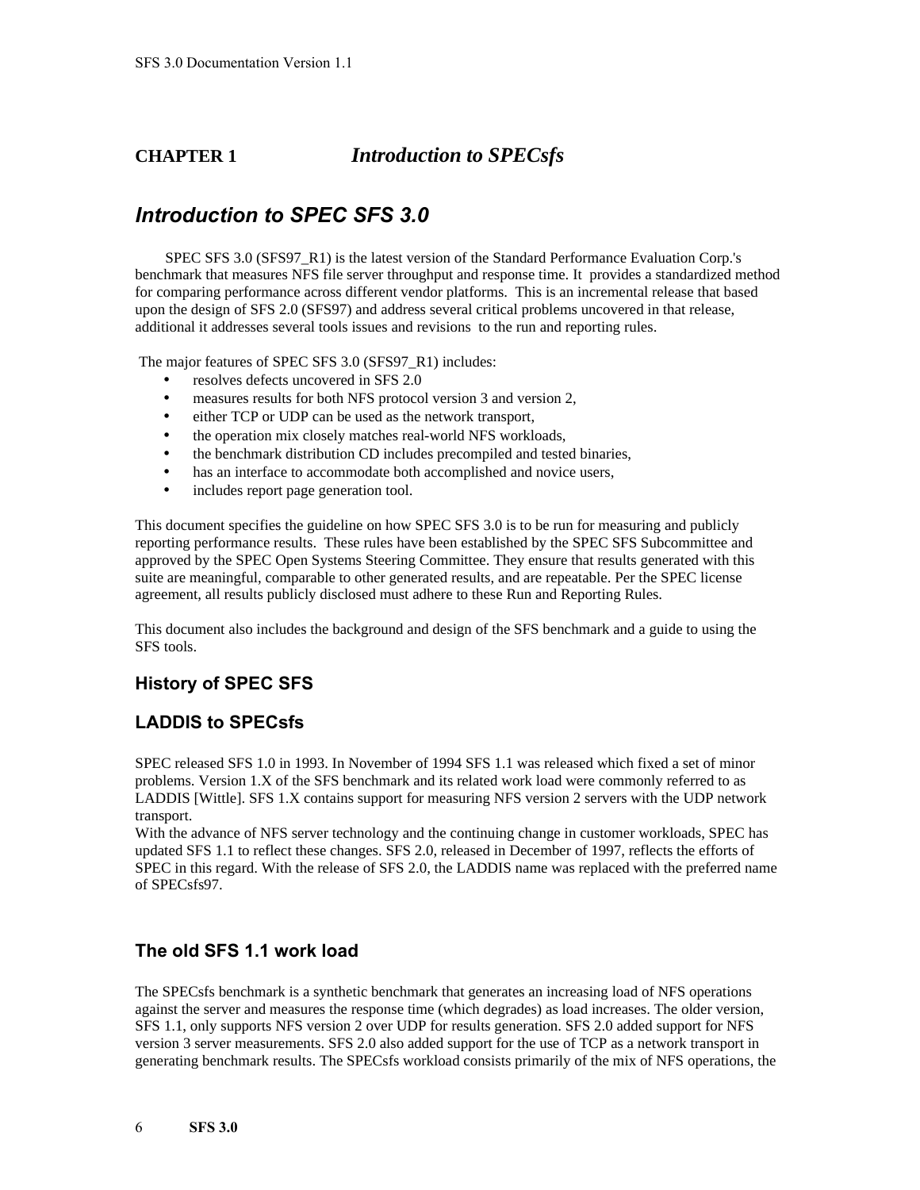# CHAPTER 1 *Introduction to SPECsfs*

## *Introduction to SPEC SFS 3.0*

SPEC SFS 3.0 (SFS97_R1) is the latest version of the Standard Performance Evaluation Corp.'s benchmark that measures NFS file server throughput and response time. It provides a standardized method for comparing performance across different vendor platforms. This is an incremental release that based upon the design of SFS 2.0 (SFS97) and address several critical problems uncovered in that release, additional it addresses several tools issues and revisions to the run and reporting rules.

The major features of SPEC SFS 3.0 (SFS97_R1) includes:

- resolves defects uncovered in SFS 2.0
- measures results for both NFS protocol version 3 and version 2,
- either TCP or UDP can be used as the network transport,
- the operation mix closely matches real-world NFS workloads,
- the benchmark distribution CD includes precompiled and tested binaries,
- has an interface to accommodate both accomplished and novice users,
- includes report page generation tool.

This document specifies the guideline on how SPEC SFS 3.0 is to be run for measuring and publicly reporting performance results. These rules have been established by the SPEC SFS Subcommittee and approved by the SPEC Open Systems Steering Committee. They ensure that results generated with this suite are meaningful, comparable to other generated results, and are repeatable. Per the SPEC license agreement, all results publicly disclosed must adhere to these Run and Reporting Rules.

This document also includes the background and design of the SFS benchmark and a guide to using the SFS tools.

### History of SPEC SFS

### LADDIS to SPECsfs

SPEC released SFS 1.0 in 1993. In November of 1994 SFS 1.1 was released which fixed a set of minor problems. Version 1.X of the SFS benchmark and its related work load were commonly referred to as LADDIS [Wittle]. SFS 1.X contains support for measuring NFS version 2 servers with the UDP network transport.
With the advance of NFS server technology and the continuing change in customer workloads, SPEC has updated SFS 1.1 to reflect these changes. SFS 2.0, released in December of 1997, reflects the efforts of SPEC in this regard. With the release of SFS 2.0, the LADDIS name was replaced with the preferred name of SPECsfs97.

### The old SFS 1.1 work load

The SPECsfs benchmark is a synthetic benchmark that generates an increasing load of NFS operations against the server and measures the response time (which degrades) as load increases. The older version, SFS 1.1, only supports NFS version 2 over UDP for results generation. SFS 2.0 added support for NFS version 3 server measurements. SFS 2.0 also added support for the use of TCP as a network transport in generating benchmark results. The SPECsfs workload consists primarily of the mix of NFS operations, the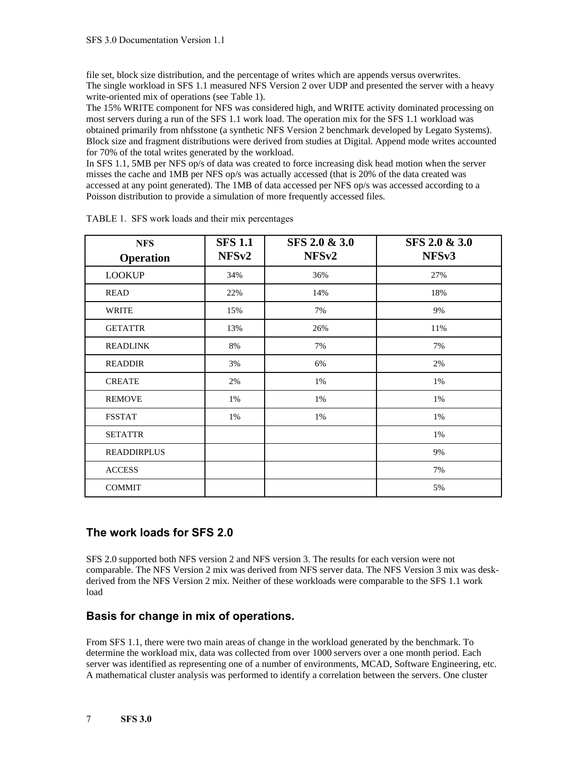file set, block size distribution, and the percentage of writes which are appends versus overwrites.
The single workload in SFS 1.1 measured NFS Version 2 over UDP and presented the server with a heavy write-oriented mix of operations (see Table 1).
The 15% WRITE component for NFS was considered high, and WRITE activity dominated processing on most servers during a run of the SFS 1.1 work load. The operation mix for the SFS 1.1 workload was obtained primarily from nhfsstone (a synthetic NFS Version 2 benchmark developed by Legato Systems). Block size and fragment distributions were derived from studies at Digital. Append mode writes accounted for 70% of the total writes generated by the workload.
In SFS 1.1, 5MB per NFS op/s of data was created to force increasing disk head motion when the server misses the cache and 1MB per NFS op/s was actually accessed (that is 20% of the data created was accessed at any point generated). The 1MB of data accessed per NFS op/s was accessed according to a Poisson distribution to provide a simulation of more frequently accessed files.

TABLE 1. SFS work loads and their mix percentages

| NFS Operation | SFS 1.1 NFSv2 | SFS 2.0 & 3.0 NFSv2 | SFS 2.0 & 3.0 NFSv3 |
|---|---|---|---|
| LOOKUP | 34% | 36% | 27% |
| READ | 22% | 14% | 18% |
| WRITE | 15% | 7% | 9% |
| GETATTR | 13% | 26% | 11% |
| READLINK | 8% | 7% | 7% |
| READDIR | 3% | 6% | 2% |
| CREATE | 2% | 1% | 1% |
| REMOVE | 1% | 1% | 1% |
| FSSTAT | 1% | 1% | 1% |
| SETATTR | | | 1% |
| READDIRPLUS | | | 9% |
| ACCESS | | | 7% |
| COMMIT | | | 5% |

## The work loads for SFS 2.0

SFS 2.0 supported both NFS version 2 and NFS version 3. The results for each version were not comparable. The NFS Version 2 mix was derived from NFS server data. The NFS Version 3 mix was desk-derived from the NFS Version 2 mix. Neither of these workloads were comparable to the SFS 1.1 work load

## Basis for change in mix of operations.

From SFS 1.1, there were two main areas of change in the workload generated by the benchmark. To determine the workload mix, data was collected from over 1000 servers over a one month period. Each server was identified as representing one of a number of environments, MCAD, Software Engineering, etc. A mathematical cluster analysis was performed to identify a correlation between the servers. One cluster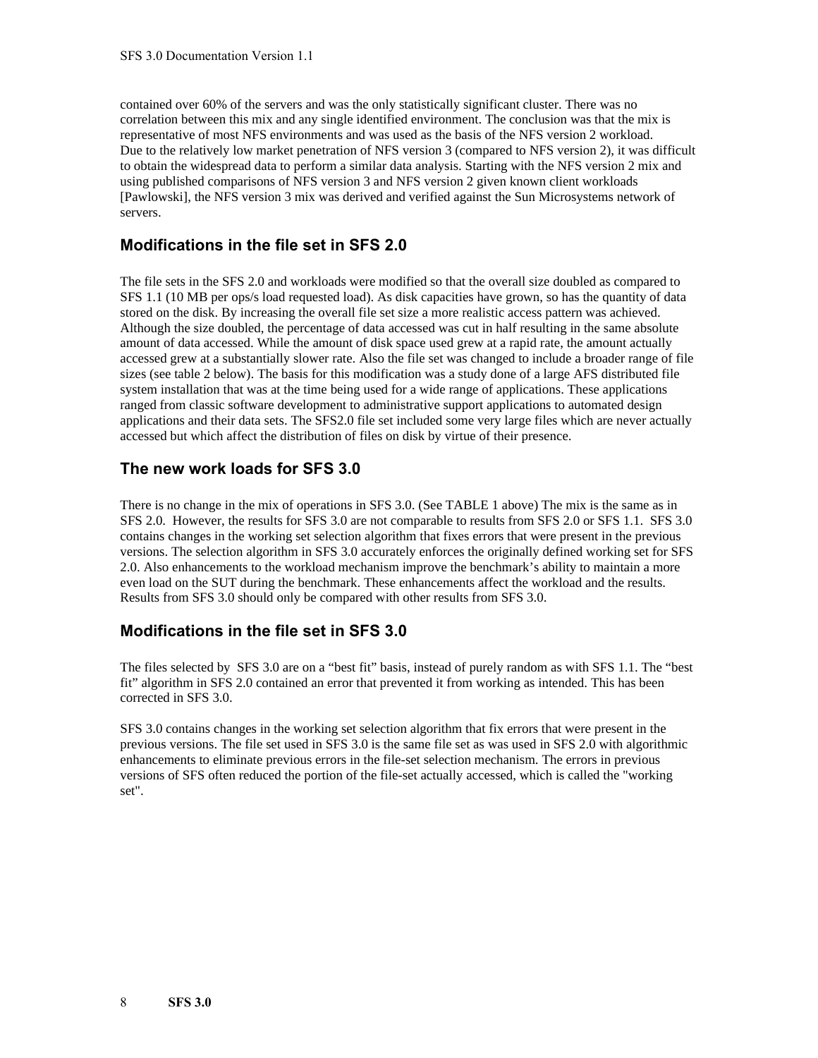contained over 60% of the servers and was the only statistically significant cluster. There was no correlation between this mix and any single identified environment. The conclusion was that the mix is representative of most NFS environments and was used as the basis of the NFS version 2 workload. Due to the relatively low market penetration of NFS version 3 (compared to NFS version 2), it was difficult to obtain the widespread data to perform a similar data analysis. Starting with the NFS version 2 mix and using published comparisons of NFS version 3 and NFS version 2 given known client workloads [Pawlowski], the NFS version 3 mix was derived and verified against the Sun Microsystems network of servers.

## Modifications in the file set in SFS 2.0

The file sets in the SFS 2.0 and workloads were modified so that the overall size doubled as compared to SFS 1.1 (10 MB per ops/s load requested load). As disk capacities have grown, so has the quantity of data stored on the disk. By increasing the overall file set size a more realistic access pattern was achieved. Although the size doubled, the percentage of data accessed was cut in half resulting in the same absolute amount of data accessed. While the amount of disk space used grew at a rapid rate, the amount actually accessed grew at a substantially slower rate. Also the file set was changed to include a broader range of file sizes (see table 2 below). The basis for this modification was a study done of a large AFS distributed file system installation that was at the time being used for a wide range of applications. These applications ranged from classic software development to administrative support applications to automated design applications and their data sets. The SFS2.0 file set included some very large files which are never actually accessed but which affect the distribution of files on disk by virtue of their presence.

## The new work loads for SFS 3.0

There is no change in the mix of operations in SFS 3.0. (See TABLE 1 above) The mix is the same as in SFS 2.0. However, the results for SFS 3.0 are not comparable to results from SFS 2.0 or SFS 1.1. SFS 3.0 contains changes in the working set selection algorithm that fixes errors that were present in the previous versions. The selection algorithm in SFS 3.0 accurately enforces the originally defined working set for SFS 2.0. Also enhancements to the workload mechanism improve the benchmark's ability to maintain a more even load on the SUT during the benchmark. These enhancements affect the workload and the results. Results from SFS 3.0 should only be compared with other results from SFS 3.0.

## Modifications in the file set in SFS 3.0

The files selected by SFS 3.0 are on a "best fit" basis, instead of purely random as with SFS 1.1. The "best fit" algorithm in SFS 2.0 contained an error that prevented it from working as intended. This has been corrected in SFS 3.0.

SFS 3.0 contains changes in the working set selection algorithm that fix errors that were present in the previous versions. The file set used in SFS 3.0 is the same file set as was used in SFS 2.0 with algorithmic enhancements to eliminate previous errors in the file-set selection mechanism. The errors in previous versions of SFS often reduced the portion of the file-set actually accessed, which is called the "working set".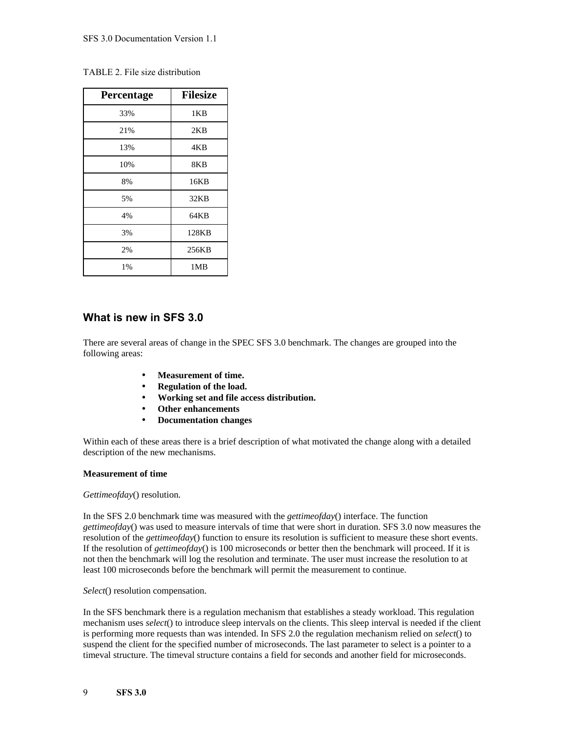TABLE 2. File size distribution

| Percentage | Filesize |
| --- | --- |
| 33% | 1KB |
| 21% | 2KB |
| 13% | 4KB |
| 10% | 8KB |
| 8% | 16KB |
| 5% | 32KB |
| 4% | 64KB |
| 3% | 128KB |
| 2% | 256KB |
| 1% | 1MB |

## What is new in SFS 3.0

There are several areas of change in the SPEC SFS 3.0 benchmark. The changes are grouped into the following areas:

- **Measurement of time.**
- **Regulation of the load.**
- **Working set and file access distribution.**
- **Other enhancements**
- **Documentation changes**

Within each of these areas there is a brief description of what motivated the change along with a detailed description of the new mechanisms.

**Measurement of time**

*Gettimeofday*() resolution.

In the SFS 2.0 benchmark time was measured with the *gettimeofday*() interface. The function *gettimeofday*() was used to measure intervals of time that were short in duration. SFS 3.0 now measures the resolution of the *gettimeofday*() function to ensure its resolution is sufficient to measure these short events. If the resolution of *gettimeofday*() is 100 microseconds or better then the benchmark will proceed. If it is not then the benchmark will log the resolution and terminate. The user must increase the resolution to at least 100 microseconds before the benchmark will permit the measurement to continue.

*Select*() resolution compensation.

In the SFS benchmark there is a regulation mechanism that establishes a steady workload. This regulation mechanism uses *select*() to introduce sleep intervals on the clients. This sleep interval is needed if the client is performing more requests than was intended. In SFS 2.0 the regulation mechanism relied on *select*() to suspend the client for the specified number of microseconds. The last parameter to select is a pointer to a timeval structure. The timeval structure contains a field for seconds and another field for microseconds.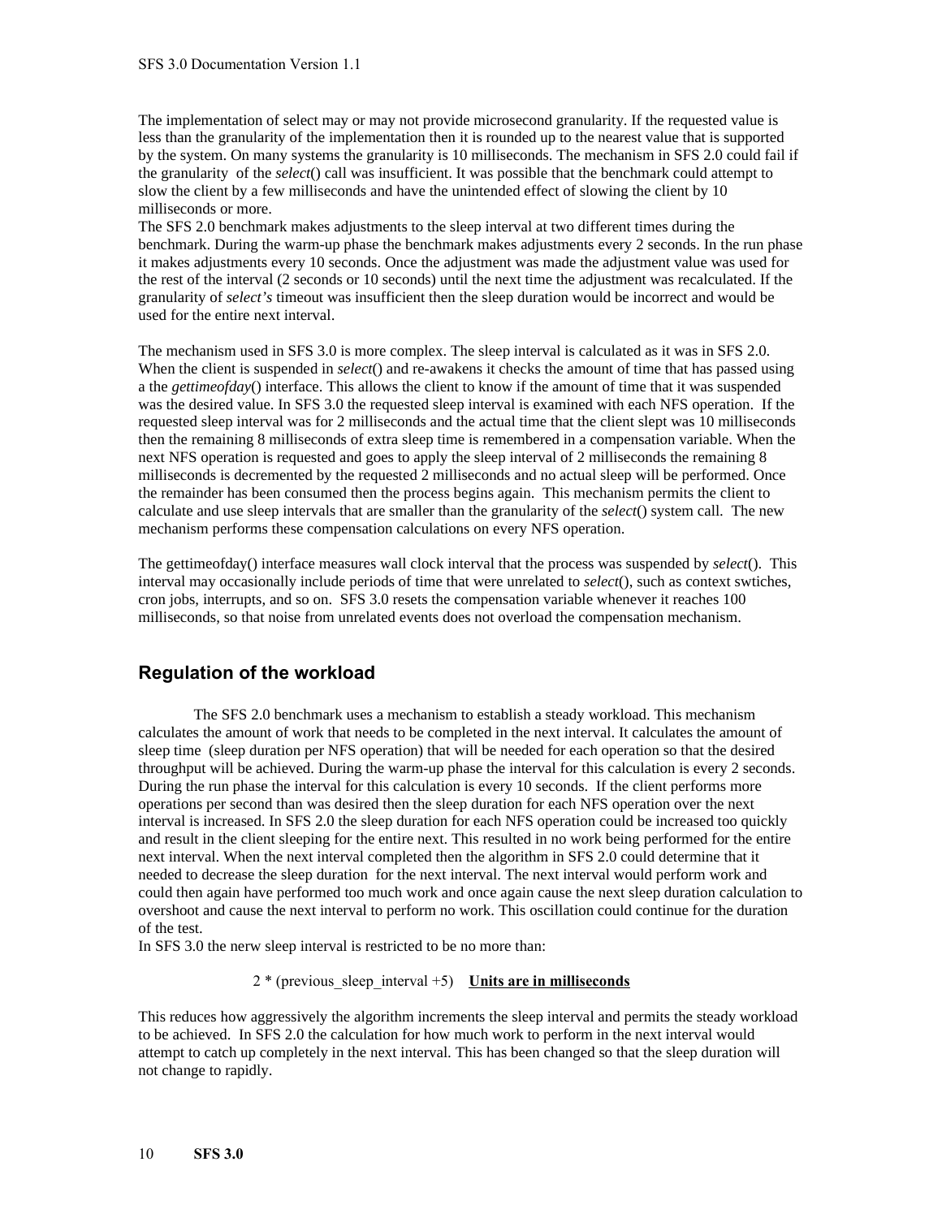The implementation of select may or may not provide microsecond granularity. If the requested value is less than the granularity of the implementation then it is rounded up to the nearest value that is supported by the system. On many systems the granularity is 10 milliseconds. The mechanism in SFS 2.0 could fail if the granularity of the *select*() call was insufficient. It was possible that the benchmark could attempt to slow the client by a few milliseconds and have the unintended effect of slowing the client by 10 milliseconds or more.
The SFS 2.0 benchmark makes adjustments to the sleep interval at two different times during the benchmark. During the warm-up phase the benchmark makes adjustments every 2 seconds. In the run phase it makes adjustments every 10 seconds. Once the adjustment was made the adjustment value was used for the rest of the interval (2 seconds or 10 seconds) until the next time the adjustment was recalculated. If the granularity of *select's* timeout was insufficient then the sleep duration would be incorrect and would be used for the entire next interval.

The mechanism used in SFS 3.0 is more complex. The sleep interval is calculated as it was in SFS 2.0. When the client is suspended in *select*() and re-awakens it checks the amount of time that has passed using a the *gettimeofday*() interface. This allows the client to know if the amount of time that it was suspended was the desired value. In SFS 3.0 the requested sleep interval is examined with each NFS operation. If the requested sleep interval was for 2 milliseconds and the actual time that the client slept was 10 milliseconds then the remaining 8 milliseconds of extra sleep time is remembered in a compensation variable. When the next NFS operation is requested and goes to apply the sleep interval of 2 milliseconds the remaining 8 milliseconds is decremented by the requested 2 milliseconds and no actual sleep will be performed. Once the remainder has been consumed then the process begins again. This mechanism permits the client to calculate and use sleep intervals that are smaller than the granularity of the *select*() system call. The new mechanism performs these compensation calculations on every NFS operation.

The gettimeofday() interface measures wall clock interval that the process was suspended by *select*(). This interval may occasionally include periods of time that were unrelated to *select*(), such as context swtiches, cron jobs, interrupts, and so on. SFS 3.0 resets the compensation variable whenever it reaches 100 milliseconds, so that noise from unrelated events does not overload the compensation mechanism.

## Regulation of the workload

The SFS 2.0 benchmark uses a mechanism to establish a steady workload. This mechanism calculates the amount of work that needs to be completed in the next interval. It calculates the amount of sleep time (sleep duration per NFS operation) that will be needed for each operation so that the desired throughput will be achieved. During the warm-up phase the interval for this calculation is every 2 seconds. During the run phase the interval for this calculation is every 10 seconds. If the client performs more operations per second than was desired then the sleep duration for each NFS operation over the next interval is increased. In SFS 2.0 the sleep duration for each NFS operation could be increased too quickly and result in the client sleeping for the entire next. This resulted in no work being performed for the entire next interval. When the next interval completed then the algorithm in SFS 2.0 could determine that it needed to decrease the sleep duration for the next interval. The next interval would perform work and could then again have performed too much work and once again cause the next sleep duration calculation to overshoot and cause the next interval to perform no work. This oscillation could continue for the duration of the test.
In SFS 3.0 the nerw sleep interval is restricted to be no more than:

2 * (previous_sleep_interval +5) **Units are in milliseconds**

This reduces how aggressively the algorithm increments the sleep interval and permits the steady workload to be achieved. In SFS 2.0 the calculation for how much work to perform in the next interval would attempt to catch up completely in the next interval. This has been changed so that the sleep duration will not change to rapidly.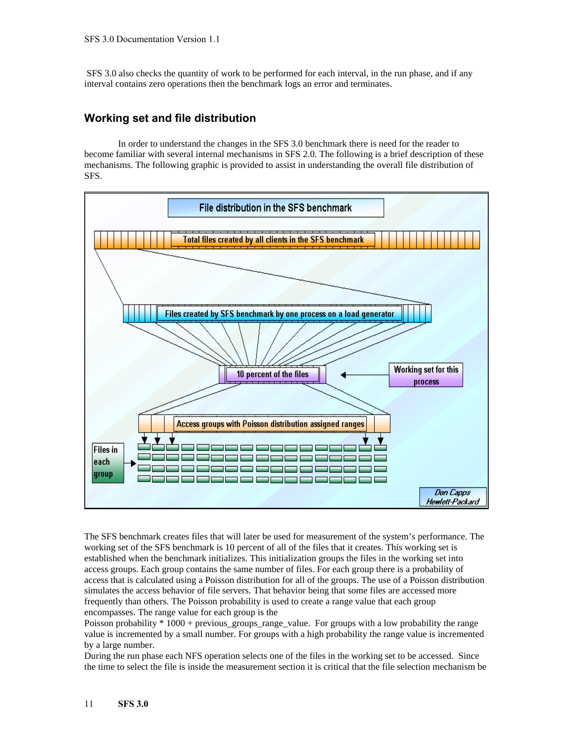SFS 3.0 also checks the quantity of work to be performed for each interval, in the run phase, and if any interval contains zero operations then the benchmark logs an error and terminates.

## Working set and file distribution

In order to understand the changes in the SFS 3.0 benchmark there is need for the reader to become familiar with several internal mechanisms in SFS 2.0. The following is a brief description of these mechanisms. The following graphic is provided to assist in understanding the overall file distribution of SFS.

The SFS benchmark creates files that will later be used for measurement of the system's performance. The working set of the SFS benchmark is 10 percent of all of the files that it creates. This working set is established when the benchmark initializes. This initialization groups the files in the working set into access groups. Each group contains the same number of files. For each group there is a probability of access that is calculated using a Poisson distribution for all of the groups. The use of a Poisson distribution simulates the access behavior of file servers. That behavior being that some files are accessed more frequently than others. The Poisson probability is used to create a range value that each group encompasses. The range value for each group is the
Poisson probability * 1000 + previous_groups_range_value. For groups with a low probability the range value is incremented by a small number. For groups with a high probability the range value is incremented by a large number.
During the run phase each NFS operation selects one of the files in the working set to be accessed. Since the time to select the file is inside the measurement section it is critical that the file selection mechanism be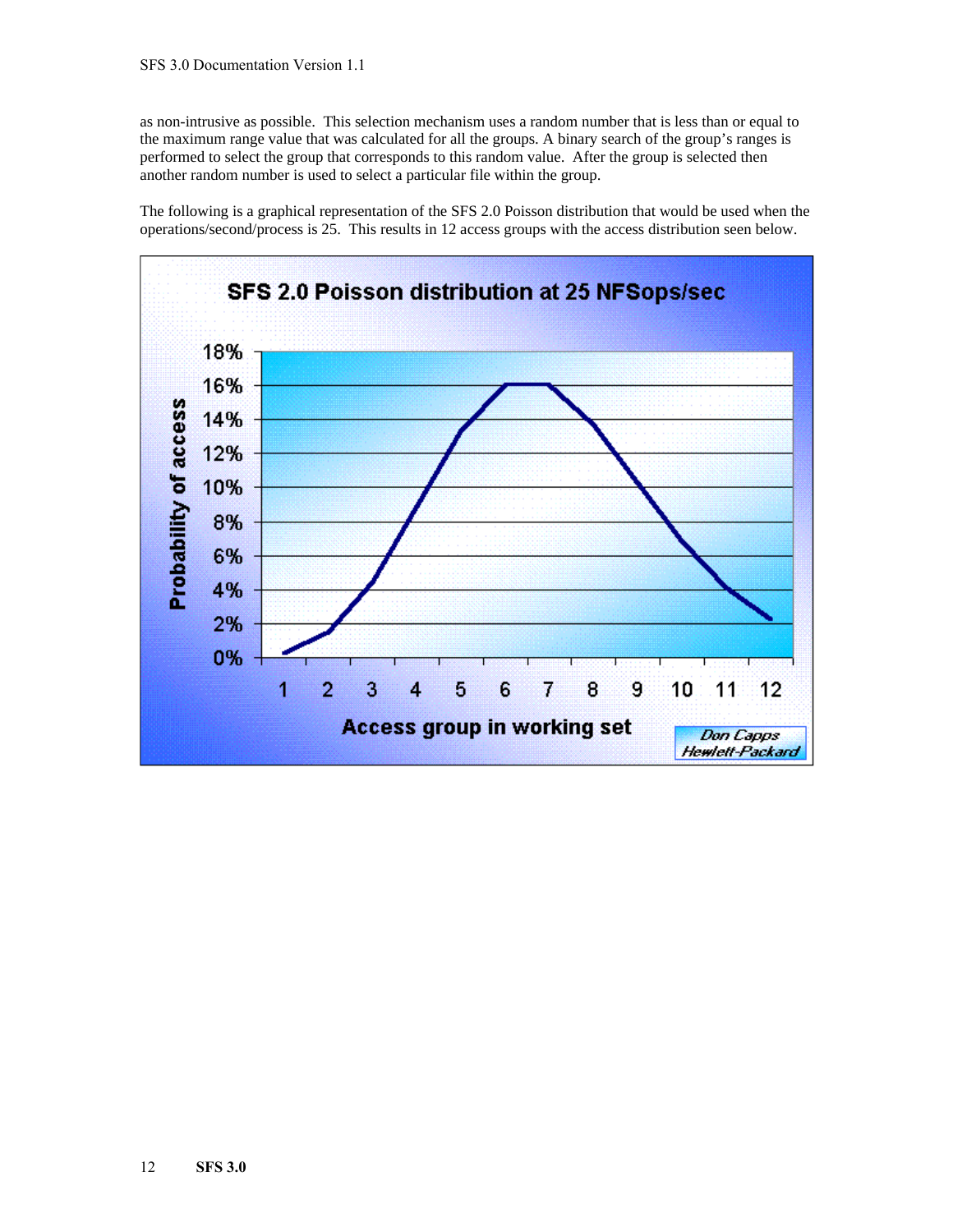as non-intrusive as possible. This selection mechanism uses a random number that is less than or equal to the maximum range value that was calculated for all the groups. A binary search of the group's ranges is performed to select the group that corresponds to this random value. After the group is selected then another random number is used to select a particular file within the group.

The following is a graphical representation of the SFS 2.0 Poisson distribution that would be used when the operations/second/process is 25. This results in 12 access groups with the access distribution seen below.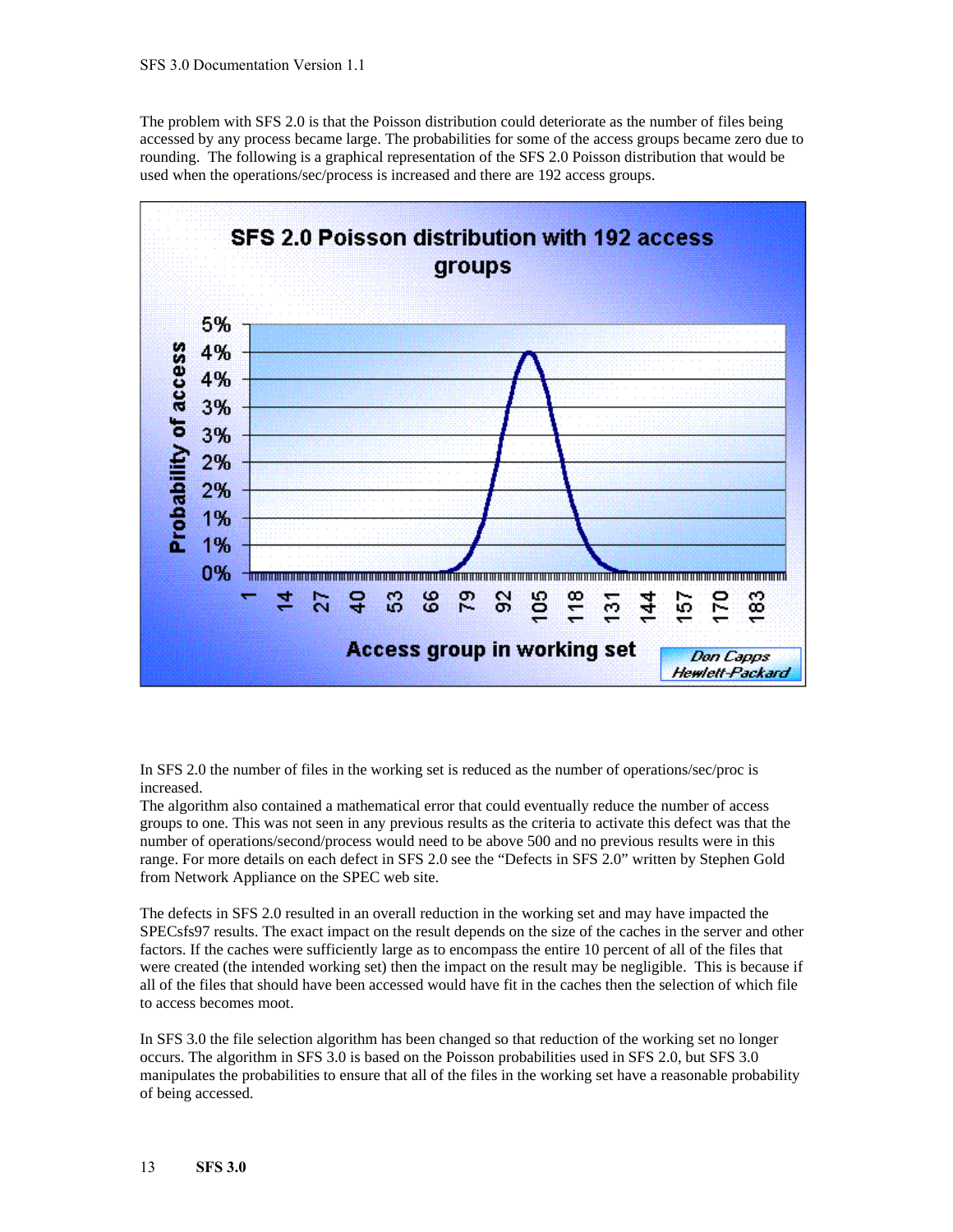The problem with SFS 2.0 is that the Poisson distribution could deteriorate as the number of files being accessed by any process became large. The probabilities for some of the access groups became zero due to rounding. The following is a graphical representation of the SFS 2.0 Poisson distribution that would be used when the operations/sec/process is increased and there are 192 access groups.

In SFS 2.0 the number of files in the working set is reduced as the number of operations/sec/proc is increased.

The algorithm also contained a mathematical error that could eventually reduce the number of access groups to one. This was not seen in any previous results as the criteria to activate this defect was that the number of operations/second/process would need to be above 500 and no previous results were in this range. For more details on each defect in SFS 2.0 see the "Defects in SFS 2.0" written by Stephen Gold from Network Appliance on the SPEC web site.

The defects in SFS 2.0 resulted in an overall reduction in the working set and may have impacted the SPECsfs97 results. The exact impact on the result depends on the size of the caches in the server and other factors. If the caches were sufficiently large as to encompass the entire 10 percent of all of the files that were created (the intended working set) then the impact on the result may be negligible. This is because if all of the files that should have been accessed would have fit in the caches then the selection of which file to access becomes moot.

In SFS 3.0 the file selection algorithm has been changed so that reduction of the working set no longer occurs. The algorithm in SFS 3.0 is based on the Poisson probabilities used in SFS 2.0, but SFS 3.0 manipulates the probabilities to ensure that all of the files in the working set have a reasonable probability of being accessed.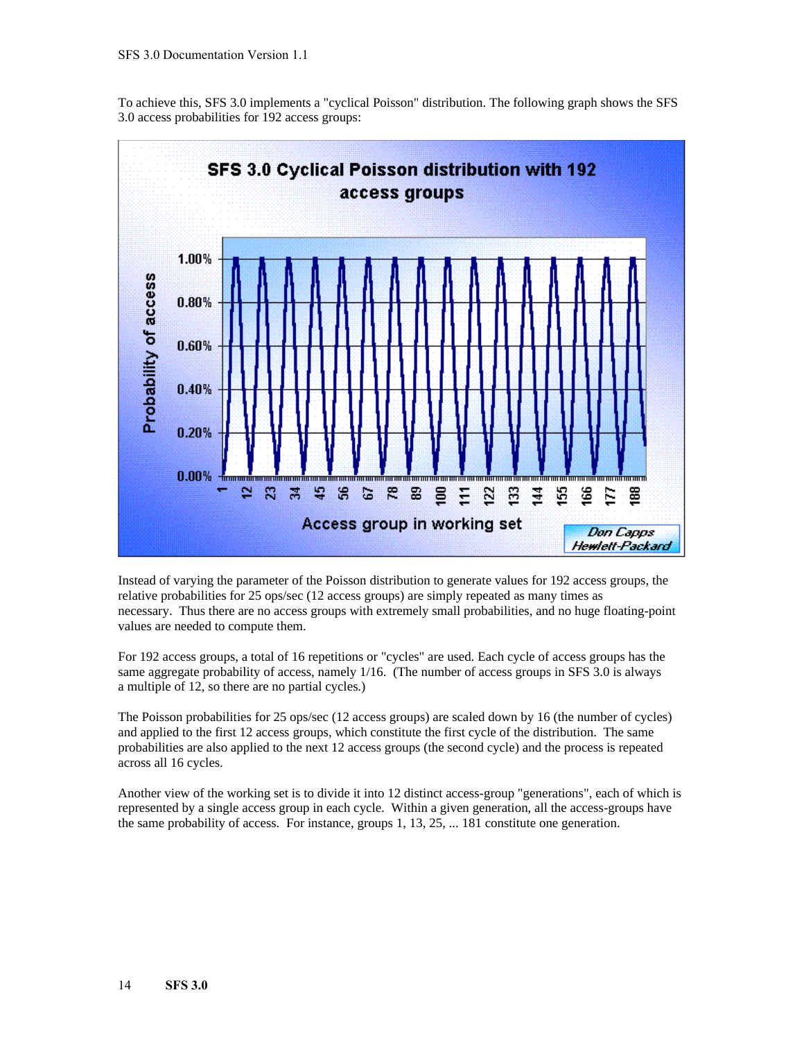To achieve this, SFS 3.0 implements a "cyclical Poisson" distribution. The following graph shows the SFS 3.0 access probabilities for 192 access groups:

Instead of varying the parameter of the Poisson distribution to generate values for 192 access groups, the relative probabilities for 25 ops/sec (12 access groups) are simply repeated as many times as necessary. Thus there are no access groups with extremely small probabilities, and no huge floating-point values are needed to compute them.

For 192 access groups, a total of 16 repetitions or "cycles" are used. Each cycle of access groups has the same aggregate probability of access, namely 1/16. (The number of access groups in SFS 3.0 is always a multiple of 12, so there are no partial cycles.)

The Poisson probabilities for 25 ops/sec (12 access groups) are scaled down by 16 (the number of cycles) and applied to the first 12 access groups, which constitute the first cycle of the distribution. The same probabilities are also applied to the next 12 access groups (the second cycle) and the process is repeated across all 16 cycles.

Another view of the working set is to divide it into 12 distinct access-group "generations", each of which is represented by a single access group in each cycle. Within a given generation, all the access-groups have the same probability of access. For instance, groups 1, 13, 25, ... 181 constitute one generation.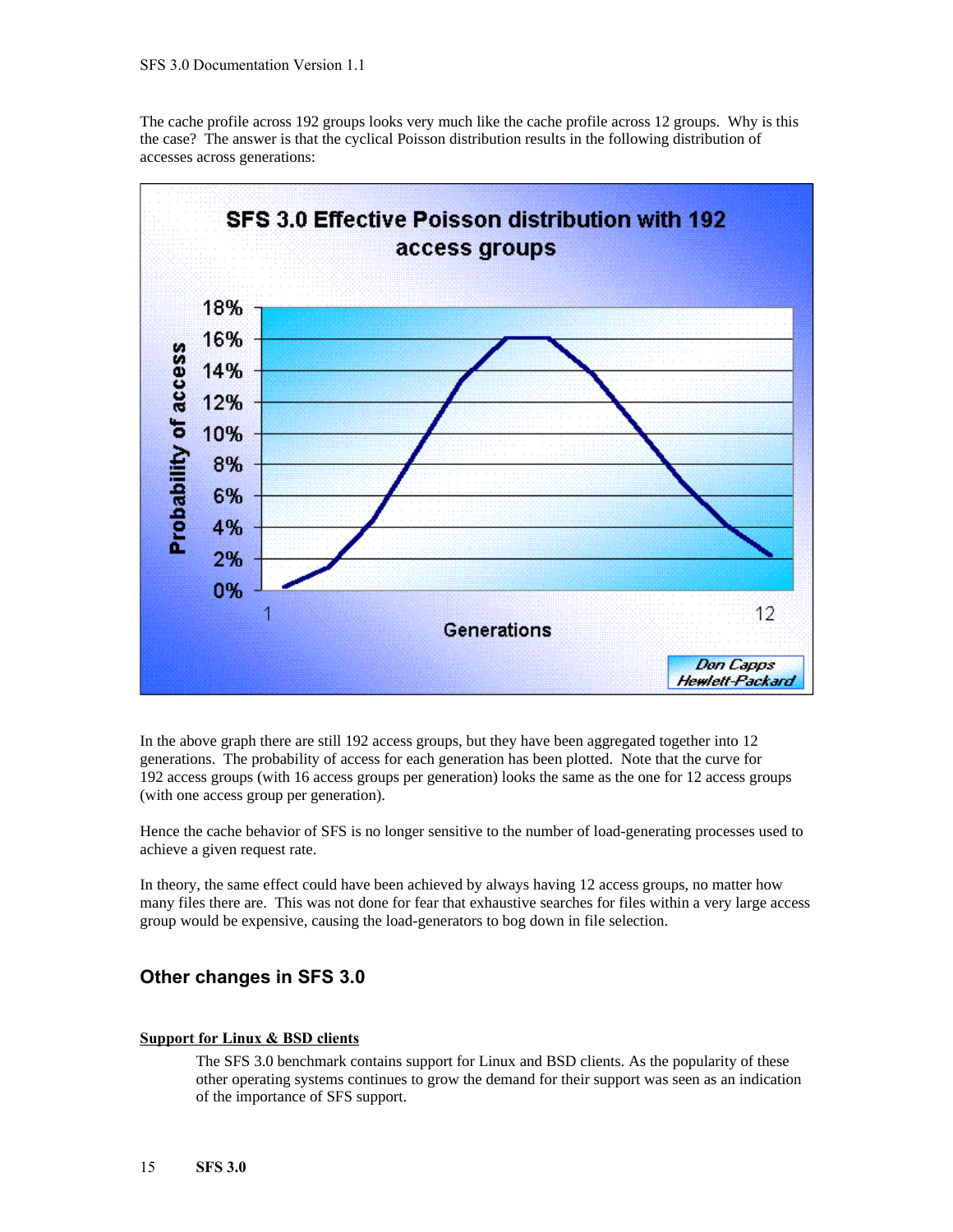The cache profile across 192 groups looks very much like the cache profile across 12 groups. Why is this the case? The answer is that the cyclical Poisson distribution results in the following distribution of accesses across generations:

In the above graph there are still 192 access groups, but they have been aggregated together into 12 generations. The probability of access for each generation has been plotted. Note that the curve for 192 access groups (with 16 access groups per generation) looks the same as the one for 12 access groups (with one access group per generation).

Hence the cache behavior of SFS is no longer sensitive to the number of load-generating processes used to achieve a given request rate.

In theory, the same effect could have been achieved by always having 12 access groups, no matter how many files there are. This was not done for fear that exhaustive searches for files within a very large access group would be expensive, causing the load-generators to bog down in file selection.

## Other changes in SFS 3.0

**Support for Linux & BSD clients**

The SFS 3.0 benchmark contains support for Linux and BSD clients. As the popularity of these other operating systems continues to grow the demand for their support was seen as an indication of the importance of SFS support.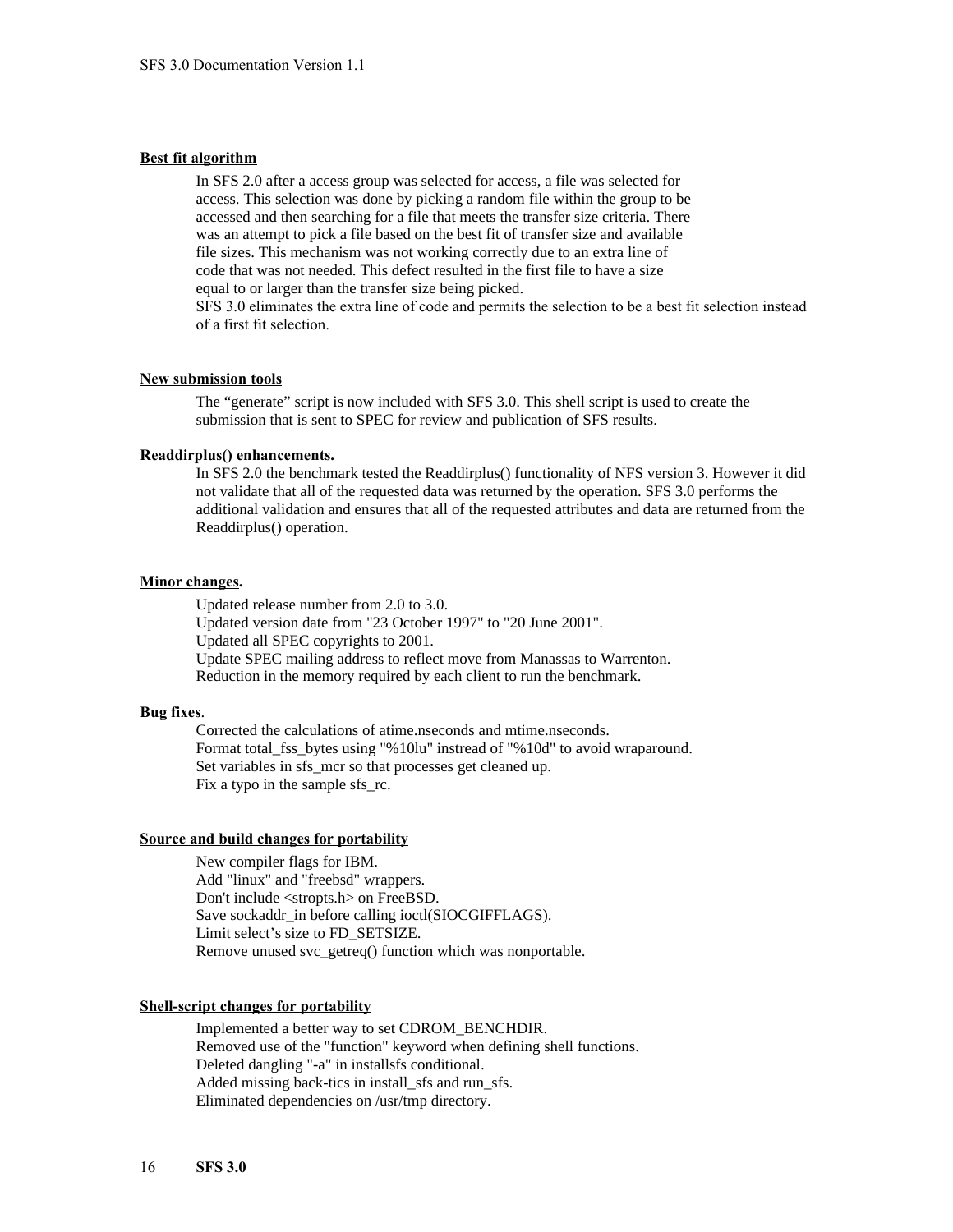**Best fit algorithm**

In SFS 2.0 after a access group was selected for access, a file was selected for access. This selection was done by picking a random file within the group to be accessed and then searching for a file that meets the transfer size criteria. There was an attempt to pick a file based on the best fit of transfer size and available file sizes. This mechanism was not working correctly due to an extra line of code that was not needed. This defect resulted in the first file to have a size equal to or larger than the transfer size being picked.
SFS 3.0 eliminates the extra line of code and permits the selection to be a best fit selection instead of a first fit selection.

**New submission tools**

The "generate" script is now included with SFS 3.0. This shell script is used to create the submission that is sent to SPEC for review and publication of SFS results.

**Readdirplus() enhancements.**

In SFS 2.0 the benchmark tested the Readdirplus() functionality of NFS version 3. However it did not validate that all of the requested data was returned by the operation. SFS 3.0 performs the additional validation and ensures that all of the requested attributes and data are returned from the Readdirplus() operation.

**Minor changes.**

Updated release number from 2.0 to 3.0.
Updated version date from "23 October 1997" to "20 June 2001".
Updated all SPEC copyrights to 2001.
Update SPEC mailing address to reflect move from Manassas to Warrenton.
Reduction in the memory required by each client to run the benchmark.

**Bug fixes**.

Corrected the calculations of atime.nseconds and mtime.nseconds.
Format total_fss_bytes using "%10lu" instread of "%10d" to avoid wraparound.
Set variables in sfs_mcr so that processes get cleaned up.
Fix a typo in the sample sfs_rc.

**Source and build changes for portability**

New compiler flags for IBM.
Add "linux" and "freebsd" wrappers.
Don't include <stropts.h> on FreeBSD.
Save sockaddr_in before calling ioctl(SIOCGIFFLAGS).
Limit select's size to FD_SETSIZE.
Remove unused svc_getreq() function which was nonportable.

**Shell-script changes for portability**

Implemented a better way to set CDROM_BENCHDIR.
Removed use of the "function" keyword when defining shell functions.
Deleted dangling "-a" in installsfs conditional.
Added missing back-tics in install_sfs and run_sfs.
Eliminated dependencies on /usr/tmp directory.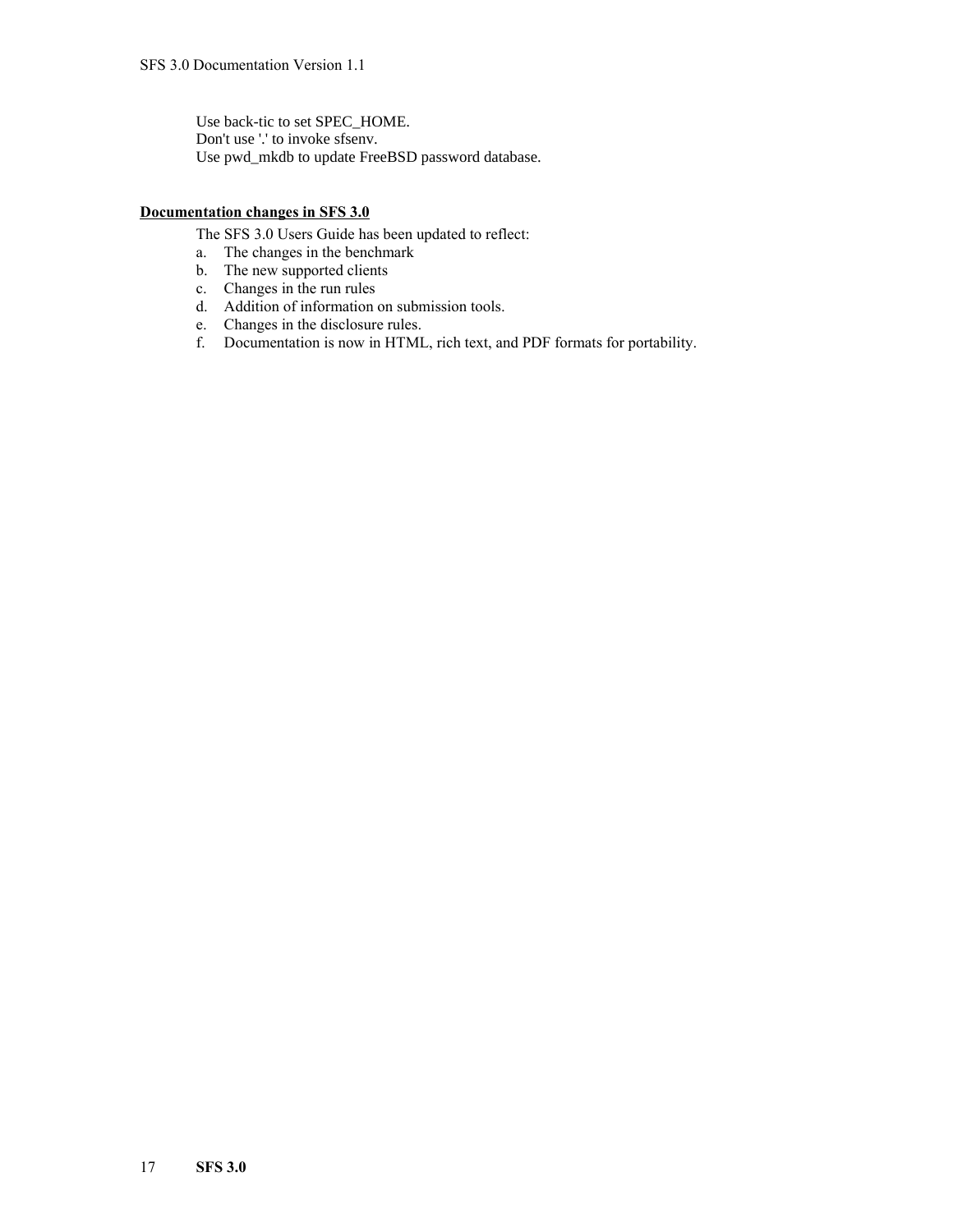Use back-tic to set SPEC_HOME.
Don't use '.' to invoke sfsenv.
Use pwd_mkdb to update FreeBSD password database.

**Documentation changes in SFS 3.0**

The SFS 3.0 Users Guide has been updated to reflect:

a. The changes in the benchmark
b. The new supported clients
c. Changes in the run rules
d. Addition of information on submission tools.
e. Changes in the disclosure rules.
f. Documentation is now in HTML, rich text, and PDF formats for portability.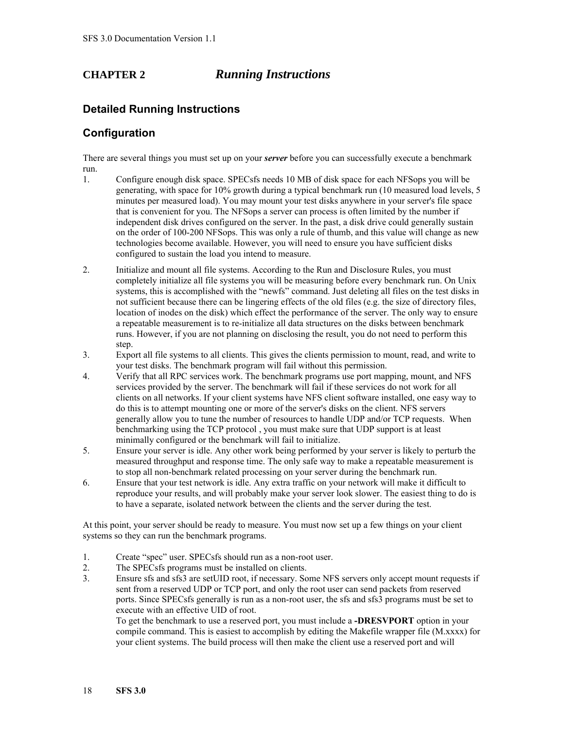# CHAPTER 2 *Running Instructions*

## Detailed Running Instructions

## Configuration

There are several things you must set up on your ***server*** before you can successfully execute a benchmark run.

1. Configure enough disk space. SPECsfs needs 10 MB of disk space for each NFSops you will be generating, with space for 10% growth during a typical benchmark run (10 measured load levels, 5 minutes per measured load). You may mount your test disks anywhere in your server's file space that is convenient for you. The NFSops a server can process is often limited by the number if independent disk drives configured on the server. In the past, a disk drive could generally sustain on the order of 100-200 NFSops. This was only a rule of thumb, and this value will change as new technologies become available. However, you will need to ensure you have sufficient disks configured to sustain the load you intend to measure.
2. Initialize and mount all file systems. According to the Run and Disclosure Rules, you must completely initialize all file systems you will be measuring before every benchmark run. On Unix systems, this is accomplished with the "newfs" command. Just deleting all files on the test disks in not sufficient because there can be lingering effects of the old files (e.g. the size of directory files, location of inodes on the disk) which effect the performance of the server. The only way to ensure a repeatable measurement is to re-initialize all data structures on the disks between benchmark runs. However, if you are not planning on disclosing the result, you do not need to perform this step.
3. Export all file systems to all clients. This gives the clients permission to mount, read, and write to your test disks. The benchmark program will fail without this permission.
4. Verify that all RPC services work. The benchmark programs use port mapping, mount, and NFS services provided by the server. The benchmark will fail if these services do not work for all clients on all networks. If your client systems have NFS client software installed, one easy way to do this is to attempt mounting one or more of the server's disks on the client. NFS servers generally allow you to tune the number of resources to handle UDP and/or TCP requests. When benchmarking using the TCP protocol , you must make sure that UDP support is at least minimally configured or the benchmark will fail to initialize.
5. Ensure your server is idle. Any other work being performed by your server is likely to perturb the measured throughput and response time. The only safe way to make a repeatable measurement is to stop all non-benchmark related processing on your server during the benchmark run.
6. Ensure that your test network is idle. Any extra traffic on your network will make it difficult to reproduce your results, and will probably make your server look slower. The easiest thing to do is to have a separate, isolated network between the clients and the server during the test.

At this point, your server should be ready to measure. You must now set up a few things on your client systems so they can run the benchmark programs.

1. Create "spec" user. SPECsfs should run as a non-root user.
2. The SPECsfs programs must be installed on clients.
3. Ensure sfs and sfs3 are setUID root, if necessary. Some NFS servers only accept mount requests if sent from a reserved UDP or TCP port, and only the root user can send packets from reserved ports. Since SPECsfs generally is run as a non-root user, the sfs and sfs3 programs must be set to execute with an effective UID of root.
   To get the benchmark to use a reserved port, you must include a **-DRESVPORT** option in your compile command. This is easiest to accomplish by editing the Makefile wrapper file (M.xxxx) for your client systems. The build process will then make the client use a reserved port and will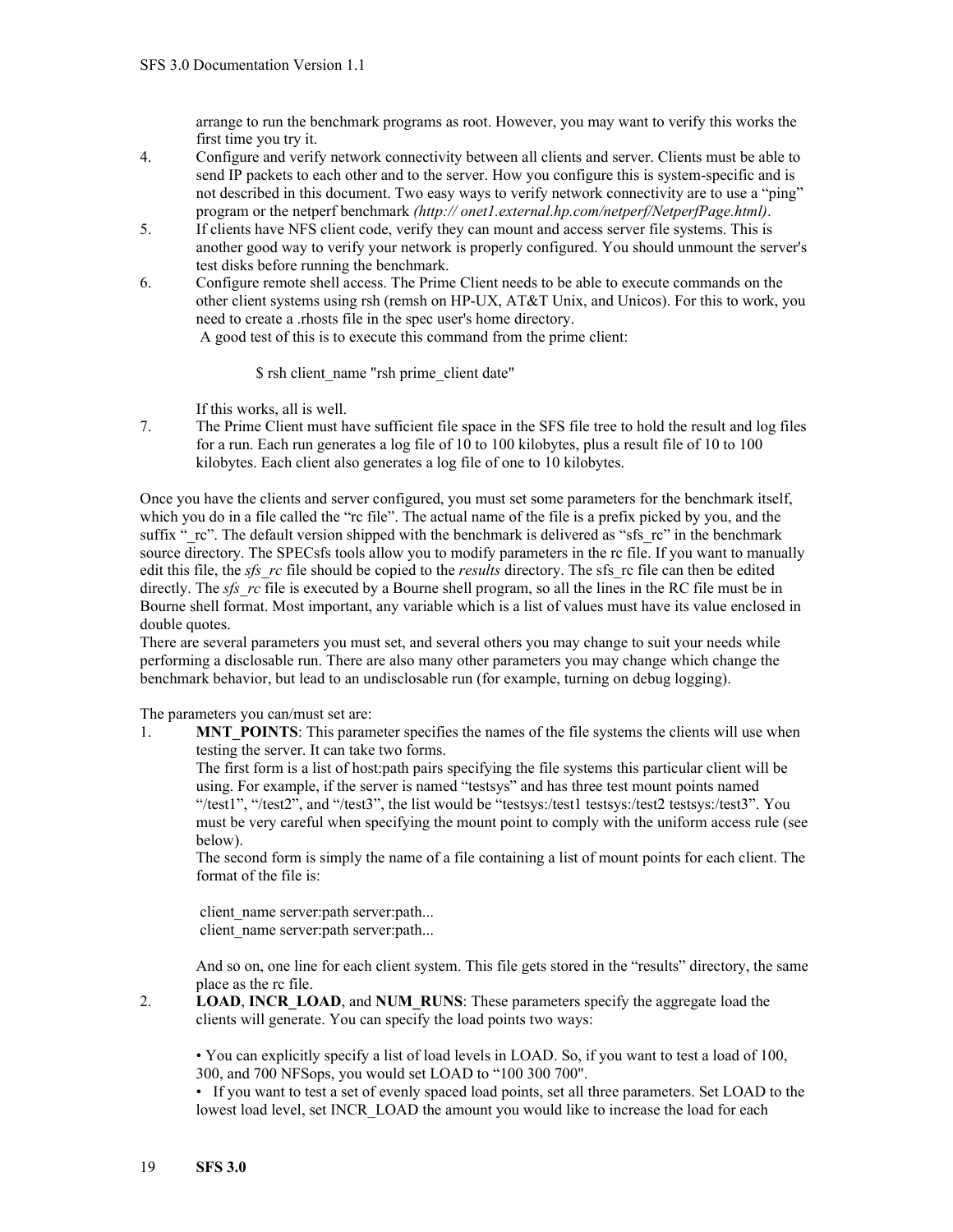arrange to run the benchmark programs as root. However, you may want to verify this works the first time you try it.

4. Configure and verify network connectivity between all clients and server. Clients must be able to send IP packets to each other and to the server. How you configure this is system-specific and is not described in this document. Two easy ways to verify network connectivity are to use a "ping" program or the netperf benchmark *(http:// onet1.external.hp.com/netperf/NetperfPage.html)*.
5. If clients have NFS client code, verify they can mount and access server file systems. This is another good way to verify your network is properly configured. You should unmount the server's test disks before running the benchmark.
6. Configure remote shell access. The Prime Client needs to be able to execute commands on the other client systems using rsh (remsh on HP-UX, AT&T Unix, and Unicos). For this to work, you need to create a .rhosts file in the spec user's home directory.
   A good test of this is to execute this command from the prime client:

   ```
   $ rsh client_name "rsh prime_client date"
   ```

   If this works, all is well.
7. The Prime Client must have sufficient file space in the SFS file tree to hold the result and log files for a run. Each run generates a log file of 10 to 100 kilobytes, plus a result file of 10 to 100 kilobytes. Each client also generates a log file of one to 10 kilobytes.

Once you have the clients and server configured, you must set some parameters for the benchmark itself, which you do in a file called the "rc file". The actual name of the file is a prefix picked by you, and the suffix "_rc". The default version shipped with the benchmark is delivered as "sfs_rc" in the benchmark source directory. The SPECsfs tools allow you to modify parameters in the rc file. If you want to manually edit this file, the *sfs_rc* file should be copied to the *results* directory. The sfs_rc file can then be edited directly. The *sfs_rc* file is executed by a Bourne shell program, so all the lines in the RC file must be in Bourne shell format. Most important, any variable which is a list of values must have its value enclosed in double quotes.

There are several parameters you must set, and several others you may change to suit your needs while performing a disclosable run. There are also many other parameters you may change which change the benchmark behavior, but lead to an undisclosable run (for example, turning on debug logging).

The parameters you can/must set are:

1. **MNT_POINTS**: This parameter specifies the names of the file systems the clients will use when testing the server. It can take two forms.
   The first form is a list of host:path pairs specifying the file systems this particular client will be using. For example, if the server is named "testsys" and has three test mount points named "/test1", "/test2", and "/test3", the list would be "testsys:/test1 testsys:/test2 testsys:/test3". You must be very careful when specifying the mount point to comply with the uniform access rule (see below).
   The second form is simply the name of a file containing a list of mount points for each client. The format of the file is:

   ```
   client_name server:path server:path...
   client_name server:path server:path...
   ```

   And so on, one line for each client system. This file gets stored in the "results" directory, the same place as the rc file.
2. **LOAD**, **INCR_LOAD**, and **NUM_RUNS**: These parameters specify the aggregate load the clients will generate. You can specify the load points two ways:

   • You can explicitly specify a list of load levels in LOAD. So, if you want to test a load of 100, 300, and 700 NFSops, you would set LOAD to "100 300 700".

   • If you want to test a set of evenly spaced load points, set all three parameters. Set LOAD to the lowest load level, set INCR_LOAD the amount you would like to increase the load for each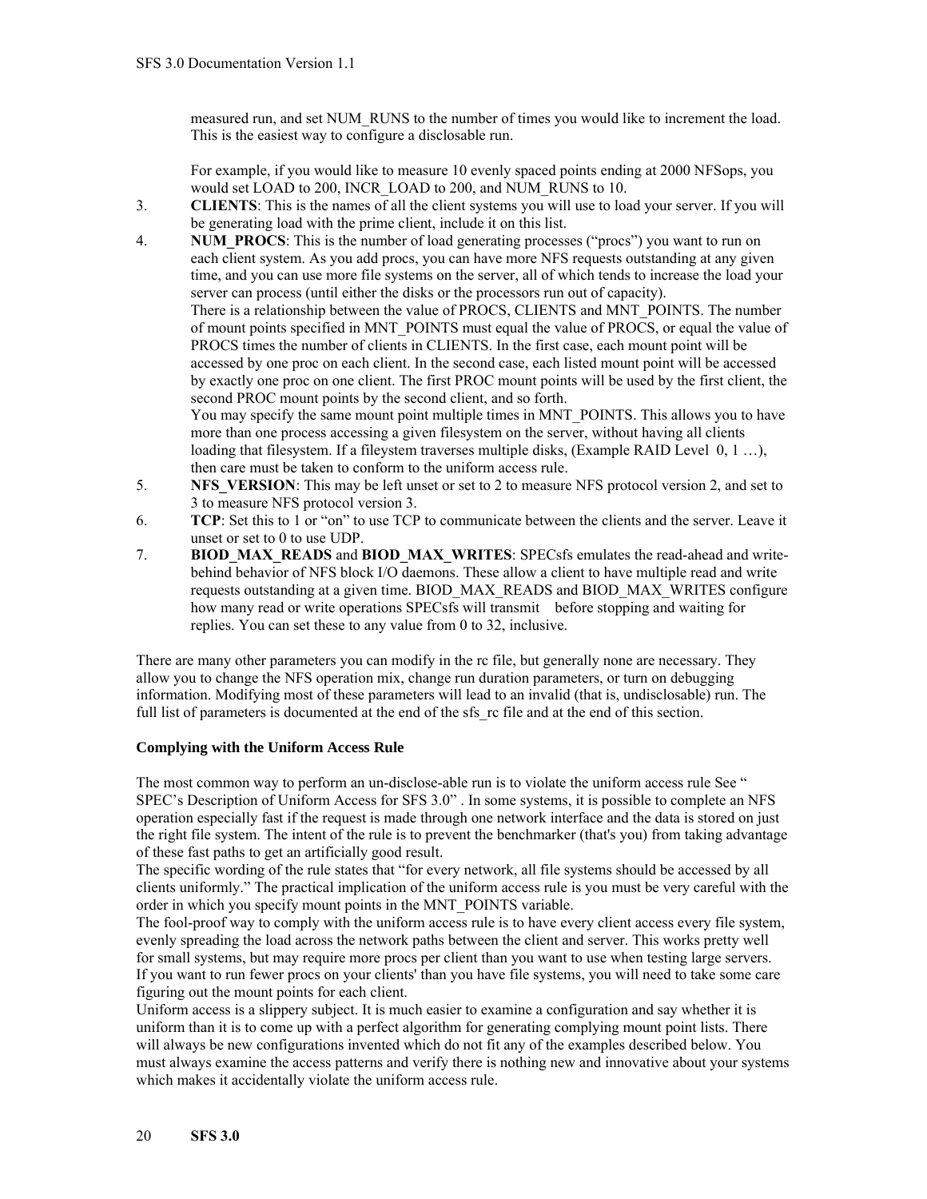measured run, and set NUM_RUNS to the number of times you would like to increment the load. This is the easiest way to configure a disclosable run.

For example, if you would like to measure 10 evenly spaced points ending at 2000 NFSops, you would set LOAD to 200, INCR_LOAD to 200, and NUM_RUNS to 10.

3. **CLIENTS**: This is the names of all the client systems you will use to load your server. If you will be generating load with the prime client, include it on this list.
4. **NUM_PROCS**: This is the number of load generating processes ("procs") you want to run on each client system. As you add procs, you can have more NFS requests outstanding at any given time, and you can use more file systems on the server, all of which tends to increase the load your server can process (until either the disks or the processors run out of capacity).
   There is a relationship between the value of PROCS, CLIENTS and MNT_POINTS. The number of mount points specified in MNT_POINTS must equal the value of PROCS, or equal the value of PROCS times the number of clients in CLIENTS. In the first case, each mount point will be accessed by one proc on each client. In the second case, each listed mount point will be accessed by exactly one proc on one client. The first PROC mount points will be used by the first client, the second PROC mount points by the second client, and so forth.
   You may specify the same mount point multiple times in MNT_POINTS. This allows you to have more than one process accessing a given filesystem on the server, without having all clients loading that filesystem. If a fileystem traverses multiple disks, (Example RAID Level 0, 1 …), then care must be taken to conform to the uniform access rule.
5. **NFS_VERSION**: This may be left unset or set to 2 to measure NFS protocol version 2, and set to 3 to measure NFS protocol version 3.
6. **TCP**: Set this to 1 or "on" to use TCP to communicate between the clients and the server. Leave it unset or set to 0 to use UDP.
7. **BIOD_MAX_READS** and **BIOD_MAX_WRITES**: SPECsfs emulates the read-ahead and write-behind behavior of NFS block I/O daemons. These allow a client to have multiple read and write requests outstanding at a given time. BIOD_MAX_READS and BIOD_MAX_WRITES configure how many read or write operations SPECsfs will transmit before stopping and waiting for replies. You can set these to any value from 0 to 32, inclusive.

There are many other parameters you can modify in the rc file, but generally none are necessary. They allow you to change the NFS operation mix, change run duration parameters, or turn on debugging information. Modifying most of these parameters will lead to an invalid (that is, undisclosable) run. The full list of parameters is documented at the end of the sfs_rc file and at the end of this section.

**Complying with the Uniform Access Rule**

The most common way to perform an un-disclose-able run is to violate the uniform access rule See " SPEC's Description of Uniform Access for SFS 3.0" . In some systems, it is possible to complete an NFS operation especially fast if the request is made through one network interface and the data is stored on just the right file system. The intent of the rule is to prevent the benchmarker (that's you) from taking advantage of these fast paths to get an artificially good result.

The specific wording of the rule states that "for every network, all file systems should be accessed by all clients uniformly." The practical implication of the uniform access rule is you must be very careful with the order in which you specify mount points in the MNT_POINTS variable.

The fool-proof way to comply with the uniform access rule is to have every client access every file system, evenly spreading the load across the network paths between the client and server. This works pretty well for small systems, but may require more procs per client than you want to use when testing large servers. If you want to run fewer procs on your clients' than you have file systems, you will need to take some care figuring out the mount points for each client.

Uniform access is a slippery subject. It is much easier to examine a configuration and say whether it is uniform than it is to come up with a perfect algorithm for generating complying mount point lists. There will always be new configurations invented which do not fit any of the examples described below. You must always examine the access patterns and verify there is nothing new and innovative about your systems which makes it accidentally violate the uniform access rule.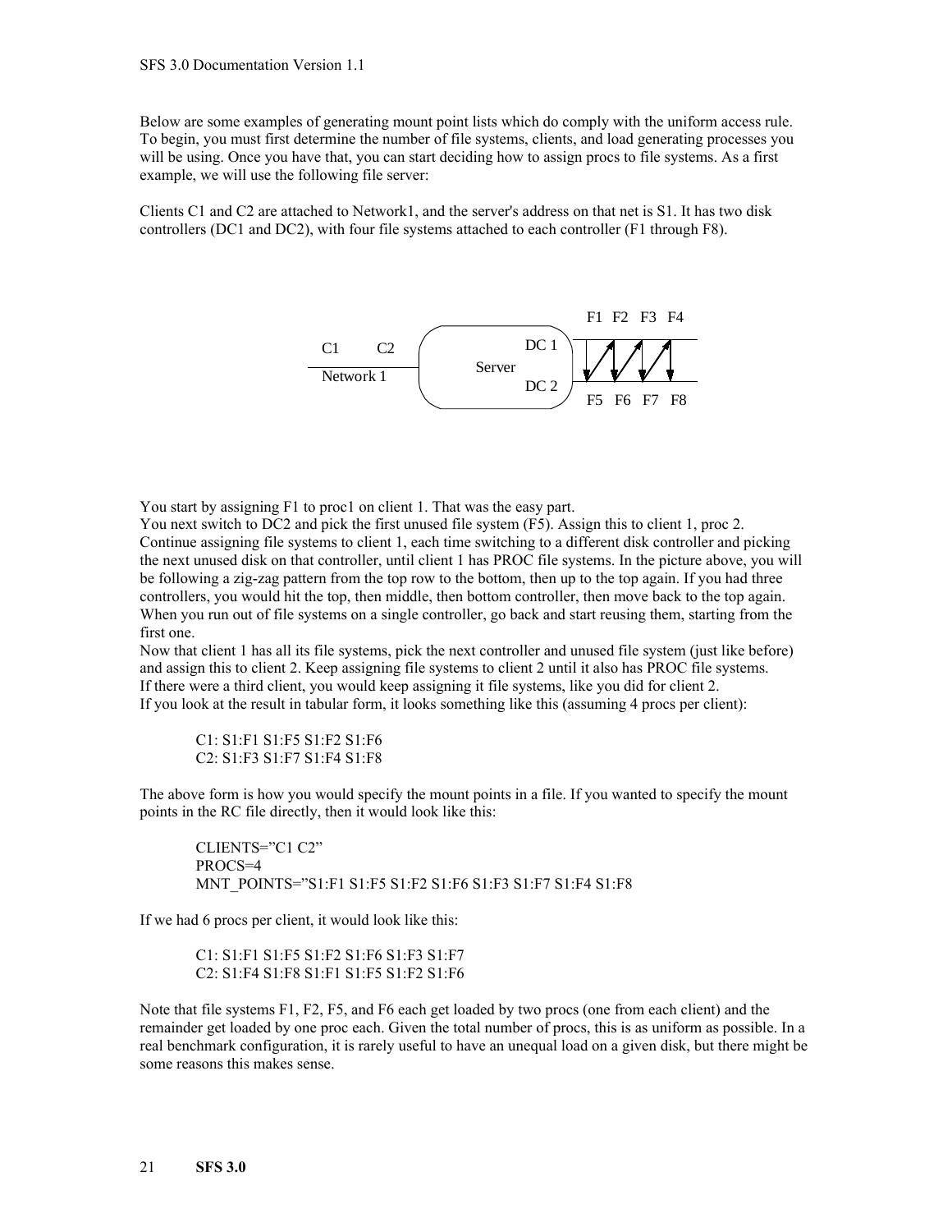Below are some examples of generating mount point lists which do comply with the uniform access rule. To begin, you must first determine the number of file systems, clients, and load generating processes you will be using. Once you have that, you can start deciding how to assign procs to file systems. As a first example, we will use the following file server:

Clients C1 and C2 are attached to Network1, and the server's address on that net is S1. It has two disk controllers (DC1 and DC2), with four file systems attached to each controller (F1 through F8).

You start by assigning F1 to proc1 on client 1. That was the easy part.
You next switch to DC2 and pick the first unused file system (F5). Assign this to client 1, proc 2. Continue assigning file systems to client 1, each time switching to a different disk controller and picking the next unused disk on that controller, until client 1 has PROC file systems. In the picture above, you will be following a zig-zag pattern from the top row to the bottom, then up to the top again. If you had three controllers, you would hit the top, then middle, then bottom controller, then move back to the top again. When you run out of file systems on a single controller, go back and start reusing them, starting from the first one.
Now that client 1 has all its file systems, pick the next controller and unused file system (just like before) and assign this to client 2. Keep assigning file systems to client 2 until it also has PROC file systems.
If there were a third client, you would keep assigning it file systems, like you did for client 2.
If you look at the result in tabular form, it looks something like this (assuming 4 procs per client):

```
C1: S1:F1 S1:F5 S1:F2 S1:F6
C2: S1:F3 S1:F7 S1:F4 S1:F8
```

The above form is how you would specify the mount points in a file. If you wanted to specify the mount points in the RC file directly, then it would look like this:

```
CLIENTS="C1 C2"
PROCS=4
MNT_POINTS="S1:F1 S1:F5 S1:F2 S1:F6 S1:F3 S1:F7 S1:F4 S1:F8
```

If we had 6 procs per client, it would look like this:

```
C1: S1:F1 S1:F5 S1:F2 S1:F6 S1:F3 S1:F7
C2: S1:F4 S1:F8 S1:F1 S1:F5 S1:F2 S1:F6
```

Note that file systems F1, F2, F5, and F6 each get loaded by two procs (one from each client) and the remainder get loaded by one proc each. Given the total number of procs, this is as uniform as possible. In a real benchmark configuration, it is rarely useful to have an unequal load on a given disk, but there might be some reasons this makes sense.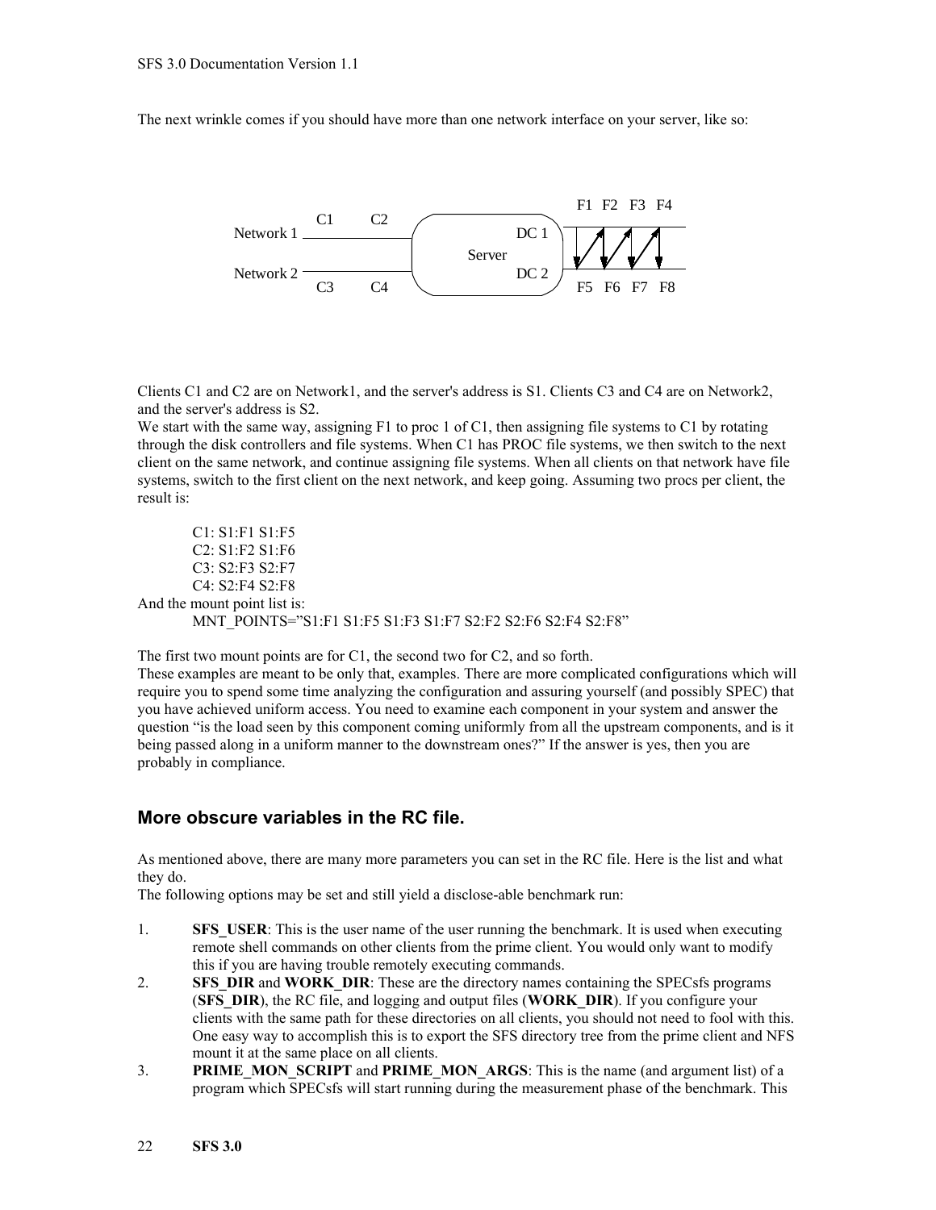The next wrinkle comes if you should have more than one network interface on your server, like so:

Clients C1 and C2 are on Network1, and the server's address is S1. Clients C3 and C4 are on Network2, and the server's address is S2.
We start with the same way, assigning F1 to proc 1 of C1, then assigning file systems to C1 by rotating through the disk controllers and file systems. When C1 has PROC file systems, we then switch to the next client on the same network, and continue assigning file systems. When all clients on that network have file systems, switch to the first client on the next network, and keep going. Assuming two procs per client, the result is:

C1: S1:F1 S1:F5
C2: S1:F2 S1:F6
C3: S2:F3 S2:F7
C4: S2:F4 S2:F8

And the mount point list is:

MNT_POINTS="S1:F1 S1:F5 S1:F3 S1:F7 S2:F2 S2:F6 S2:F4 S2:F8"

The first two mount points are for C1, the second two for C2, and so forth.
These examples are meant to be only that, examples. There are more complicated configurations which will require you to spend some time analyzing the configuration and assuring yourself (and possibly SPEC) that you have achieved uniform access. You need to examine each component in your system and answer the question "is the load seen by this component coming uniformly from all the upstream components, and is it being passed along in a uniform manner to the downstream ones?" If the answer is yes, then you are probably in compliance.

## More obscure variables in the RC file.

As mentioned above, there are many more parameters you can set in the RC file. Here is the list and what they do.
The following options may be set and still yield a disclose-able benchmark run:

1. **SFS_USER**: This is the user name of the user running the benchmark. It is used when executing remote shell commands on other clients from the prime client. You would only want to modify this if you are having trouble remotely executing commands.
2. **SFS_DIR** and **WORK_DIR**: These are the directory names containing the SPECsfs programs (**SFS_DIR**), the RC file, and logging and output files (**WORK_DIR**). If you configure your clients with the same path for these directories on all clients, you should not need to fool with this. One easy way to accomplish this is to export the SFS directory tree from the prime client and NFS mount it at the same place on all clients.
3. **PRIME_MON_SCRIPT** and **PRIME_MON_ARGS**: This is the name (and argument list) of a program which SPECsfs will start running during the measurement phase of the benchmark. This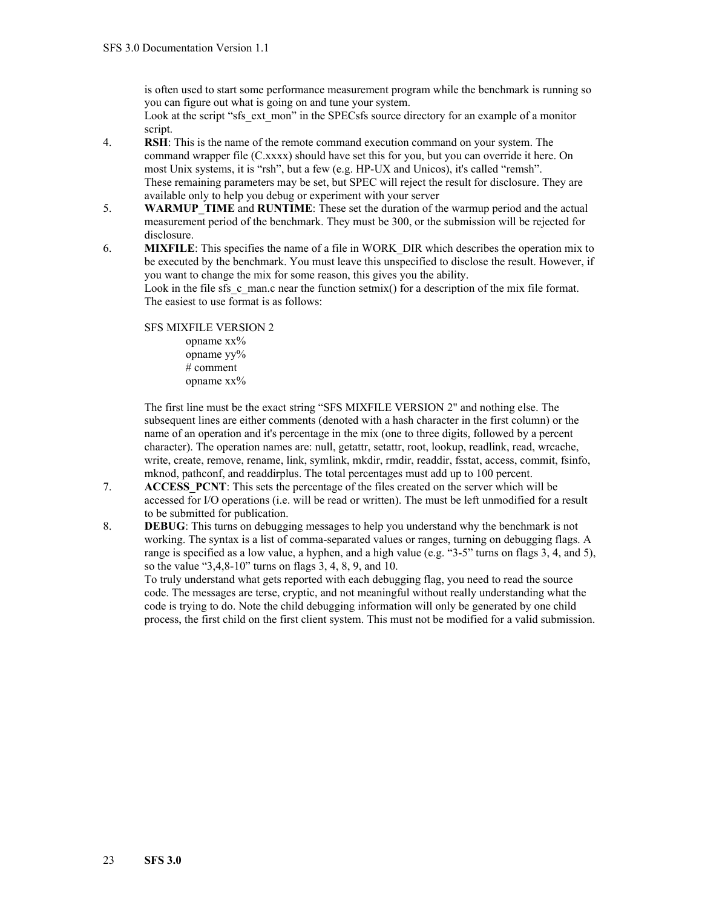is often used to start some performance measurement program while the benchmark is running so you can figure out what is going on and tune your system.
Look at the script "sfs_ext_mon" in the SPECsfs source directory for an example of a monitor script.

4. **RSH**: This is the name of the remote command execution command on your system. The command wrapper file (C.xxxx) should have set this for you, but you can override it here. On most Unix systems, it is "rsh", but a few (e.g. HP-UX and Unicos), it's called "remsh".
These remaining parameters may be set, but SPEC will reject the result for disclosure. They are available only to help you debug or experiment with your server

5. **WARMUP_TIME** and **RUNTIME**: These set the duration of the warmup period and the actual measurement period of the benchmark. They must be 300, or the submission will be rejected for disclosure.

6. **MIXFILE**: This specifies the name of a file in WORK_DIR which describes the operation mix to be executed by the benchmark. You must leave this unspecified to disclose the result. However, if you want to change the mix for some reason, this gives you the ability.
Look in the file sfs_c_man.c near the function setmix() for a description of the mix file format. The easiest to use format is as follows:

```
SFS MIXFILE VERSION 2
        opname xx%
        opname yy%
        # comment
        opname xx%
```

The first line must be the exact string "SFS MIXFILE VERSION 2" and nothing else. The subsequent lines are either comments (denoted with a hash character in the first column) or the name of an operation and it's percentage in the mix (one to three digits, followed by a percent character). The operation names are: null, getattr, setattr, root, lookup, readlink, read, wrcache, write, create, remove, rename, link, symlink, mkdir, rmdir, readdir, fsstat, access, commit, fsinfo, mknod, pathconf, and readdirplus. The total percentages must add up to 100 percent.

7. **ACCESS_PCNT**: This sets the percentage of the files created on the server which will be accessed for I/O operations (i.e. will be read or written). The must be left unmodified for a result to be submitted for publication.

8. **DEBUG**: This turns on debugging messages to help you understand why the benchmark is not working. The syntax is a list of comma-separated values or ranges, turning on debugging flags. A range is specified as a low value, a hyphen, and a high value (e.g. "3-5" turns on flags 3, 4, and 5), so the value "3,4,8-10" turns on flags 3, 4, 8, 9, and 10.
To truly understand what gets reported with each debugging flag, you need to read the source code. The messages are terse, cryptic, and not meaningful without really understanding what the code is trying to do. Note the child debugging information will only be generated by one child process, the first child on the first client system. This must not be modified for a valid submission.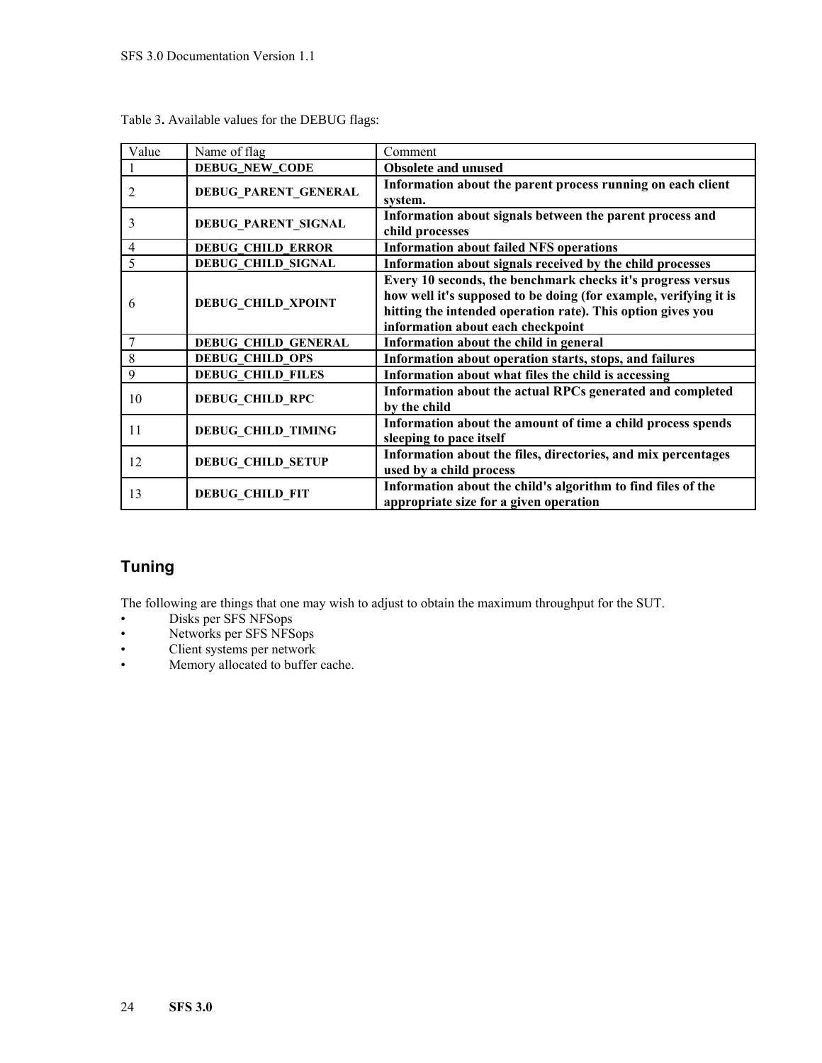Table 3**.** Available values for the DEBUG flags:

| Value | Name of flag | Comment |
|---|---|---|
| 1 | **DEBUG_NEW_CODE** | **Obsolete and unused** |
| 2 | **DEBUG_PARENT_GENERAL** | **Information about the parent process running on each client system.** |
| 3 | **DEBUG_PARENT_SIGNAL** | **Information about signals between the parent process and child processes** |
| 4 | **DEBUG_CHILD_ERROR** | **Information about failed NFS operations** |
| 5 | **DEBUG_CHILD_SIGNAL** | **Information about signals received by the child processes** |
| 6 | **DEBUG_CHILD_XPOINT** | **Every 10 seconds, the benchmark checks it's progress versus how well it's supposed to be doing (for example, verifying it is hitting the intended operation rate). This option gives you information about each checkpoint** |
| 7 | **DEBUG_CHILD_GENERAL** | **Information about the child in general** |
| 8 | **DEBUG_CHILD_OPS** | **Information about operation starts, stops, and failures** |
| 9 | **DEBUG_CHILD_FILES** | **Information about what files the child is accessing** |
| 10 | **DEBUG_CHILD_RPC** | **Information about the actual RPCs generated and completed by the child** |
| 11 | **DEBUG_CHILD_TIMING** | **Information about the amount of time a child process spends sleeping to pace itself** |
| 12 | **DEBUG_CHILD_SETUP** | **Information about the files, directories, and mix percentages used by a child process** |
| 13 | **DEBUG_CHILD_FIT** | **Information about the child's algorithm to find files of the appropriate size for a given operation** |

## Tuning

The following are things that one may wish to adjust to obtain the maximum throughput for the SUT.

- Disks per SFS NFSops
- Networks per SFS NFSops
- Client systems per network
- Memory allocated to buffer cache.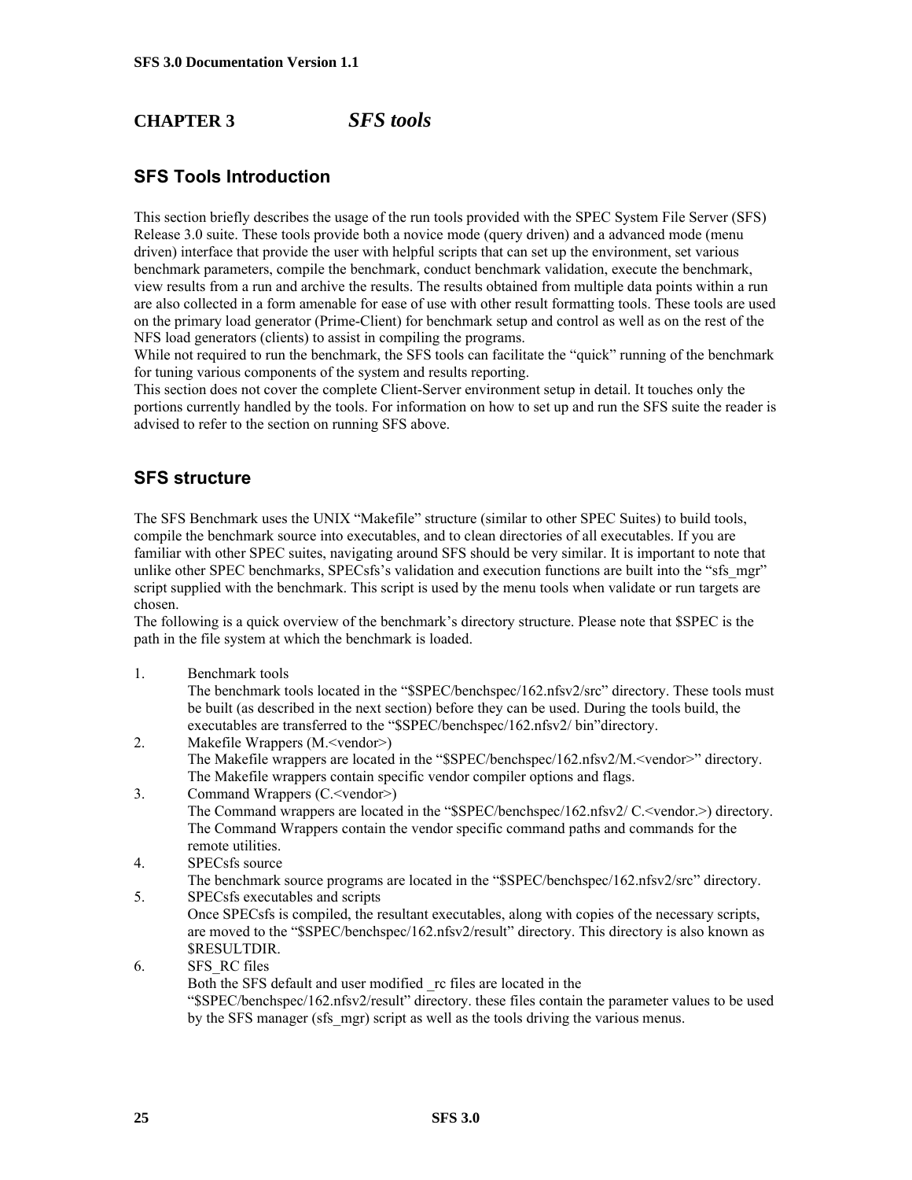# CHAPTER 3 *SFS tools*

## SFS Tools Introduction

This section briefly describes the usage of the run tools provided with the SPEC System File Server (SFS) Release 3.0 suite. These tools provide both a novice mode (query driven) and a advanced mode (menu driven) interface that provide the user with helpful scripts that can set up the environment, set various benchmark parameters, compile the benchmark, conduct benchmark validation, execute the benchmark, view results from a run and archive the results. The results obtained from multiple data points within a run are also collected in a form amenable for ease of use with other result formatting tools. These tools are used on the primary load generator (Prime-Client) for benchmark setup and control as well as on the rest of the NFS load generators (clients) to assist in compiling the programs.

While not required to run the benchmark, the SFS tools can facilitate the "quick" running of the benchmark for tuning various components of the system and results reporting.

This section does not cover the complete Client-Server environment setup in detail. It touches only the portions currently handled by the tools. For information on how to set up and run the SFS suite the reader is advised to refer to the section on running SFS above.

## SFS structure

The SFS Benchmark uses the UNIX "Makefile" structure (similar to other SPEC Suites) to build tools, compile the benchmark source into executables, and to clean directories of all executables. If you are familiar with other SPEC suites, navigating around SFS should be very similar. It is important to note that unlike other SPEC benchmarks, SPECsfs's validation and execution functions are built into the "sfs_mgr" script supplied with the benchmark. This script is used by the menu tools when validate or run targets are chosen.

The following is a quick overview of the benchmark's directory structure. Please note that $SPEC is the path in the file system at which the benchmark is loaded.

1. Benchmark tools
   The benchmark tools located in the "$SPEC/benchspec/162.nfsv2/src" directory. These tools must be built (as described in the next section) before they can be used. During the tools build, the executables are transferred to the "$SPEC/benchspec/162.nfsv2/ bin"directory.
2. Makefile Wrappers (M.<vendor>)
   The Makefile wrappers are located in the "$SPEC/benchspec/162.nfsv2/M.<vendor>" directory. The Makefile wrappers contain specific vendor compiler options and flags.
3. Command Wrappers (C.<vendor>)
   The Command wrappers are located in the "$SPEC/benchspec/162.nfsv2/ C.<vendor.>) directory. The Command Wrappers contain the vendor specific command paths and commands for the remote utilities.
4. SPECsfs source
   The benchmark source programs are located in the "$SPEC/benchspec/162.nfsv2/src" directory.
5. SPECsfs executables and scripts
   Once SPECsfs is compiled, the resultant executables, along with copies of the necessary scripts, are moved to the "$SPEC/benchspec/162.nfsv2/result" directory. This directory is also known as $RESULTDIR.
6. SFS_RC files
   Both the SFS default and user modified _rc files are located in the "$SPEC/benchspec/162.nfsv2/result" directory. these files contain the parameter values to be used by the SFS manager (sfs_mgr) script as well as the tools driving the various menus.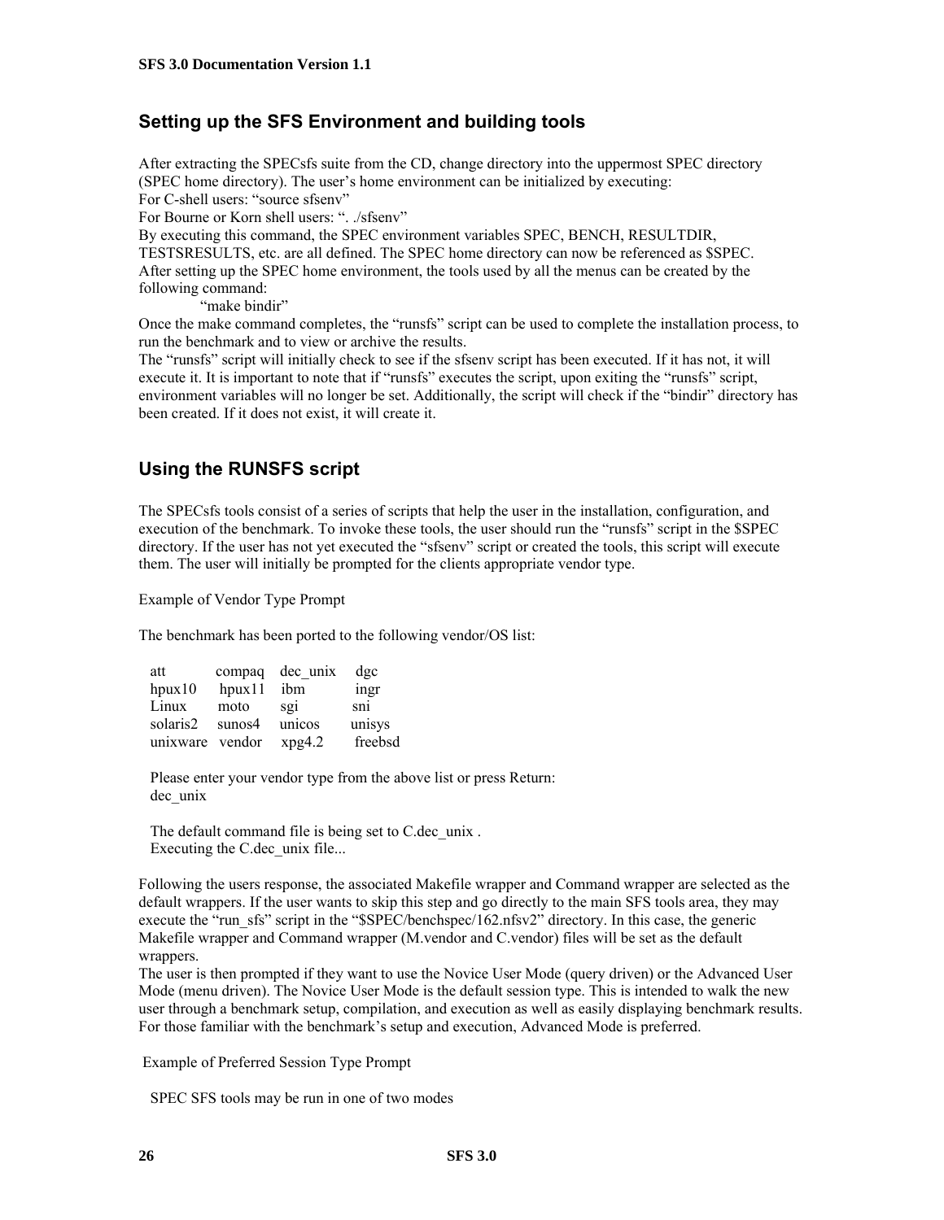## Setting up the SFS Environment and building tools

After extracting the SPECsfs suite from the CD, change directory into the uppermost SPEC directory (SPEC home directory). The user's home environment can be initialized by executing:
For C-shell users: "source sfsenv"
For Bourne or Korn shell users: ". ./sfsenv"
By executing this command, the SPEC environment variables SPEC, BENCH, RESULTDIR, TESTSRESULTS, etc. are all defined. The SPEC home directory can now be referenced as $SPEC.
After setting up the SPEC home environment, the tools used by all the menus can be created by the following command:

"make bindir"

Once the make command completes, the "runsfs" script can be used to complete the installation process, to run the benchmark and to view or archive the results.
The "runsfs" script will initially check to see if the sfsenv script has been executed. If it has not, it will execute it. It is important to note that if "runsfs" executes the script, upon exiting the "runsfs" script, environment variables will no longer be set. Additionally, the script will check if the "bindir" directory has been created. If it does not exist, it will create it.

## Using the RUNSFS script

The SPECsfs tools consist of a series of scripts that help the user in the installation, configuration, and execution of the benchmark. To invoke these tools, the user should run the "runsfs" script in the $SPEC directory. If the user has not yet executed the "sfsenv" script or created the tools, this script will execute them. The user will initially be prompted for the clients appropriate vendor type.

Example of Vendor Type Prompt

The benchmark has been ported to the following vendor/OS list:

```
att         compaq   dec_unix   dgc
hpux10      hpux11   ibm        ingr
Linux       moto     sgi        sni
solaris2    sunos4   unicos     unisys
unixware    vendor   xpg4.2     freebsd

Please enter your vendor type from the above list or press Return:
dec_unix

The default command file is being set to C.dec_unix .
Executing the C.dec_unix file...
```

Following the users response, the associated Makefile wrapper and Command wrapper are selected as the default wrappers. If the user wants to skip this step and go directly to the main SFS tools area, they may execute the "run_sfs" script in the "$SPEC/benchspec/162.nfsv2" directory. In this case, the generic Makefile wrapper and Command wrapper (M.vendor and C.vendor) files will be set as the default wrappers.
The user is then prompted if they want to use the Novice User Mode (query driven) or the Advanced User Mode (menu driven). The Novice User Mode is the default session type. This is intended to walk the new user through a benchmark setup, compilation, and execution as well as easily displaying benchmark results. For those familiar with the benchmark's setup and execution, Advanced Mode is preferred.

Example of Preferred Session Type Prompt

```
SPEC SFS tools may be run in one of two modes
```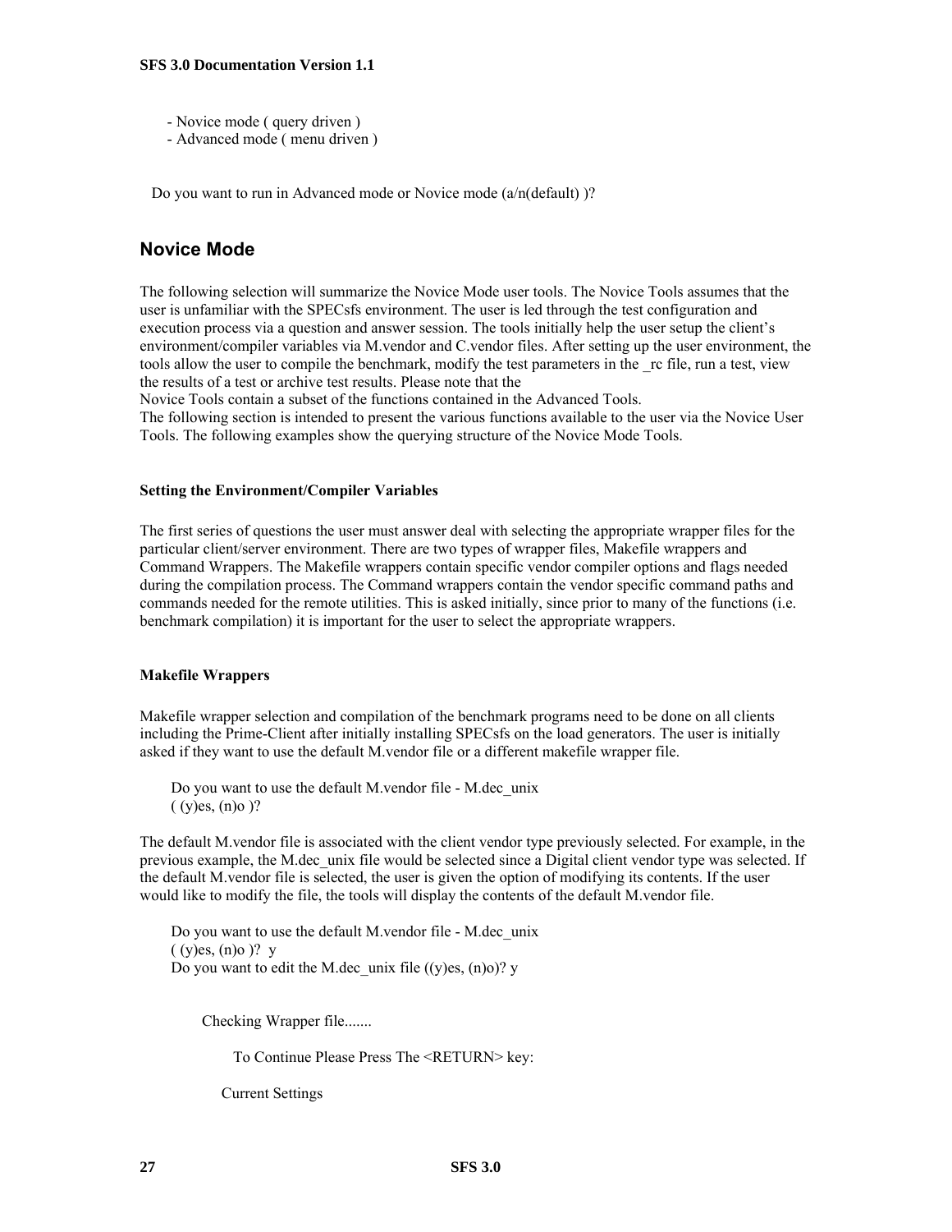- Novice mode ( query driven )
- Advanced mode ( menu driven )

```
Do you want to run in Advanced mode or Novice mode (a/n(default) )?
```

## Novice Mode

The following selection will summarize the Novice Mode user tools. The Novice Tools assumes that the user is unfamiliar with the SPECsfs environment. The user is led through the test configuration and execution process via a question and answer session. The tools initially help the user setup the client's environment/compiler variables via M.vendor and C.vendor files. After setting up the user environment, the tools allow the user to compile the benchmark, modify the test parameters in the _rc file, run a test, view the results of a test or archive test results. Please note that the
Novice Tools contain a subset of the functions contained in the Advanced Tools.
The following section is intended to present the various functions available to the user via the Novice User Tools. The following examples show the querying structure of the Novice Mode Tools.

### Setting the Environment/Compiler Variables

The first series of questions the user must answer deal with selecting the appropriate wrapper files for the particular client/server environment. There are two types of wrapper files, Makefile wrappers and Command Wrappers. The Makefile wrappers contain specific vendor compiler options and flags needed during the compilation process. The Command wrappers contain the vendor specific command paths and commands needed for the remote utilities. This is asked initially, since prior to many of the functions (i.e. benchmark compilation) it is important for the user to select the appropriate wrappers.

### Makefile Wrappers

Makefile wrapper selection and compilation of the benchmark programs need to be done on all clients including the Prime-Client after initially installing SPECsfs on the load generators. The user is initially asked if they want to use the default M.vendor file or a different makefile wrapper file.

```
Do you want to use the default M.vendor file - M.dec_unix
( (y)es, (n)o )?
```

The default M.vendor file is associated with the client vendor type previously selected. For example, in the previous example, the M.dec_unix file would be selected since a Digital client vendor type was selected. If the default M.vendor file is selected, the user is given the option of modifying its contents. If the user would like to modify the file, the tools will display the contents of the default M.vendor file.

```
Do you want to use the default M.vendor file - M.dec_unix
( (y)es, (n)o )?  y
Do you want to edit the M.dec_unix file ((y)es, (n)o)? y


        Checking Wrapper file.......

              To Continue Please Press The <RETURN> key:

           Current Settings
```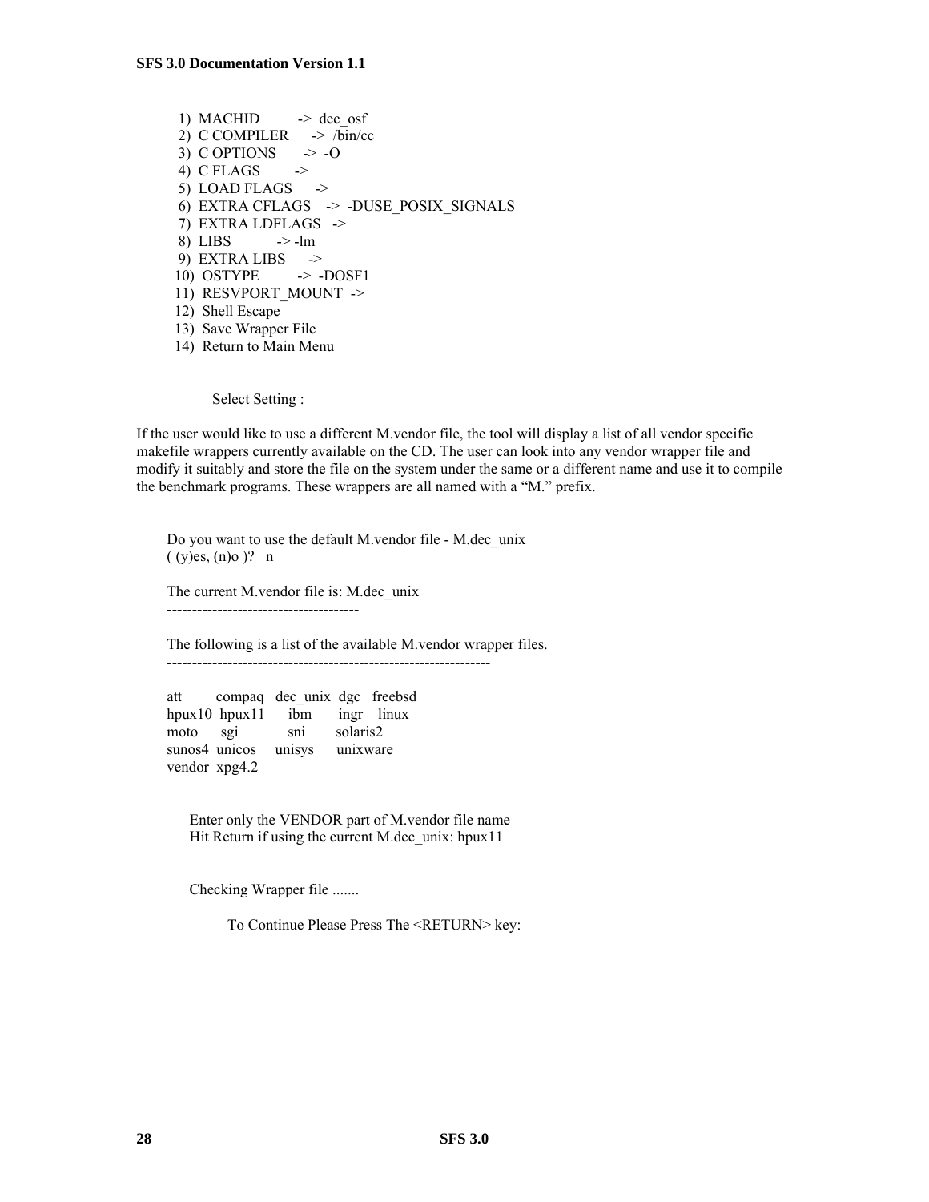```
 1)  MACHID          ->  dec_osf
 2)  C COMPILER      ->  /bin/cc
 3)  C OPTIONS       ->  -O
 4)  C FLAGS         ->
 5)  LOAD FLAGS      ->
 6)  EXTRA CFLAGS    ->  -DUSE_POSIX_SIGNALS
 7)  EXTRA LDFLAGS   ->
 8)  LIBS            -> -lm
 9)  EXTRA LIBS      ->
10)  OSTYPE          ->  -DOSF1
11)  RESVPORT_MOUNT  ->
12)  Shell Escape
13)  Save Wrapper File
14)  Return to Main Menu


        Select Setting :
```

If the user would like to use a different M.vendor file, the tool will display a list of all vendor specific makefile wrappers currently available on the CD. The user can look into any vendor wrapper file and modify it suitably and store the file on the system under the same or a different name and use it to compile the benchmark programs. These wrappers are all named with a "M." prefix.

```
Do you want to use the default M.vendor file - M.dec_unix
( (y)es, (n)o )?   n

The current M.vendor file is: M.dec_unix
--------------------------------------

The following is a list of the available M.vendor wrapper files.
---------------------------------------------------------------

att       compaq   dec_unix  dgc   freebsd
hpux10  hpux11      ibm       ingr    linux
moto      sgi            sni        solaris2
sunos4  unicos     unisys      unixware
vendor  xpg4.2


    Enter only the VENDOR part of M.vendor file name
    Hit Return if using the current M.dec_unix: hpux11


    Checking Wrapper file .......

         To Continue Please Press The <RETURN> key:
```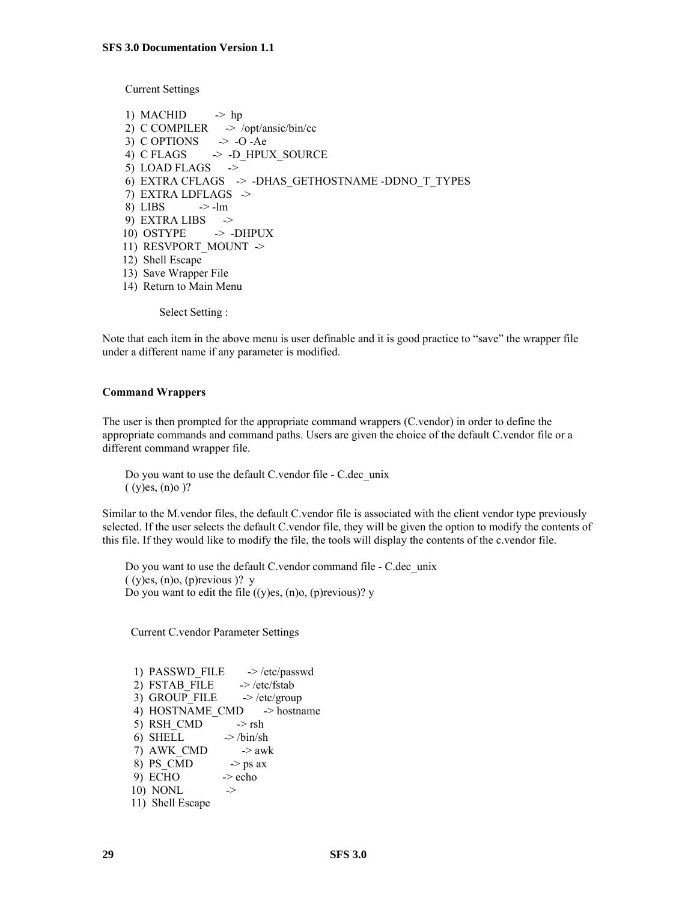```
Current Settings

 1)  MACHID         ->  hp
 2)  C COMPILER     ->  /opt/ansic/bin/cc
 3)  C OPTIONS      ->  -O -Ae
 4)  C FLAGS        ->  -D_HPUX_SOURCE
 5)  LOAD FLAGS     ->
 6)  EXTRA CFLAGS   ->  -DHAS_GETHOSTNAME -DDNO_T_TYPES
 7)  EXTRA LDFLAGS  ->
 8)  LIBS           -> -lm
 9)  EXTRA LIBS     ->
10)  OSTYPE         ->  -DHPUX
11)  RESVPORT_MOUNT  ->
12)  Shell Escape
13)  Save Wrapper File
14)  Return to Main Menu

        Select Setting :
```

Note that each item in the above menu is user definable and it is good practice to "save" the wrapper file under a different name if any parameter is modified.

**Command Wrappers**

The user is then prompted for the appropriate command wrappers (C.vendor) in order to define the appropriate commands and command paths. Users are given the choice of the default C.vendor file or a different command wrapper file.

```
Do you want to use the default C.vendor file - C.dec_unix
( (y)es, (n)o )?
```

Similar to the M.vendor files, the default C.vendor file is associated with the client vendor type previously selected. If the user selects the default C.vendor file, they will be given the option to modify the contents of this file. If they would like to modify the file, the tools will display the contents of the c.vendor file.

```
Do you want to use the default C.vendor command file - C.dec_unix
( (y)es, (n)o, (p)revious )?  y
Do you want to edit the file ((y)es, (n)o, (p)revious)? y


 Current C.vendor Parameter Settings


  1)  PASSWD_FILE      -> /etc/passwd
  2)  FSTAB_FILE       -> /etc/fstab
  3)  GROUP_FILE       -> /etc/group
  4)  HOSTNAME_CMD     -> hostname
  5)  RSH_CMD          -> rsh
  6)  SHELL            -> /bin/sh
  7)  AWK_CMD          -> awk
  8)  PS_CMD           -> ps ax
  9)  ECHO             -> echo
 10)  NONL             ->
 11)  Shell Escape
```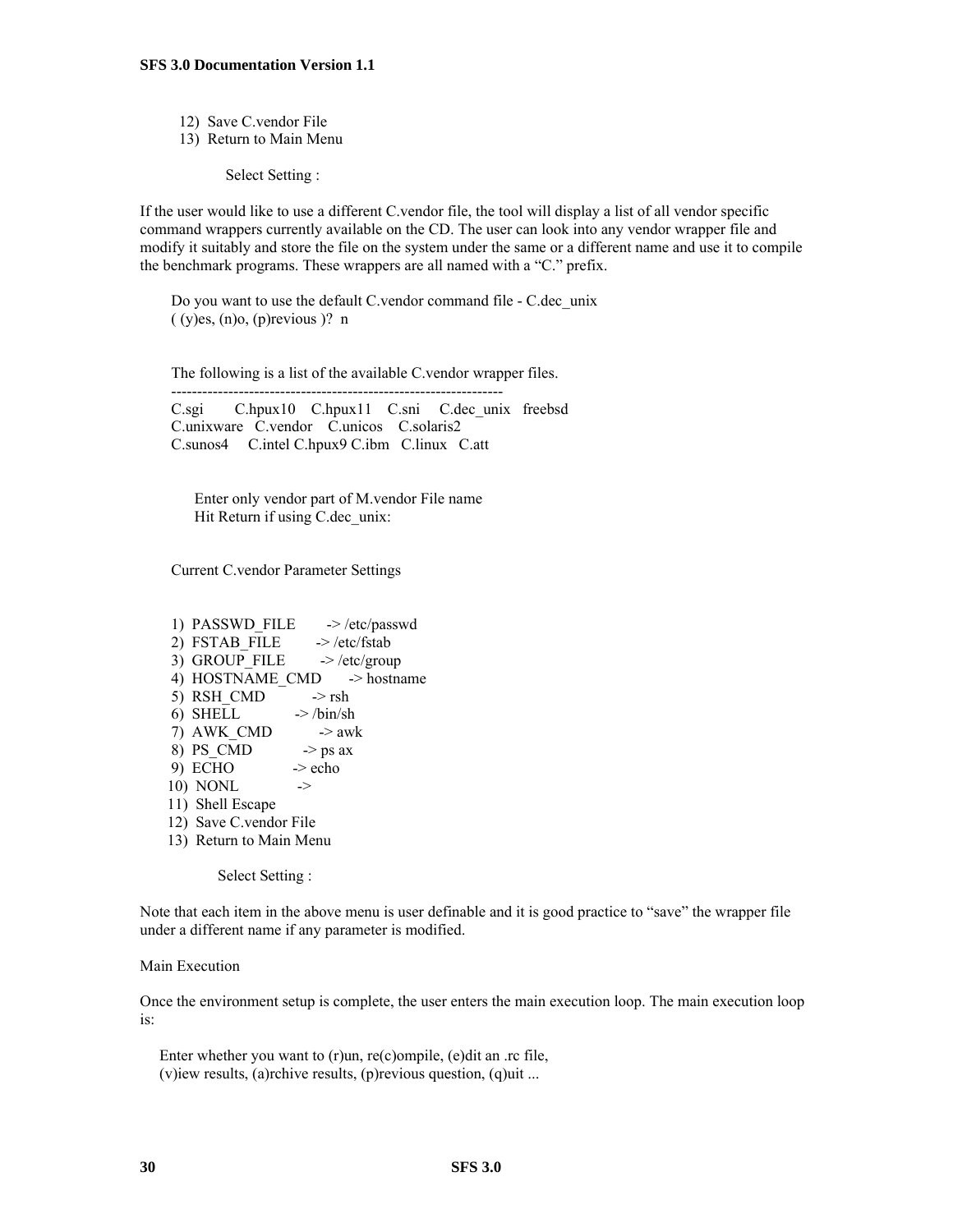12) Save C.vendor File
13) Return to Main Menu

Select Setting :

If the user would like to use a different C.vendor file, the tool will display a list of all vendor specific command wrappers currently available on the CD. The user can look into any vendor wrapper file and modify it suitably and store the file on the system under the same or a different name and use it to compile the benchmark programs. These wrappers are all named with a "C." prefix.

```
Do you want to use the default C.vendor command file - C.dec_unix
( (y)es, (n)o, (p)revious )?  n


The following is a list of the available C.vendor wrapper files.
-----------------------------------------------------------------
C.sgi       C.hpux10    C.hpux11    C.sni     C.dec_unix   freebsd
C.unixware   C.vendor    C.unicos    C.solaris2
C.sunos4     C.intel C.hpux9 C.ibm   C.linux   C.att


    Enter only vendor part of M.vendor File name
    Hit Return if using C.dec_unix:


Current C.vendor Parameter Settings


 1)  PASSWD_FILE       -> /etc/passwd
 2)  FSTAB_FILE        -> /etc/fstab
 3)  GROUP_FILE        -> /etc/group
 4)  HOSTNAME_CMD      -> hostname
 5)  RSH_CMD           -> rsh
 6)  SHELL             -> /bin/sh
 7)  AWK_CMD           -> awk
 8)  PS_CMD            -> ps ax
 9)  ECHO              -> echo
10)  NONL              ->
11)  Shell Escape
12)  Save C.vendor File
13)  Return to Main Menu

         Select Setting :
```

Note that each item in the above menu is user definable and it is good practice to "save" the wrapper file under a different name if any parameter is modified.

Main Execution

Once the environment setup is complete, the user enters the main execution loop. The main execution loop is:

```
Enter whether you want to (r)un, re(c)ompile, (e)dit an .rc file,
(v)iew results, (a)rchive results, (p)revious question, (q)uit ...
```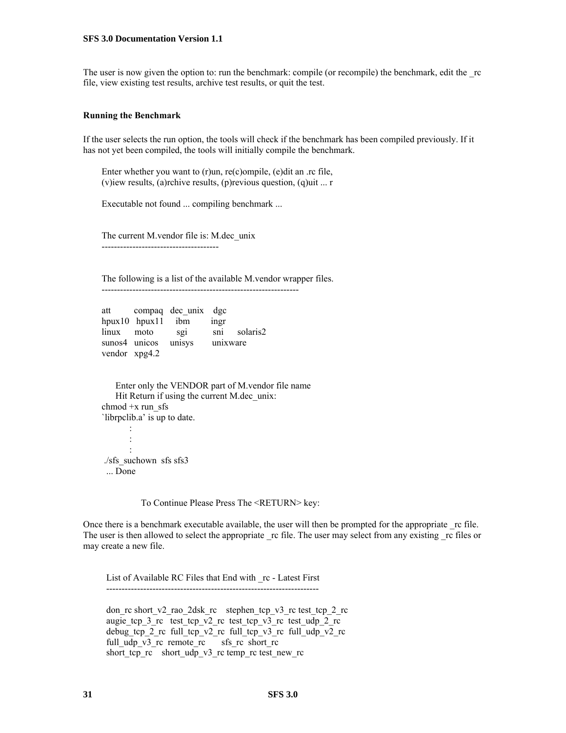The user is now given the option to: run the benchmark: compile (or recompile) the benchmark, edit the _rc file, view existing test results, archive test results, or quit the test.

### Running the Benchmark

If the user selects the run option, the tools will check if the benchmark has been compiled previously. If it has not yet been compiled, the tools will initially compile the benchmark.

```
Enter whether you want to (r)un, re(c)ompile, (e)dit an .rc file,
(v)iew results, (a)rchive results, (p)revious question, (q)uit ... r

Executable not found ... compiling benchmark ...


The current M.vendor file is: M.dec_unix
-------------------------------------


The following is a list of the available M.vendor wrapper files.
----------------------------------------------------------------

att      compaq  dec_unix  dgc
hpux10   hpux11  ibm       ingr
linux    moto    sgi       sni    solaris2
sunos4   unicos  unisys    unixware
vendor   xpg4.2


    Enter only the VENDOR part of M.vendor file name
    Hit Return if using the current M.dec_unix:
chmod +x run_sfs
`librpclib.a' is up to date.
        :
        :
        :
 ./sfs_suchown  sfs sfs3
  ... Done


            To Continue Please Press The <RETURN> key:
```

Once there is a benchmark executable available, the user will then be prompted for the appropriate _rc file. The user is then allowed to select the appropriate _rc file. The user may select from any existing _rc files or may create a new file.

```
List of Available RC Files that End with _rc - Latest First
--------------------------------------------------------------------

don_rc short_v2_rao_2dsk_rc    stephen_tcp_v3_rc test_tcp_2_rc
augie_tcp_3_rc   test_tcp_v2_rc  test_tcp_v3_rc  test_udp_2_rc
debug_tcp_2_rc  full_tcp_v2_rc  full_tcp_v3_rc  full_udp_v2_rc
full_udp_v3_rc  remote_rc      sfs_rc  short_rc
short_tcp_rc    short_udp_v3_rc temp_rc test_new_rc
```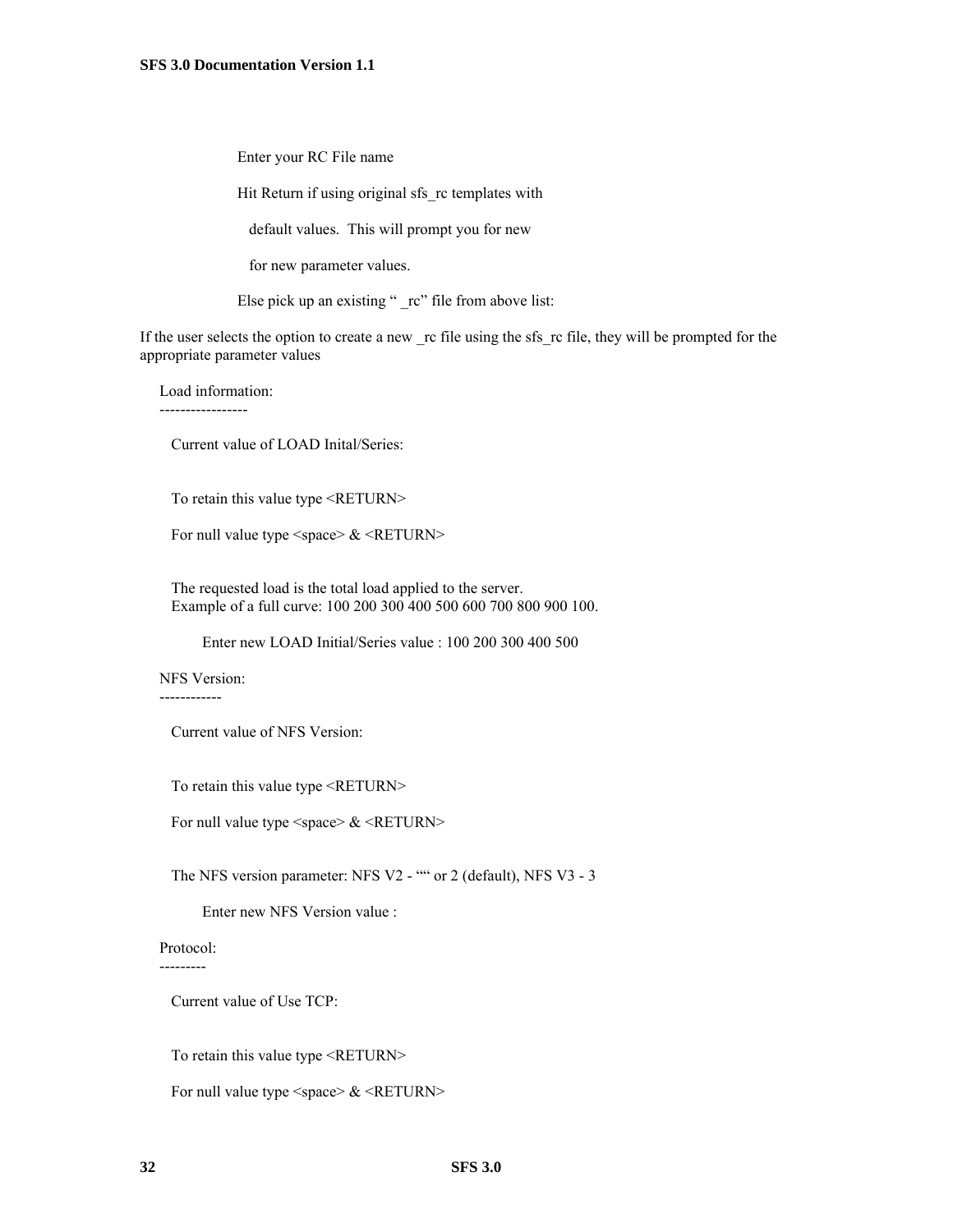```
Enter your RC File name

Hit Return if using original sfs_rc templates with

   default values.  This will prompt you for new

   for new parameter values.

Else pick up an existing " _rc" file from above list:
```

If the user selects the option to create a new _rc file using the sfs_rc file, they will be prompted for the appropriate parameter values

```
Load information:
-----------------

  Current value of LOAD Inital/Series:


  To retain this value type <RETURN>

  For null value type <space> & <RETURN>


  The requested load is the total load applied to the server.
  Example of a full curve: 100 200 300 400 500 600 700 800 900 100.

       Enter new LOAD Initial/Series value : 100 200 300 400 500

NFS Version:
------------

  Current value of NFS Version:


  To retain this value type <RETURN>

  For null value type <space> & <RETURN>


  The NFS version parameter: NFS V2 - "" or 2 (default), NFS V3 - 3

       Enter new NFS Version value :

Protocol:
---------

  Current value of Use TCP:


  To retain this value type <RETURN>

  For null value type <space> & <RETURN>
```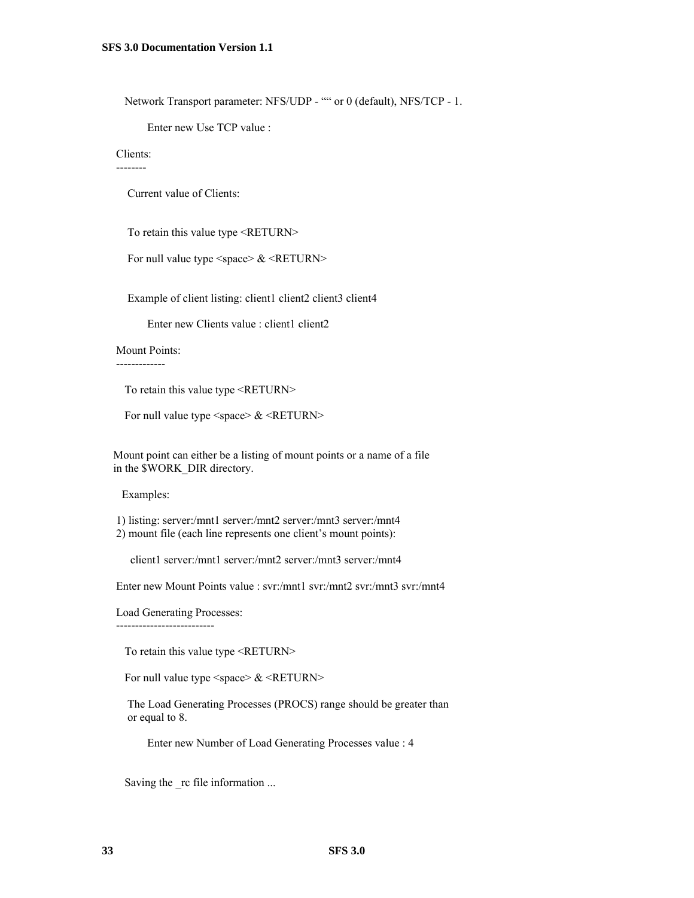Network Transport parameter: NFS/UDP - "" or 0 (default), NFS/TCP - 1.

Enter new Use TCP value :

Clients:
--------

Current value of Clients:

To retain this value type <RETURN>

For null value type <space> & <RETURN>

Example of client listing: client1 client2 client3 client4

Enter new Clients value : client1 client2

Mount Points:
-------------

To retain this value type <RETURN>

For null value type <space> & <RETURN>

Mount point can either be a listing of mount points or a name of a file
in the $WORK_DIR directory.

Examples:

1) listing: server:/mnt1 server:/mnt2 server:/mnt3 server:/mnt4
2) mount file (each line represents one client's mount points):

client1 server:/mnt1 server:/mnt2 server:/mnt3 server:/mnt4

Enter new Mount Points value : svr:/mnt1 svr:/mnt2 svr:/mnt3 svr:/mnt4

Load Generating Processes:
--------------------------

To retain this value type <RETURN>

For null value type <space> & <RETURN>

The Load Generating Processes (PROCS) range should be greater than
or equal to 8.

Enter new Number of Load Generating Processes value : 4

Saving the _rc file information ...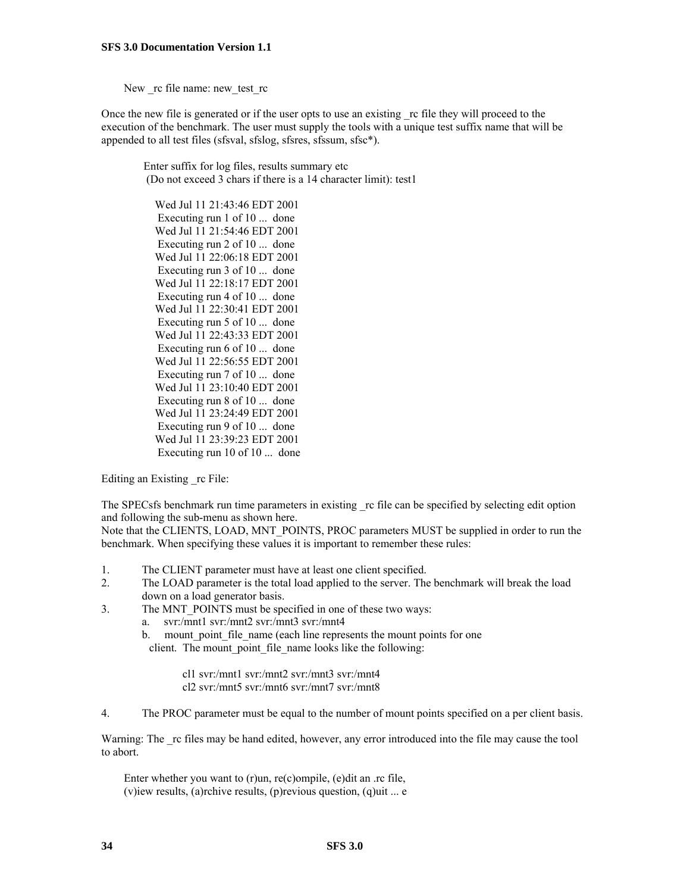```
New _rc file name: new_test_rc
```

Once the new file is generated or if the user opts to use an existing _rc file they will proceed to the execution of the benchmark. The user must supply the tools with a unique test suffix name that will be appended to all test files (sfsval, sfslog, sfsres, sfssum, sfsc*).

```
Enter suffix for log files, results summary etc
(Do not exceed 3 chars if there is a 14 character limit): test1

Wed Jul 11 21:43:46 EDT 2001
 Executing run 1 of 10 ...  done
Wed Jul 11 21:54:46 EDT 2001
 Executing run 2 of 10 ...  done
Wed Jul 11 22:06:18 EDT 2001
 Executing run 3 of 10 ...  done
Wed Jul 11 22:18:17 EDT 2001
 Executing run 4 of 10 ...  done
Wed Jul 11 22:30:41 EDT 2001
 Executing run 5 of 10 ...  done
Wed Jul 11 22:43:33 EDT 2001
 Executing run 6 of 10 ...  done
Wed Jul 11 22:56:55 EDT 2001
 Executing run 7 of 10 ...  done
Wed Jul 11 23:10:40 EDT 2001
 Executing run 8 of 10 ...  done
Wed Jul 11 23:24:49 EDT 2001
 Executing run 9 of 10 ...  done
Wed Jul 11 23:39:23 EDT 2001
 Executing run 10 of 10 ...  done
```

Editing an Existing _rc File:

The SPECsfs benchmark run time parameters in existing _rc file can be specified by selecting edit option and following the sub-menu as shown here.
Note that the CLIENTS, LOAD, MNT_POINTS, PROC parameters MUST be supplied in order to run the benchmark. When specifying these values it is important to remember these rules:

1. The CLIENT parameter must have at least one client specified.
2. The LOAD parameter is the total load applied to the server. The benchmark will break the load down on a load generator basis.
3. The MNT_POINTS must be specified in one of these two ways:
   a. svr:/mnt1 svr:/mnt2 svr:/mnt3 svr:/mnt4
   b. mount_point_file_name (each line represents the mount points for one client. The mount_point_file_name looks like the following:

      ```
      cl1 svr:/mnt1 svr:/mnt2 svr:/mnt3 svr:/mnt4
      cl2 svr:/mnt5 svr:/mnt6 svr:/mnt7 svr:/mnt8
      ```

4. The PROC parameter must be equal to the number of mount points specified on a per client basis.

Warning: The _rc files may be hand edited, however, any error introduced into the file may cause the tool to abort.

```
Enter whether you want to (r)un, re(c)ompile, (e)dit an .rc file,
(v)iew results, (a)rchive results, (p)revious question, (q)uit ... e
```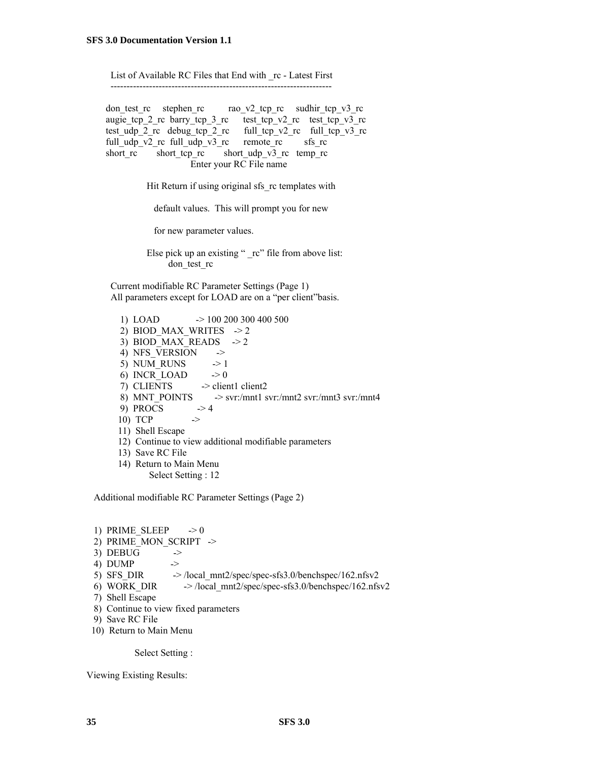```
List of Available RC Files that End with _rc - Latest First
--------------------------------------------------------------------

don_test_rc     stephen_rc        rao_v2_tcp_rc     sudhir_tcp_v3_rc
augie_tcp_2_rc  barry_tcp_3_rc     test_tcp_v2_rc    test_tcp_v3_rc
test_udp_2_rc   debug_tcp_2_rc     full_tcp_v2_rc    full_tcp_v3_rc
full_udp_v2_rc  full_udp_v3_rc     remote_rc         sfs_rc
short_rc        short_tcp_rc       short_udp_v3_rc   temp_rc
                        Enter your RC File name

          Hit Return if using original sfs_rc templates with

            default values.  This will prompt you for new

            for new parameter values.

          Else pick up an existing " _rc" file from above list:
                don_test_rc

Current modifiable RC Parameter Settings (Page 1)
All parameters except for LOAD are on a "per client"basis.

   1)  LOAD             -> 100 200 300 400 500
   2)  BIOD_MAX_WRITES    -> 2
   3)  BIOD_MAX_READS     -> 2
   4)  NFS_VERSION        ->
   5)  NUM_RUNS           -> 1
   6)  INCR_LOAD          -> 0
   7)  CLIENTS            -> client1 client2
   8)  MNT_POINTS         -> svr:/mnt1 svr:/mnt2 svr:/mnt3 svr:/mnt4
   9)  PROCS              -> 4
  10)  TCP                ->
  11)  Shell Escape
  12)  Continue to view additional modifiable parameters
  13)  Save RC File
  14)  Return to Main Menu
           Select Setting : 12

Additional modifiable RC Parameter Settings (Page 2)


 1)  PRIME_SLEEP       -> 0
 2)  PRIME_MON_SCRIPT   ->
 3)  DEBUG             ->
 4)  DUMP              ->
 5)  SFS_DIR           -> /local_mnt2/spec/spec-sfs3.0/benchspec/162.nfsv2
 6)  WORK_DIR          -> /local_mnt2/spec/spec-sfs3.0/benchspec/162.nfsv2
 7)  Shell Escape
 8)  Continue to view fixed parameters
 9)  Save RC File
10)  Return to Main Menu

           Select Setting :
```

Viewing Existing Results: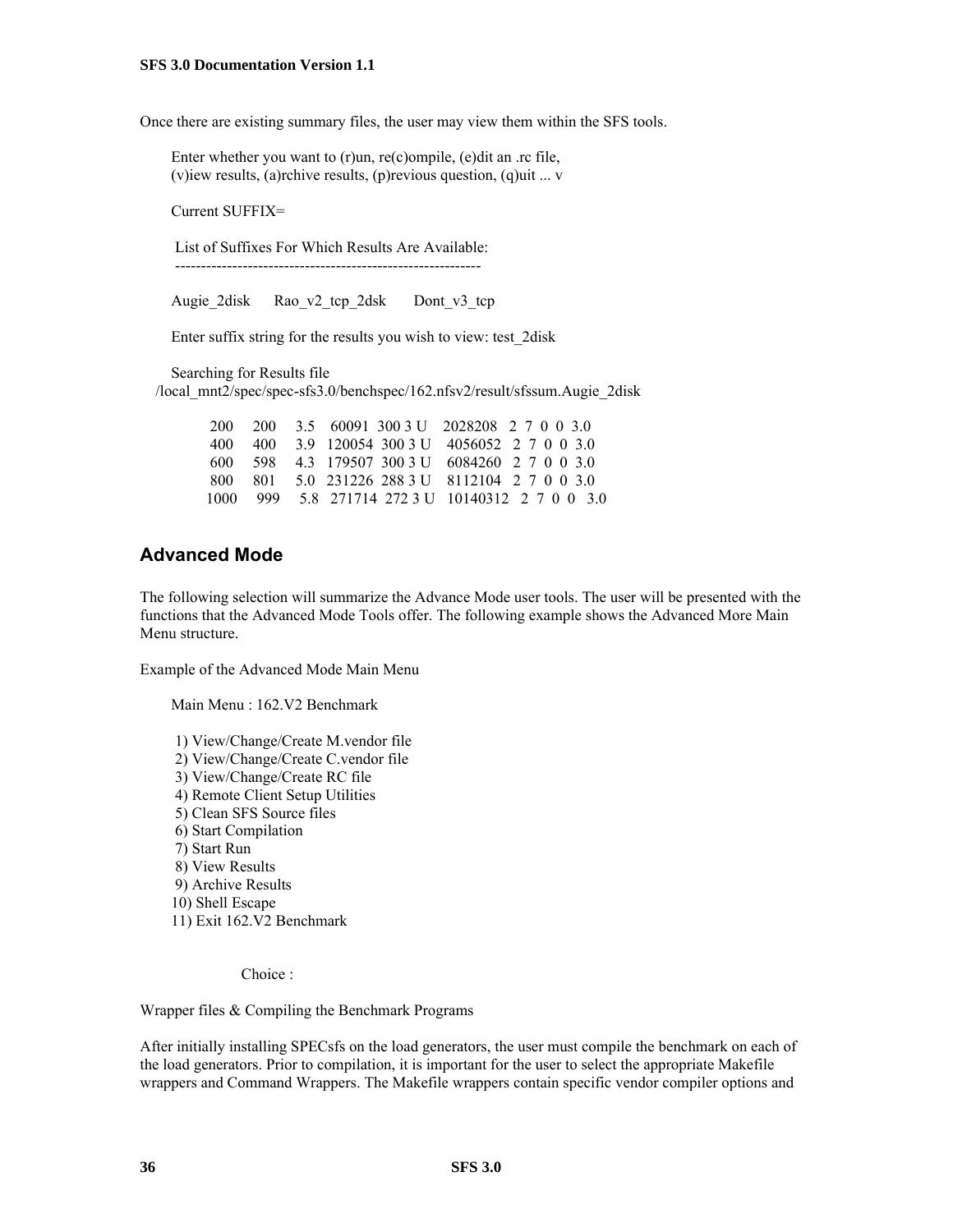Once there are existing summary files, the user may view them within the SFS tools.

```
Enter whether you want to (r)un, re(c)ompile, (e)dit an .rc file,
(v)iew results, (a)rchive results, (p)revious question, (q)uit ... v

Current SUFFIX=

 List of Suffixes For Which Results Are Available:
 ----------------------------------------------------------

Augie_2disk      Rao_v2_tcp_2dsk       Dont_v3_tcp

Enter suffix string for the results you wish to view: test_2disk

Searching for Results file
/local_mnt2/spec/spec-sfs3.0/benchspec/162.nfsv2/result/sfssum.Augie_2disk

      200    200    3.5    60091  300 3 U    2028208   2  7  0  0  3.0
      400    400    3.9   120054  300 3 U    4056052   2  7  0  0  3.0
      600    598    4.3   179507  300 3 U    6084260   2  7  0  0  3.0
      800    801    5.0   231226  288 3 U    8112104   2  7  0  0  3.0
     1000    999    5.8   271714  272 3 U   10140312   2  7  0  0  3.0
```

## Advanced Mode

The following selection will summarize the Advance Mode user tools. The user will be presented with the functions that the Advanced Mode Tools offer. The following example shows the Advanced More Main Menu structure.

Example of the Advanced Mode Main Menu

```
Main Menu : 162.V2 Benchmark

 1) View/Change/Create M.vendor file
 2) View/Change/Create C.vendor file
 3) View/Change/Create RC file
 4) Remote Client Setup Utilities
 5) Clean SFS Source files
 6) Start Compilation
 7) Start Run
 8) View Results
 9) Archive Results
10) Shell Escape
11) Exit 162.V2 Benchmark


              Choice :
```

Wrapper files & Compiling the Benchmark Programs

After initially installing SPECsfs on the load generators, the user must compile the benchmark on each of the load generators. Prior to compilation, it is important for the user to select the appropriate Makefile wrappers and Command Wrappers. The Makefile wrappers contain specific vendor compiler options and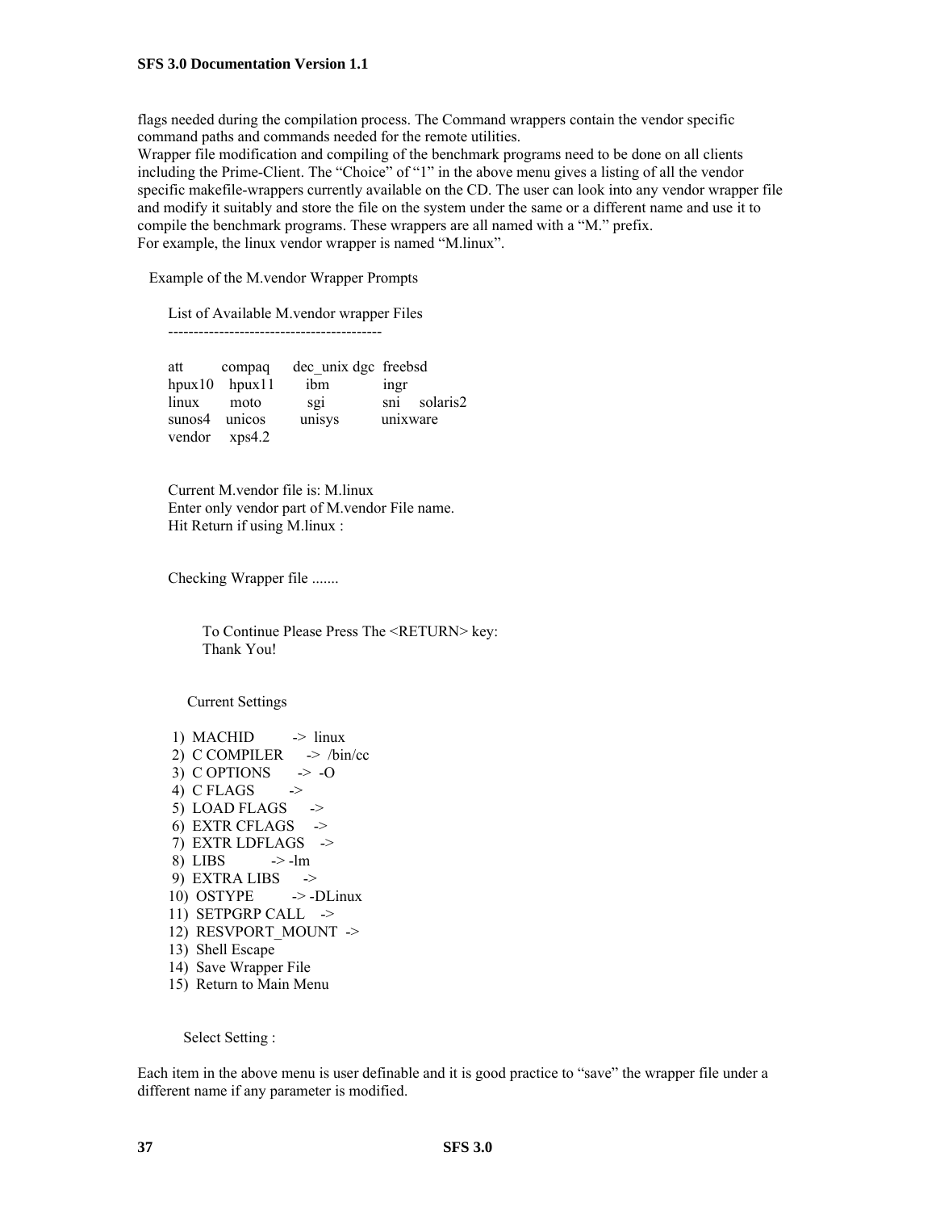flags needed during the compilation process. The Command wrappers contain the vendor specific command paths and commands needed for the remote utilities.
Wrapper file modification and compiling of the benchmark programs need to be done on all clients including the Prime-Client. The "Choice" of "1" in the above menu gives a listing of all the vendor specific makefile-wrappers currently available on the CD. The user can look into any vendor wrapper file and modify it suitably and store the file on the system under the same or a different name and use it to compile the benchmark programs. These wrappers are all named with a "M." prefix.
For example, the linux vendor wrapper is named "M.linux".

Example of the M.vendor Wrapper Prompts

```
List of Available M.vendor wrapper Files
------------------------------------------

att        compaq     dec_unix dgc  freebsd
hpux10    hpux11       ibm           ingr
linux       moto          sgi            sni    solaris2
sunos4    unicos        unisys        unixware
vendor    xps4.2


Current M.vendor file is: M.linux
Enter only vendor part of M.vendor File name.
Hit Return if using M.linux :


Checking Wrapper file .......


     To Continue Please Press The <RETURN> key:
     Thank You!


   Current Settings

 1)  MACHID          ->  linux
 2)  C COMPILER      ->  /bin/cc
 3)  C OPTIONS       ->  -O
 4)  C FLAGS         ->
 5)  LOAD FLAGS      ->
 6)  EXTR CFLAGS     ->
 7)  EXTR LDFLAGS    ->
 8)  LIBS            -> -lm
 9)  EXTRA LIBS      ->
10)  OSTYPE          -> -DLinux
11)  SETPGRP CALL    ->
12)  RESVPORT_MOUNT  ->
13)  Shell Escape
14)  Save Wrapper File
15)  Return to Main Menu


   Select Setting :
```

Each item in the above menu is user definable and it is good practice to "save" the wrapper file under a different name if any parameter is modified.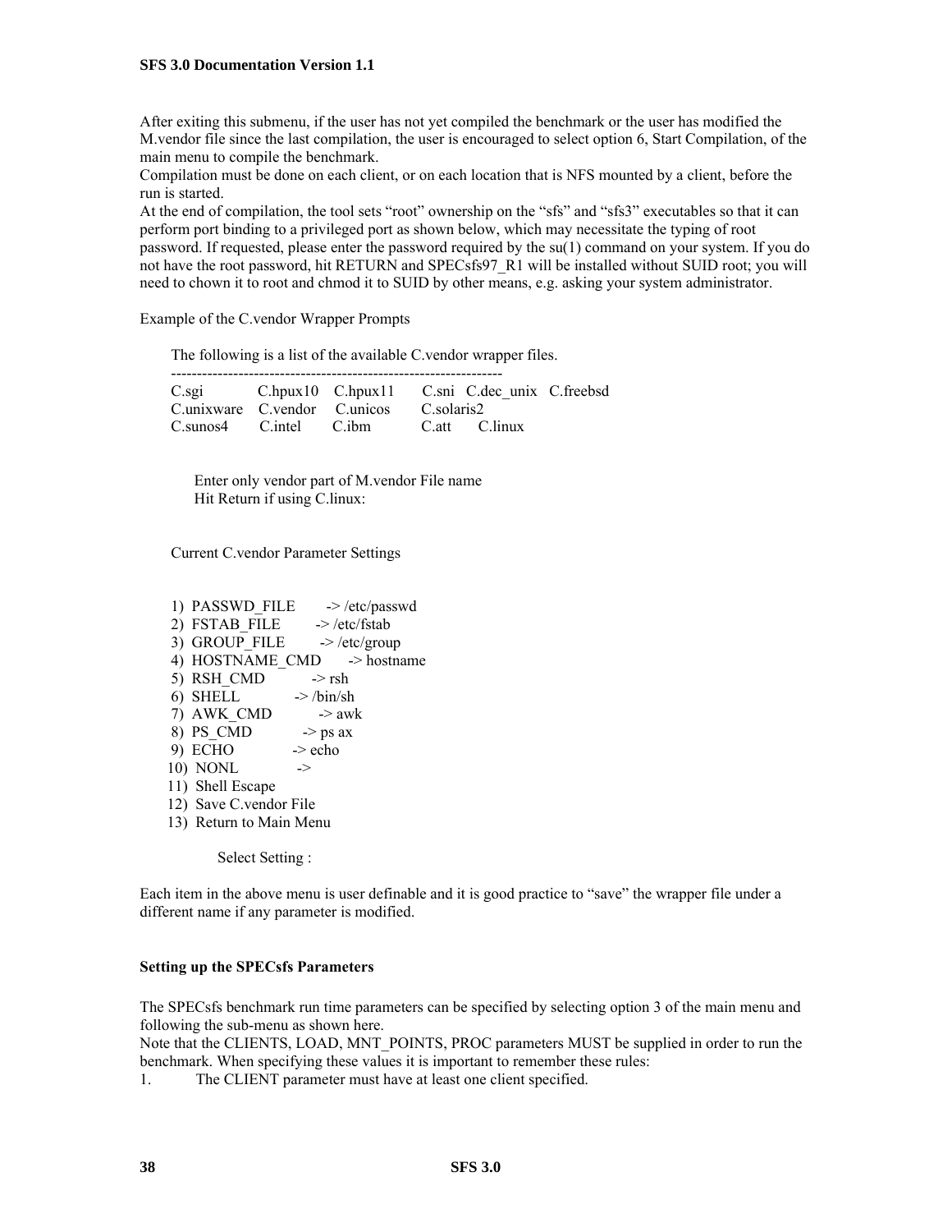After exiting this submenu, if the user has not yet compiled the benchmark or the user has modified the M.vendor file since the last compilation, the user is encouraged to select option 6, Start Compilation, of the main menu to compile the benchmark.

Compilation must be done on each client, or on each location that is NFS mounted by a client, before the run is started.

At the end of compilation, the tool sets "root" ownership on the "sfs" and "sfs3" executables so that it can perform port binding to a privileged port as shown below, which may necessitate the typing of root password. If requested, please enter the password required by the su(1) command on your system. If you do not have the root password, hit RETURN and SPECsfs97_R1 will be installed without SUID root; you will need to chown it to root and chmod it to SUID by other means, e.g. asking your system administrator.

Example of the C.vendor Wrapper Prompts

```
The following is a list of the available C.vendor wrapper files.
----------------------------------------------------------------
C.sgi        C.hpux10   C.hpux11    C.sni   C.dec_unix   C.freebsd
C.unixware   C.vendor   C.unicos    C.solaris2
C.sunos4     C.intel    C.ibm       C.att   C.linux


    Enter only vendor part of M.vendor File name
    Hit Return if using C.linux:


Current C.vendor Parameter Settings


 1)  PASSWD_FILE      -> /etc/passwd
 2)  FSTAB_FILE       -> /etc/fstab
 3)  GROUP_FILE       -> /etc/group
 4)  HOSTNAME_CMD     -> hostname
 5)  RSH_CMD          -> rsh
 6)  SHELL            -> /bin/sh
 7)  AWK_CMD          -> awk
 8)  PS_CMD           -> ps ax
 9)  ECHO             -> echo
10)  NONL             ->
11)  Shell Escape
12)  Save C.vendor File
13)  Return to Main Menu

         Select Setting :
```

Each item in the above menu is user definable and it is good practice to "save" the wrapper file under a different name if any parameter is modified.

### Setting up the SPECsfs Parameters

The SPECsfs benchmark run time parameters can be specified by selecting option 3 of the main menu and following the sub-menu as shown here.

Note that the CLIENTS, LOAD, MNT_POINTS, PROC parameters MUST be supplied in order to run the benchmark. When specifying these values it is important to remember these rules:

1. The CLIENT parameter must have at least one client specified.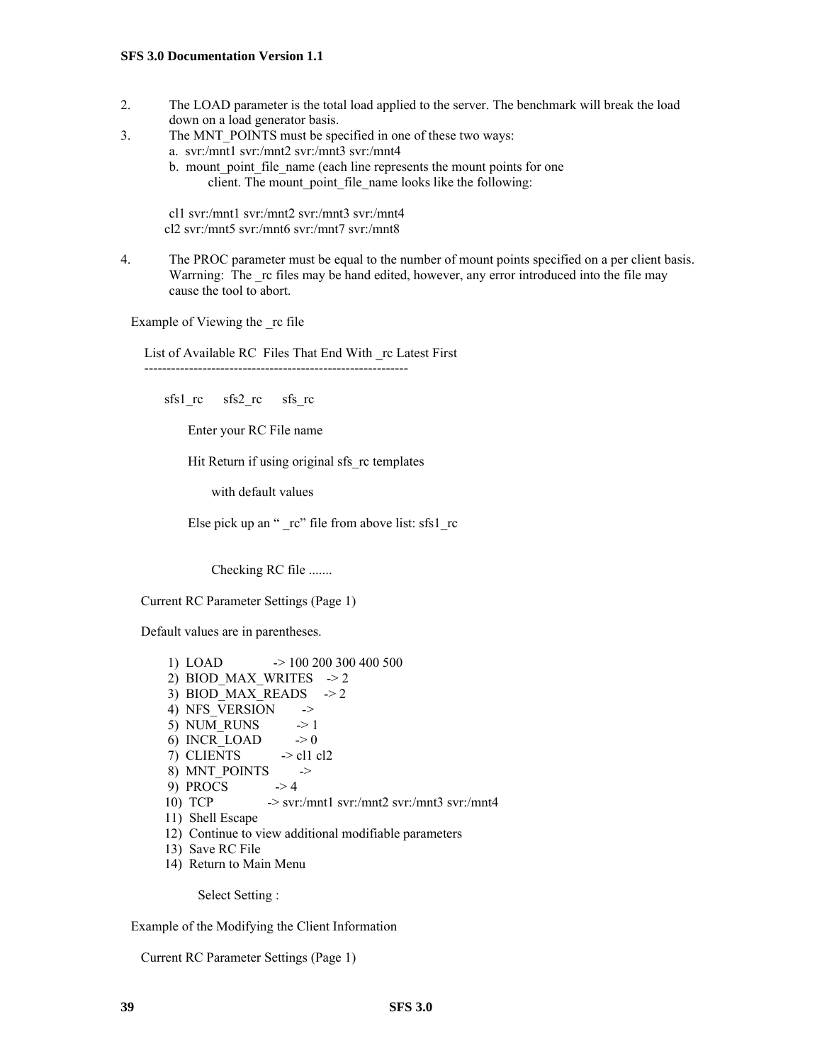2. The LOAD parameter is the total load applied to the server. The benchmark will break the load down on a load generator basis.
3. The MNT_POINTS must be specified in one of these two ways:
   a. svr:/mnt1 svr:/mnt2 svr:/mnt3 svr:/mnt4
   b. mount_point_file_name (each line represents the mount points for one client. The mount_point_file_name looks like the following:

```
cl1 svr:/mnt1 svr:/mnt2 svr:/mnt3 svr:/mnt4
cl2 svr:/mnt5 svr:/mnt6 svr:/mnt7 svr:/mnt8
```

4. The PROC parameter must be equal to the number of mount points specified on a per client basis. Warrning: The _rc files may be hand edited, however, any error introduced into the file may cause the tool to abort.

Example of Viewing the _rc file

```
List of Available RC  Files That End With _rc Latest First
----------------------------------------------------------

    sfs1_rc      sfs2_rc      sfs_rc

        Enter your RC File name

        Hit Return if using original sfs_rc templates

            with default values

        Else pick up an " _rc" file from above list: sfs1_rc


            Checking RC file .......

Current RC Parameter Settings (Page 1)

Default values are in parentheses.

     1)  LOAD            -> 100 200 300 400 500
     2)  BIOD_MAX_WRITES    -> 2
     3)  BIOD_MAX_READS     -> 2
     4)  NFS_VERSION       ->
     5)  NUM_RUNS          -> 1
     6)  INCR_LOAD         -> 0
     7)  CLIENTS           -> cl1 cl2
     8)  MNT_POINTS        ->
     9)  PROCS             -> 4
    10)  TCP               -> svr:/mnt1 svr:/mnt2 svr:/mnt3 svr:/mnt4
    11)  Shell Escape
    12)  Continue to view additional modifiable parameters
    13)  Save RC File
    14)  Return to Main Menu

           Select Setting :
```

Example of the Modifying the Client Information

```
Current RC Parameter Settings (Page 1)
```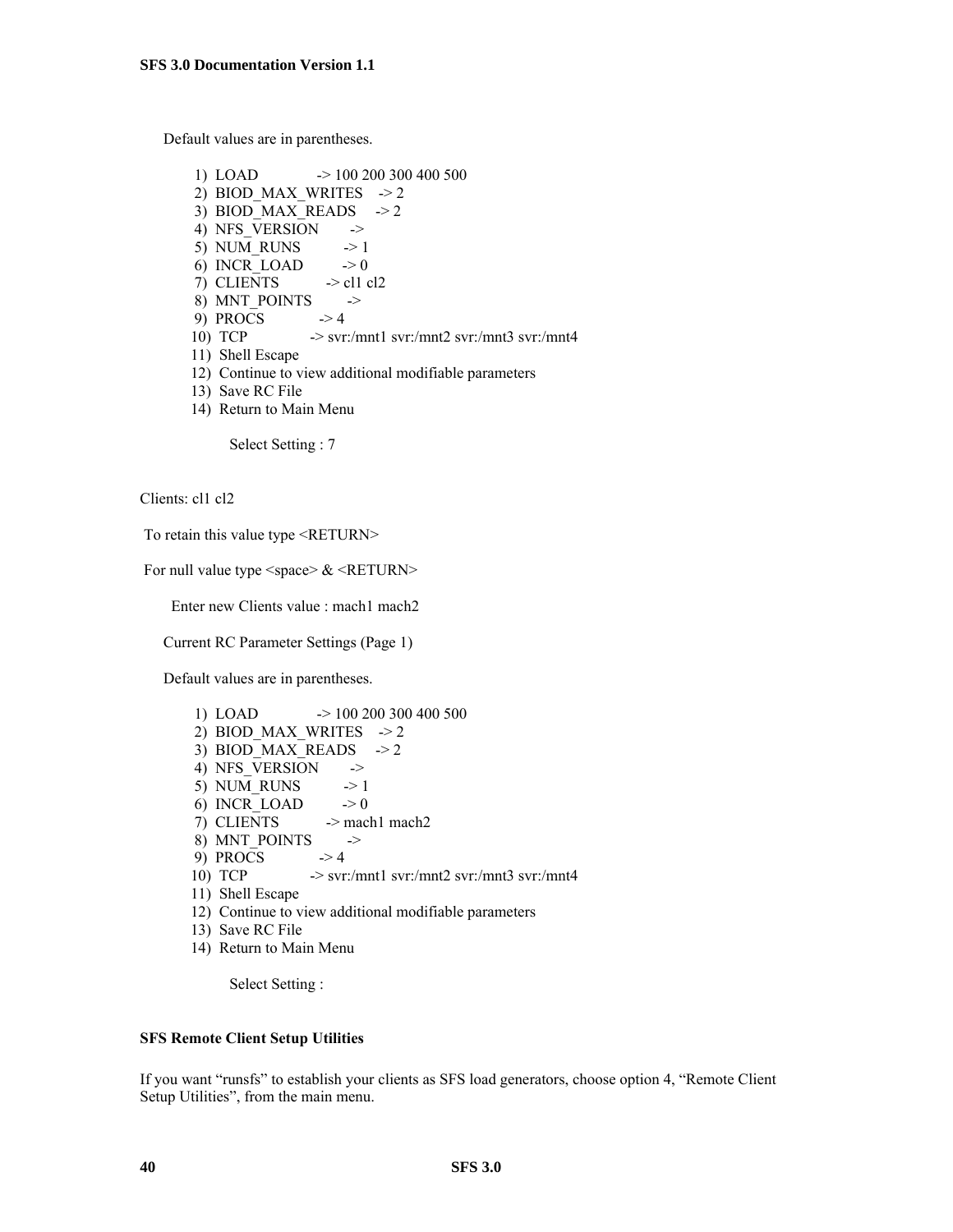Default values are in parentheses.

```
 1)  LOAD              -> 100 200 300 400 500
 2)  BIOD_MAX_WRITES    -> 2
 3)  BIOD_MAX_READS     -> 2
 4)  NFS_VERSION        ->
 5)  NUM_RUNS           -> 1
 6)  INCR_LOAD          -> 0
 7)  CLIENTS            -> cl1 cl2
 8)  MNT_POINTS         ->
 9)  PROCS              -> 4
10)  TCP                -> svr:/mnt1 svr:/mnt2 svr:/mnt3 svr:/mnt4
11)  Shell Escape
12)  Continue to view additional modifiable parameters
13)  Save RC File
14)  Return to Main Menu

         Select Setting : 7
```

```
Clients: cl1 cl2

 To retain this value type <RETURN>

 For null value type <space> & <RETURN>

       Enter new Clients value : mach1 mach2
```

Current RC Parameter Settings (Page 1)

Default values are in parentheses.

```
 1)  LOAD              -> 100 200 300 400 500
 2)  BIOD_MAX_WRITES    -> 2
 3)  BIOD_MAX_READS     -> 2
 4)  NFS_VERSION        ->
 5)  NUM_RUNS           -> 1
 6)  INCR_LOAD          -> 0
 7)  CLIENTS            -> mach1 mach2
 8)  MNT_POINTS         ->
 9)  PROCS              -> 4
10)  TCP                -> svr:/mnt1 svr:/mnt2 svr:/mnt3 svr:/mnt4
11)  Shell Escape
12)  Continue to view additional modifiable parameters
13)  Save RC File
14)  Return to Main Menu

         Select Setting :
```

**SFS Remote Client Setup Utilities**

If you want "runsfs" to establish your clients as SFS load generators, choose option 4, "Remote Client Setup Utilities", from the main menu.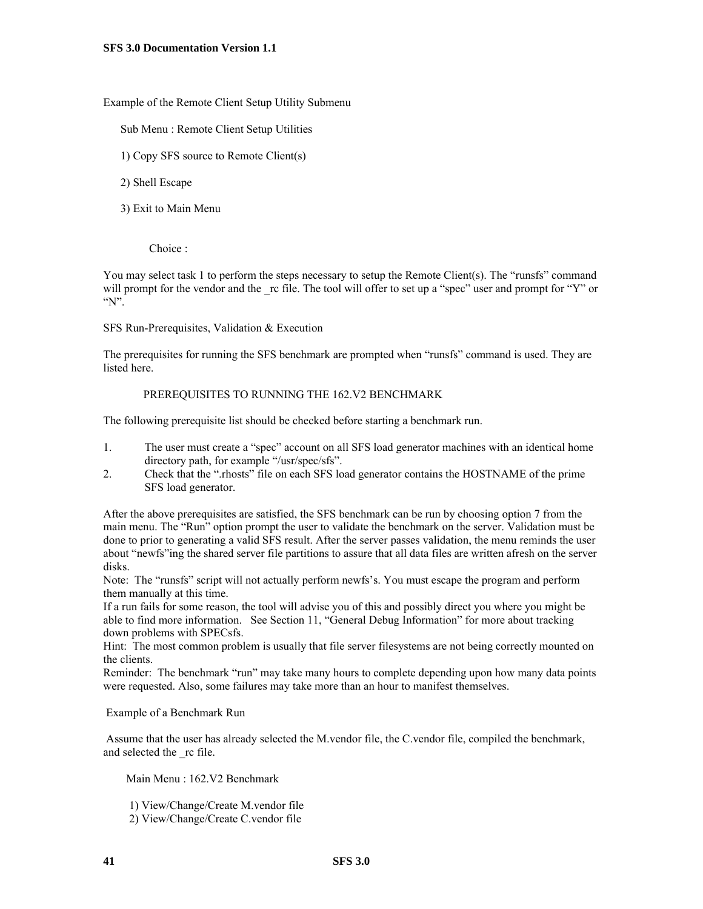Example of the Remote Client Setup Utility Submenu

```
Sub Menu : Remote Client Setup Utilities

1) Copy SFS source to Remote Client(s)

2) Shell Escape

3) Exit to Main Menu


        Choice :
```

You may select task 1 to perform the steps necessary to setup the Remote Client(s). The “runsfs” command will prompt for the vendor and the _rc file. The tool will offer to set up a “spec” user and prompt for “Y” or “N”.

SFS Run-Prerequisites, Validation & Execution

The prerequisites for running the SFS benchmark are prompted when “runsfs” command is used. They are listed here.

PREREQUISITES TO RUNNING THE 162.V2 BENCHMARK

The following prerequisite list should be checked before starting a benchmark run.

1. The user must create a “spec” account on all SFS load generator machines with an identical home directory path, for example “/usr/spec/sfs”.
2. Check that the “.rhosts” file on each SFS load generator contains the HOSTNAME of the prime SFS load generator.

After the above prerequisites are satisfied, the SFS benchmark can be run by choosing option 7 from the main menu. The “Run” option prompt the user to validate the benchmark on the server. Validation must be done to prior to generating a valid SFS result. After the server passes validation, the menu reminds the user about “newfs”ing the shared server file partitions to assure that all data files are written afresh on the server disks.
Note: The “runsfs” script will not actually perform newfs’s. You must escape the program and perform them manually at this time.
If a run fails for some reason, the tool will advise you of this and possibly direct you where you might be able to find more information. See Section 11, “General Debug Information” for more about tracking down problems with SPECsfs.
Hint: The most common problem is usually that file server filesystems are not being correctly mounted on the clients.
Reminder: The benchmark “run” may take many hours to complete depending upon how many data points were requested. Also, some failures may take more than an hour to manifest themselves.

Example of a Benchmark Run

Assume that the user has already selected the M.vendor file, the C.vendor file, compiled the benchmark, and selected the _rc file.

```
Main Menu : 162.V2 Benchmark

 1) View/Change/Create M.vendor file
 2) View/Change/Create C.vendor file
```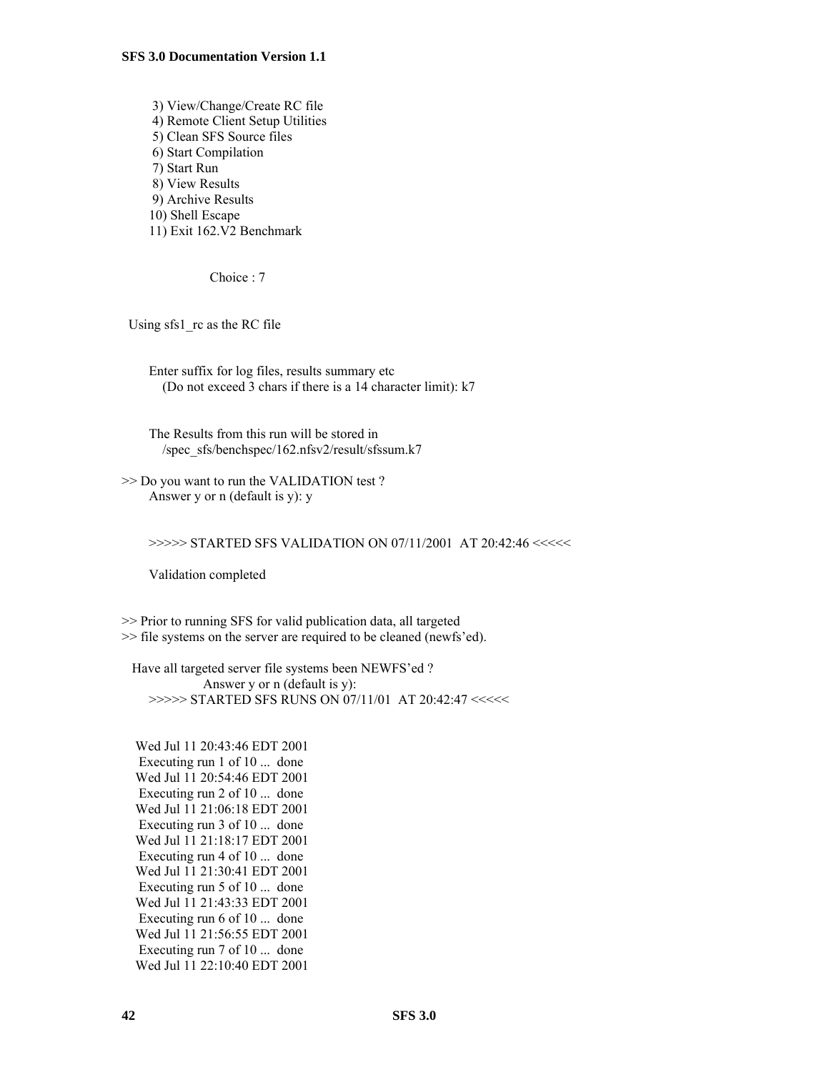```
     3) View/Change/Create RC file
     4) Remote Client Setup Utilities
     5) Clean SFS Source files
     6) Start Compilation
     7) Start Run
     8) View Results
     9) Archive Results
    10) Shell Escape
    11) Exit 162.V2 Benchmark


                 Choice : 7


  Using sfs1_rc as the RC file


      Enter suffix for log files, results summary etc
         (Do not exceed 3 chars if there is a 14 character limit): k7


      The Results from this run will be stored in
         /spec_sfs/benchspec/162.nfsv2/result/sfssum.k7

>> Do you want to run the VALIDATION test ?
      Answer y or n (default is y): y


      >>>>> STARTED SFS VALIDATION ON 07/11/2001  AT 20:42:46 <<<<<

      Validation completed


>> Prior to running SFS for valid publication data, all targeted
>> file systems on the server are required to be cleaned (newfs'ed).

   Have all targeted server file systems been NEWFS'ed ?
               Answer y or n (default is y):
      >>>>> STARTED SFS RUNS ON 07/11/01  AT 20:42:47 <<<<<


   Wed Jul 11 20:43:46 EDT 2001
    Executing run 1 of 10 ...  done
   Wed Jul 11 20:54:46 EDT 2001
    Executing run 2 of 10 ...  done
   Wed Jul 11 21:06:18 EDT 2001
    Executing run 3 of 10 ...  done
   Wed Jul 11 21:18:17 EDT 2001
    Executing run 4 of 10 ...  done
   Wed Jul 11 21:30:41 EDT 2001
    Executing run 5 of 10 ...  done
   Wed Jul 11 21:43:33 EDT 2001
    Executing run 6 of 10 ...  done
   Wed Jul 11 21:56:55 EDT 2001
    Executing run 7 of 10 ...  done
   Wed Jul 11 22:10:40 EDT 2001
```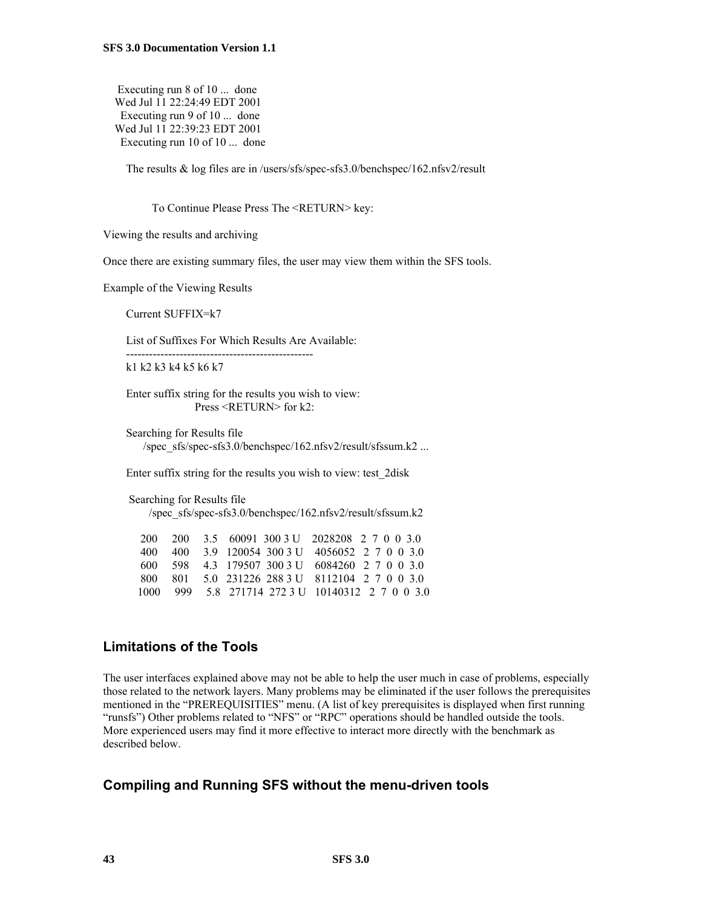```
Executing run 8 of 10 ...  done
Wed Jul 11 22:24:49 EDT 2001
 Executing run 9 of 10 ...  done
Wed Jul 11 22:39:23 EDT 2001
 Executing run 10 of 10 ...  done

The results & log files are in /users/sfs/spec-sfs3.0/benchspec/162.nfsv2/result


        To Continue Please Press The <RETURN> key:
```

Viewing the results and archiving

Once there are existing summary files, the user may view them within the SFS tools.

Example of the Viewing Results

```
Current SUFFIX=k7

List of Suffixes For Which Results Are Available:
-------------------------------------------------
k1 k2 k3 k4 k5 k6 k7

Enter suffix string for the results you wish to view:
              Press <RETURN> for k2:

Searching for Results file
    /spec_sfs/spec-sfs3.0/benchspec/162.nfsv2/result/sfssum.k2 ...

Enter suffix string for the results you wish to view: test_2disk

 Searching for Results file
     /spec_sfs/spec-sfs3.0/benchspec/162.nfsv2/result/sfssum.k2

   200    200    3.5    60091  300 3 U    2028208   2  7  0  0  3.0
   400    400    3.9   120054  300 3 U    4056052   2  7  0  0  3.0
   600    598    4.3   179507  300 3 U    6084260   2  7  0  0  3.0
   800    801    5.0   231226  288 3 U    8112104   2  7  0  0  3.0
  1000    999    5.8   271714  272 3 U   10140312   2  7  0  0  3.0
```

## Limitations of the Tools

The user interfaces explained above may not be able to help the user much in case of problems, especially those related to the network layers. Many problems may be eliminated if the user follows the prerequisites mentioned in the "PREREQUISITIES" menu. (A list of key prerequisites is displayed when first running "runsfs") Other problems related to "NFS" or "RPC" operations should be handled outside the tools. More experienced users may find it more effective to interact more directly with the benchmark as described below.

## Compiling and Running SFS without the menu-driven tools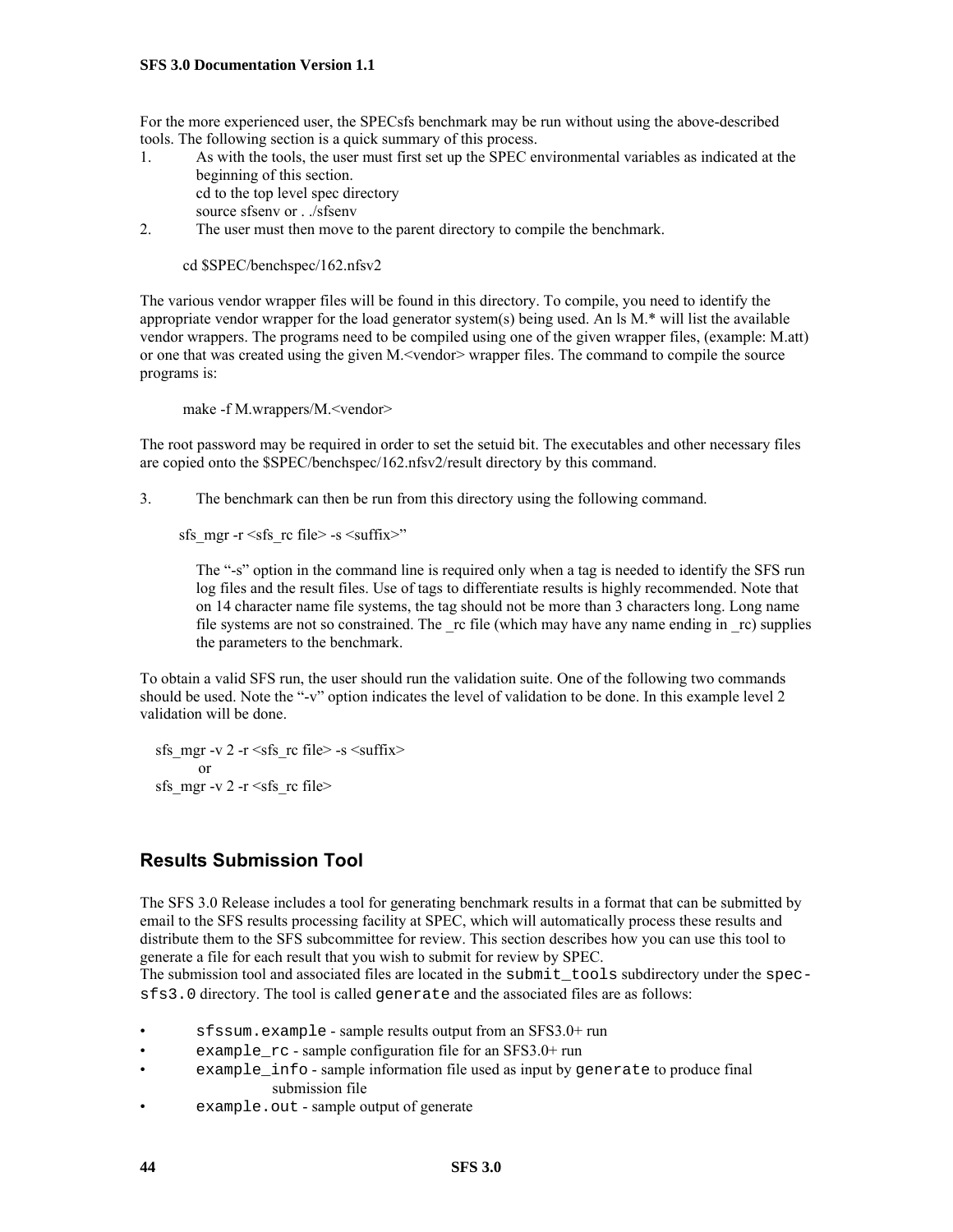For the more experienced user, the SPECsfs benchmark may be run without using the above-described tools. The following section is a quick summary of this process.

1. As with the tools, the user must first set up the SPEC environmental variables as indicated at the beginning of this section.
   cd to the top level spec directory
   source sfsenv or . ./sfsenv
2. The user must then move to the parent directory to compile the benchmark.

   cd $SPEC/benchspec/162.nfsv2

The various vendor wrapper files will be found in this directory. To compile, you need to identify the appropriate vendor wrapper for the load generator system(s) being used. An ls M.* will list the available vendor wrappers. The programs need to be compiled using one of the given wrapper files, (example: M.att) or one that was created using the given M.<vendor> wrapper files. The command to compile the source programs is:

```
make -f M.wrappers/M.<vendor>
```

The root password may be required in order to set the setuid bit. The executables and other necessary files are copied onto the $SPEC/benchspec/162.nfsv2/result directory by this command.

3. The benchmark can then be run from this directory using the following command.

   sfs_mgr -r <sfs_rc file> -s <suffix>"

   The "-s" option in the command line is required only when a tag is needed to identify the SFS run log files and the result files. Use of tags to differentiate results is highly recommended. Note that on 14 character name file systems, the tag should not be more than 3 characters long. Long name file systems are not so constrained. The _rc file (which may have any name ending in _rc) supplies the parameters to the benchmark.

To obtain a valid SFS run, the user should run the validation suite. One of the following two commands should be used. Note the "-v" option indicates the level of validation to be done. In this example level 2 validation will be done.

```
sfs_mgr -v 2 -r <sfs_rc file> -s <suffix>
      or
sfs_mgr -v 2 -r <sfs_rc file>
```

## Results Submission Tool

The SFS 3.0 Release includes a tool for generating benchmark results in a format that can be submitted by email to the SFS results processing facility at SPEC, which will automatically process these results and distribute them to the SFS subcommittee for review. This section describes how you can use this tool to generate a file for each result that you wish to submit for review by SPEC.
The submission tool and associated files are located in the `submit_tools` subdirectory under the `spec-sfs3.0` directory. The tool is called `generate` and the associated files are as follows:

- `sfssum.example` - sample results output from an SFS3.0+ run
- `example_rc` - sample configuration file for an SFS3.0+ run
- `example_info` - sample information file used as input by `generate` to produce final submission file
- `example.out` - sample output of generate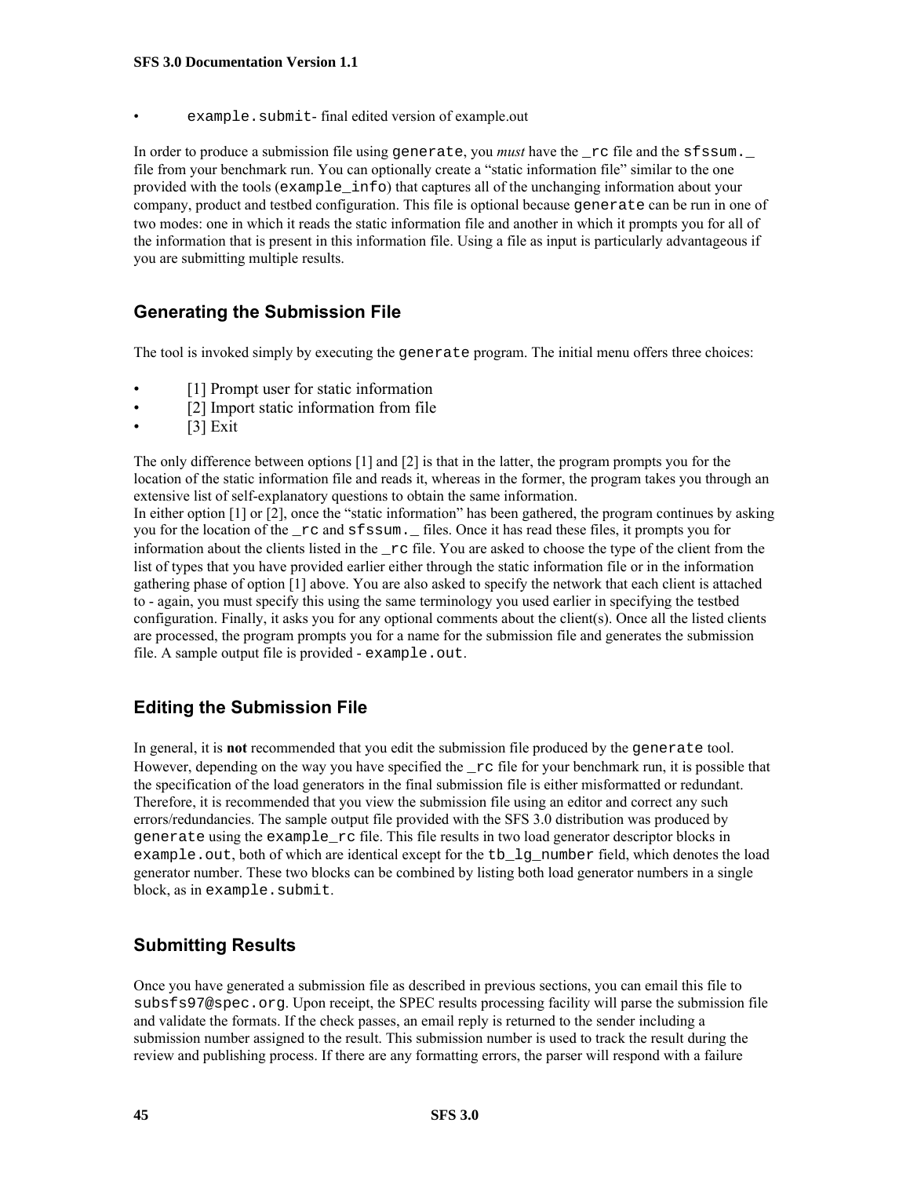- `example.submit`- final edited version of example.out

In order to produce a submission file using `generate`, you *must* have the `_rc` file and the `sfssum._` file from your benchmark run. You can optionally create a "static information file" similar to the one provided with the tools (`example_info`) that captures all of the unchanging information about your company, product and testbed configuration. This file is optional because `generate` can be run in one of two modes: one in which it reads the static information file and another in which it prompts you for all of the information that is present in this information file. Using a file as input is particularly advantageous if you are submitting multiple results.

## Generating the Submission File

The tool is invoked simply by executing the `generate` program. The initial menu offers three choices:

- [1] Prompt user for static information
- [2] Import static information from file
- [3] Exit

The only difference between options [1] and [2] is that in the latter, the program prompts you for the location of the static information file and reads it, whereas in the former, the program takes you through an extensive list of self-explanatory questions to obtain the same information.
In either option [1] or [2], once the "static information" has been gathered, the program continues by asking you for the location of the `_rc` and `sfssum._` files. Once it has read these files, it prompts you for information about the clients listed in the `_rc` file. You are asked to choose the type of the client from the list of types that you have provided earlier either through the static information file or in the information gathering phase of option [1] above. You are also asked to specify the network that each client is attached to - again, you must specify this using the same terminology you used earlier in specifying the testbed configuration. Finally, it asks you for any optional comments about the client(s). Once all the listed clients are processed, the program prompts you for a name for the submission file and generates the submission file. A sample output file is provided - `example.out`.

## Editing the Submission File

In general, it is **not** recommended that you edit the submission file produced by the `generate` tool. However, depending on the way you have specified the `_rc` file for your benchmark run, it is possible that the specification of the load generators in the final submission file is either misformatted or redundant. Therefore, it is recommended that you view the submission file using an editor and correct any such errors/redundancies. The sample output file provided with the SFS 3.0 distribution was produced by `generate` using the `example_rc` file. This file results in two load generator descriptor blocks in `example.out`, both of which are identical except for the `tb_lg_number` field, which denotes the load generator number. These two blocks can be combined by listing both load generator numbers in a single block, as in `example.submit`.

## Submitting Results

Once you have generated a submission file as described in previous sections, you can email this file to `subsfs97@spec.org`. Upon receipt, the SPEC results processing facility will parse the submission file and validate the formats. If the check passes, an email reply is returned to the sender including a submission number assigned to the result. This submission number is used to track the result during the review and publishing process. If there are any formatting errors, the parser will respond with a failure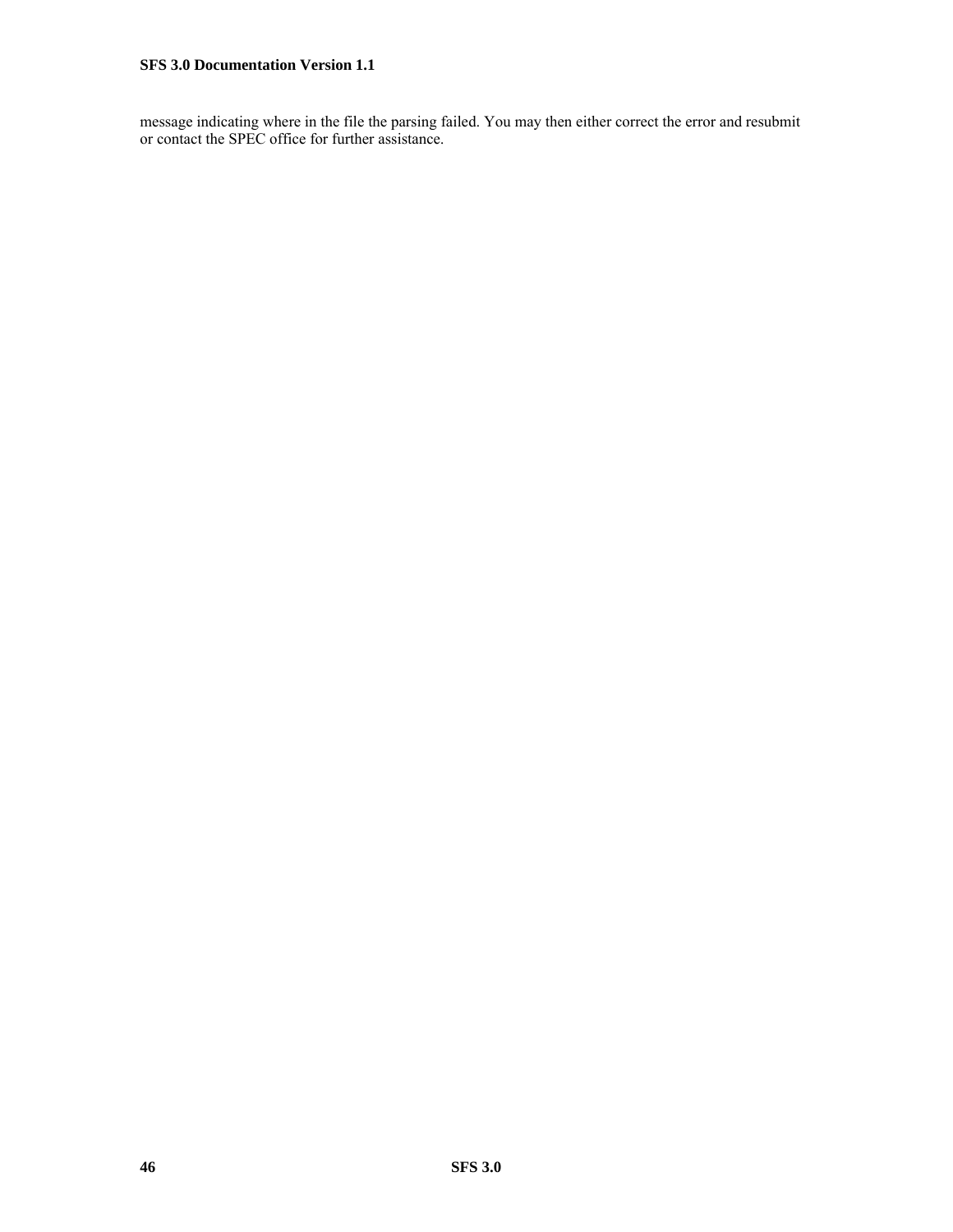message indicating where in the file the parsing failed. You may then either correct the error and resubmit or contact the SPEC office for further assistance.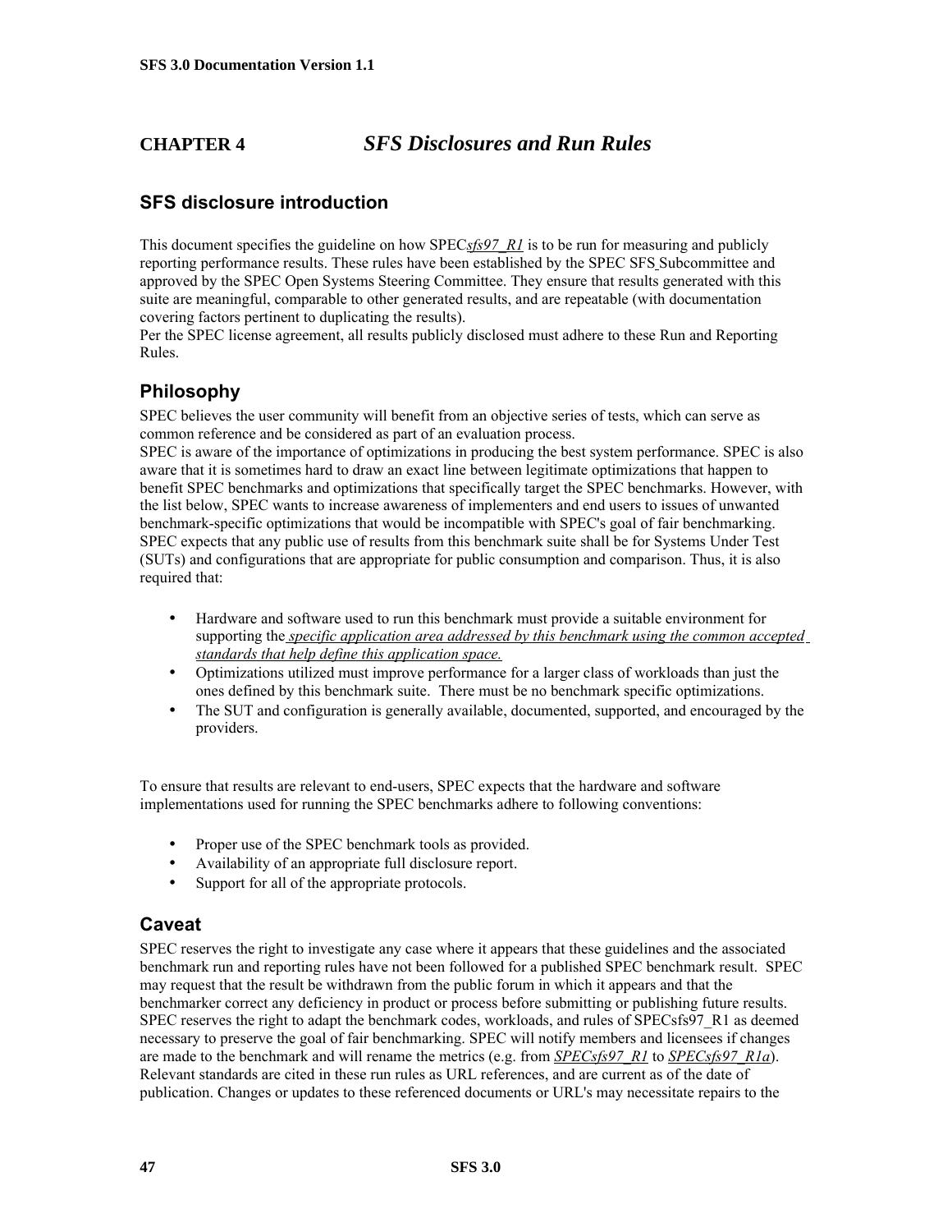# CHAPTER 4 *SFS Disclosures and Run Rules*

## SFS disclosure introduction

This document specifies the guideline on how SPEC*sfs97_R1* is to be run for measuring and publicly reporting performance results. These rules have been established by the SPEC SFS Subcommittee and approved by the SPEC Open Systems Steering Committee. They ensure that results generated with this suite are meaningful, comparable to other generated results, and are repeatable (with documentation covering factors pertinent to duplicating the results).
Per the SPEC license agreement, all results publicly disclosed must adhere to these Run and Reporting Rules.

## Philosophy

SPEC believes the user community will benefit from an objective series of tests, which can serve as common reference and be considered as part of an evaluation process.
SPEC is aware of the importance of optimizations in producing the best system performance. SPEC is also aware that it is sometimes hard to draw an exact line between legitimate optimizations that happen to benefit SPEC benchmarks and optimizations that specifically target the SPEC benchmarks. However, with the list below, SPEC wants to increase awareness of implementers and end users to issues of unwanted benchmark-specific optimizations that would be incompatible with SPEC's goal of fair benchmarking.
SPEC expects that any public use of results from this benchmark suite shall be for Systems Under Test (SUTs) and configurations that are appropriate for public consumption and comparison. Thus, it is also required that:

- Hardware and software used to run this benchmark must provide a suitable environment for supporting the *specific application area addressed by this benchmark using the common accepted standards that help define this application space.*
- Optimizations utilized must improve performance for a larger class of workloads than just the ones defined by this benchmark suite. There must be no benchmark specific optimizations.
- The SUT and configuration is generally available, documented, supported, and encouraged by the providers.

To ensure that results are relevant to end-users, SPEC expects that the hardware and software implementations used for running the SPEC benchmarks adhere to following conventions:

- Proper use of the SPEC benchmark tools as provided.
- Availability of an appropriate full disclosure report.
- Support for all of the appropriate protocols.

## Caveat

SPEC reserves the right to investigate any case where it appears that these guidelines and the associated benchmark run and reporting rules have not been followed for a published SPEC benchmark result. SPEC may request that the result be withdrawn from the public forum in which it appears and that the benchmarker correct any deficiency in product or process before submitting or publishing future results.
SPEC reserves the right to adapt the benchmark codes, workloads, and rules of SPECsfs97_R1 as deemed necessary to preserve the goal of fair benchmarking. SPEC will notify members and licensees if changes are made to the benchmark and will rename the metrics (e.g. from *SPECsfs97_R1* to *SPECsfs97_R1a*).
Relevant standards are cited in these run rules as URL references, and are current as of the date of publication. Changes or updates to these referenced documents or URL's may necessitate repairs to the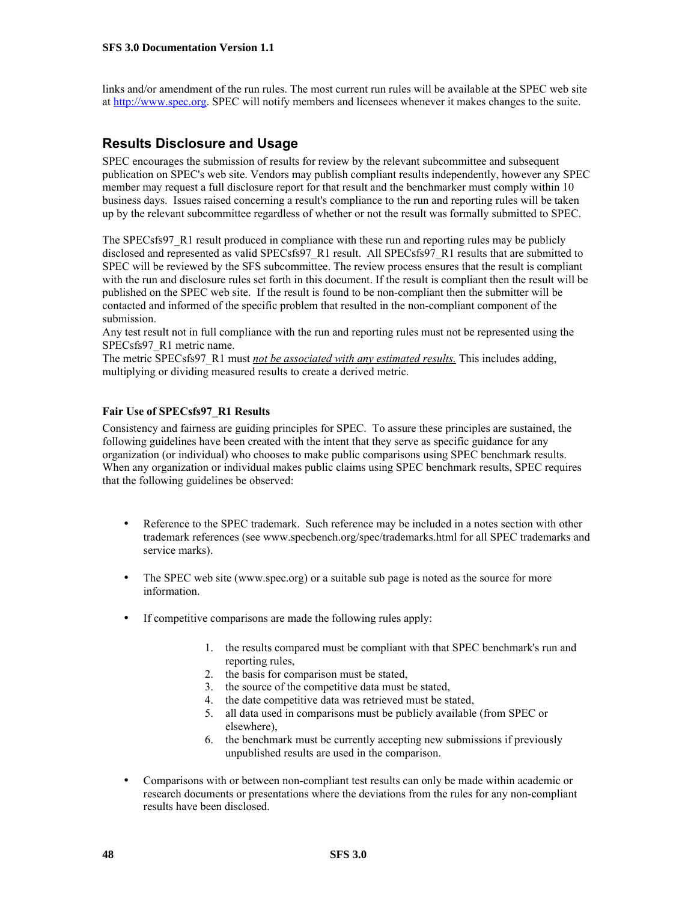links and/or amendment of the run rules. The most current run rules will be available at the SPEC web site at http://www.spec.org. SPEC will notify members and licensees whenever it makes changes to the suite.

## Results Disclosure and Usage

SPEC encourages the submission of results for review by the relevant subcommittee and subsequent publication on SPEC's web site. Vendors may publish compliant results independently, however any SPEC member may request a full disclosure report for that result and the benchmarker must comply within 10 business days. Issues raised concerning a result's compliance to the run and reporting rules will be taken up by the relevant subcommittee regardless of whether or not the result was formally submitted to SPEC.

The SPECsfs97_R1 result produced in compliance with these run and reporting rules may be publicly disclosed and represented as valid SPECsfs97_R1 result. All SPECsfs97_R1 results that are submitted to SPEC will be reviewed by the SFS subcommittee. The review process ensures that the result is compliant with the run and disclosure rules set forth in this document. If the result is compliant then the result will be published on the SPEC web site. If the result is found to be non-compliant then the submitter will be contacted and informed of the specific problem that resulted in the non-compliant component of the submission.
Any test result not in full compliance with the run and reporting rules must not be represented using the SPECsfs97_R1 metric name.
The metric SPECsfs97_R1 must *not be associated with any estimated results.* This includes adding, multiplying or dividing measured results to create a derived metric.

### Fair Use of SPECsfs97_R1 Results

Consistency and fairness are guiding principles for SPEC. To assure these principles are sustained, the following guidelines have been created with the intent that they serve as specific guidance for any organization (or individual) who chooses to make public comparisons using SPEC benchmark results. When any organization or individual makes public claims using SPEC benchmark results, SPEC requires that the following guidelines be observed:

- Reference to the SPEC trademark. Such reference may be included in a notes section with other trademark references (see www.specbench.org/spec/trademarks.html for all SPEC trademarks and service marks).
- The SPEC web site (www.spec.org) or a suitable sub page is noted as the source for more information.
- If competitive comparisons are made the following rules apply:
  1. the results compared must be compliant with that SPEC benchmark's run and reporting rules,
  2. the basis for comparison must be stated,
  3. the source of the competitive data must be stated,
  4. the date competitive data was retrieved must be stated,
  5. all data used in comparisons must be publicly available (from SPEC or elsewhere),
  6. the benchmark must be currently accepting new submissions if previously unpublished results are used in the comparison.
- Comparisons with or between non-compliant test results can only be made within academic or research documents or presentations where the deviations from the rules for any non-compliant results have been disclosed.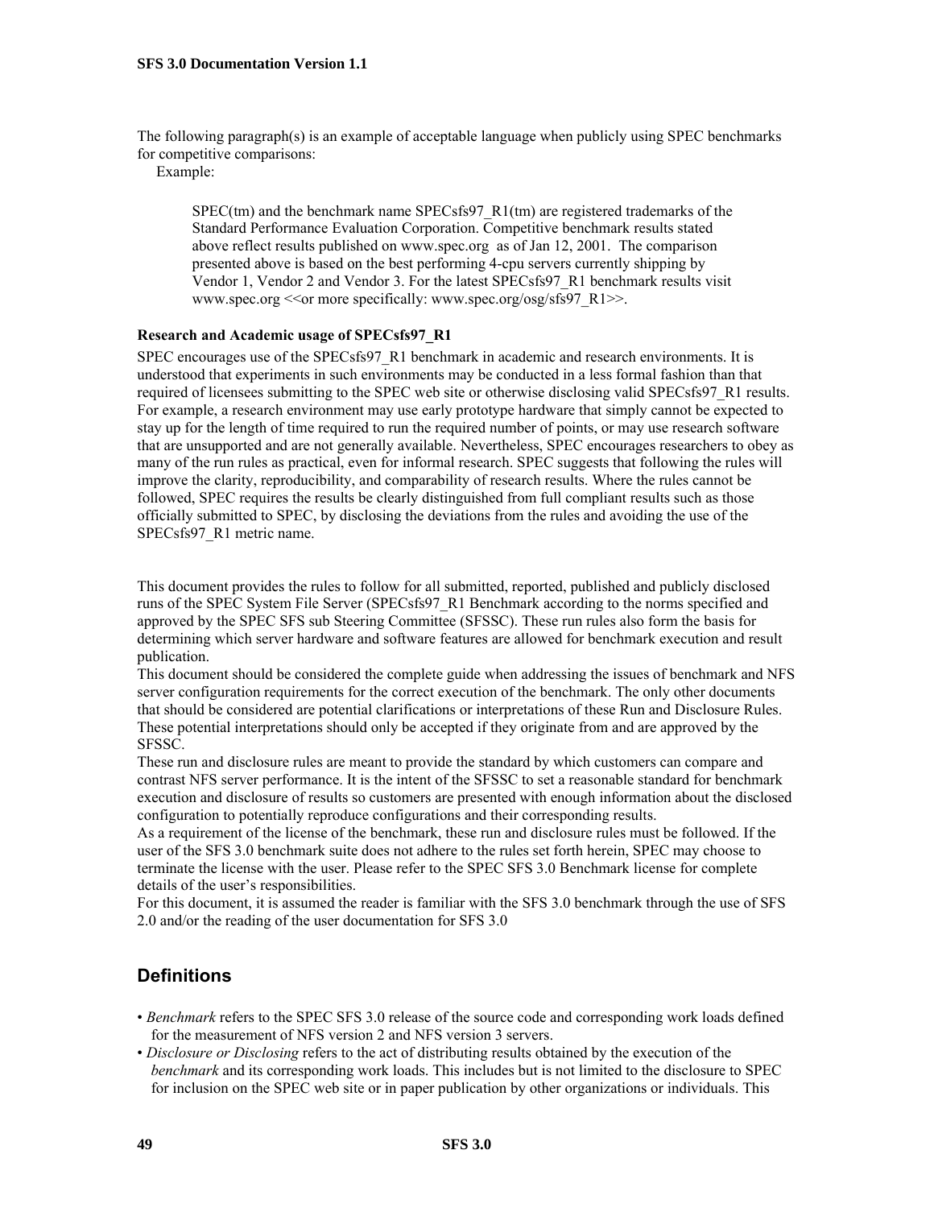The following paragraph(s) is an example of acceptable language when publicly using SPEC benchmarks for competitive comparisons:

Example:

> SPEC(tm) and the benchmark name SPECsfs97_R1(tm) are registered trademarks of the Standard Performance Evaluation Corporation. Competitive benchmark results stated above reflect results published on www.spec.org as of Jan 12, 2001. The comparison presented above is based on the best performing 4-cpu servers currently shipping by Vendor 1, Vendor 2 and Vendor 3. For the latest SPECsfs97_R1 benchmark results visit www.spec.org <<or more specifically: www.spec.org/osg/sfs97_R1>>.

**Research and Academic usage of SPECsfs97_R1**

SPEC encourages use of the SPECsfs97_R1 benchmark in academic and research environments. It is understood that experiments in such environments may be conducted in a less formal fashion than that required of licensees submitting to the SPEC web site or otherwise disclosing valid SPECsfs97_R1 results. For example, a research environment may use early prototype hardware that simply cannot be expected to stay up for the length of time required to run the required number of points, or may use research software that are unsupported and are not generally available. Nevertheless, SPEC encourages researchers to obey as many of the run rules as practical, even for informal research. SPEC suggests that following the rules will improve the clarity, reproducibility, and comparability of research results. Where the rules cannot be followed, SPEC requires the results be clearly distinguished from full compliant results such as those officially submitted to SPEC, by disclosing the deviations from the rules and avoiding the use of the SPECsfs97_R1 metric name.

This document provides the rules to follow for all submitted, reported, published and publicly disclosed runs of the SPEC System File Server (SPECsfs97_R1 Benchmark according to the norms specified and approved by the SPEC SFS sub Steering Committee (SFSSC). These run rules also form the basis for determining which server hardware and software features are allowed for benchmark execution and result publication.

This document should be considered the complete guide when addressing the issues of benchmark and NFS server configuration requirements for the correct execution of the benchmark. The only other documents that should be considered are potential clarifications or interpretations of these Run and Disclosure Rules. These potential interpretations should only be accepted if they originate from and are approved by the SFSSC.

These run and disclosure rules are meant to provide the standard by which customers can compare and contrast NFS server performance. It is the intent of the SFSSC to set a reasonable standard for benchmark execution and disclosure of results so customers are presented with enough information about the disclosed configuration to potentially reproduce configurations and their corresponding results.

As a requirement of the license of the benchmark, these run and disclosure rules must be followed. If the user of the SFS 3.0 benchmark suite does not adhere to the rules set forth herein, SPEC may choose to terminate the license with the user. Please refer to the SPEC SFS 3.0 Benchmark license for complete details of the user's responsibilities.

For this document, it is assumed the reader is familiar with the SFS 3.0 benchmark through the use of SFS 2.0 and/or the reading of the user documentation for SFS 3.0

## Definitions

- *Benchmark* refers to the SPEC SFS 3.0 release of the source code and corresponding work loads defined for the measurement of NFS version 2 and NFS version 3 servers.
- *Disclosure or Disclosing* refers to the act of distributing results obtained by the execution of the *benchmark* and its corresponding work loads. This includes but is not limited to the disclosure to SPEC for inclusion on the SPEC web site or in paper publication by other organizations or individuals. This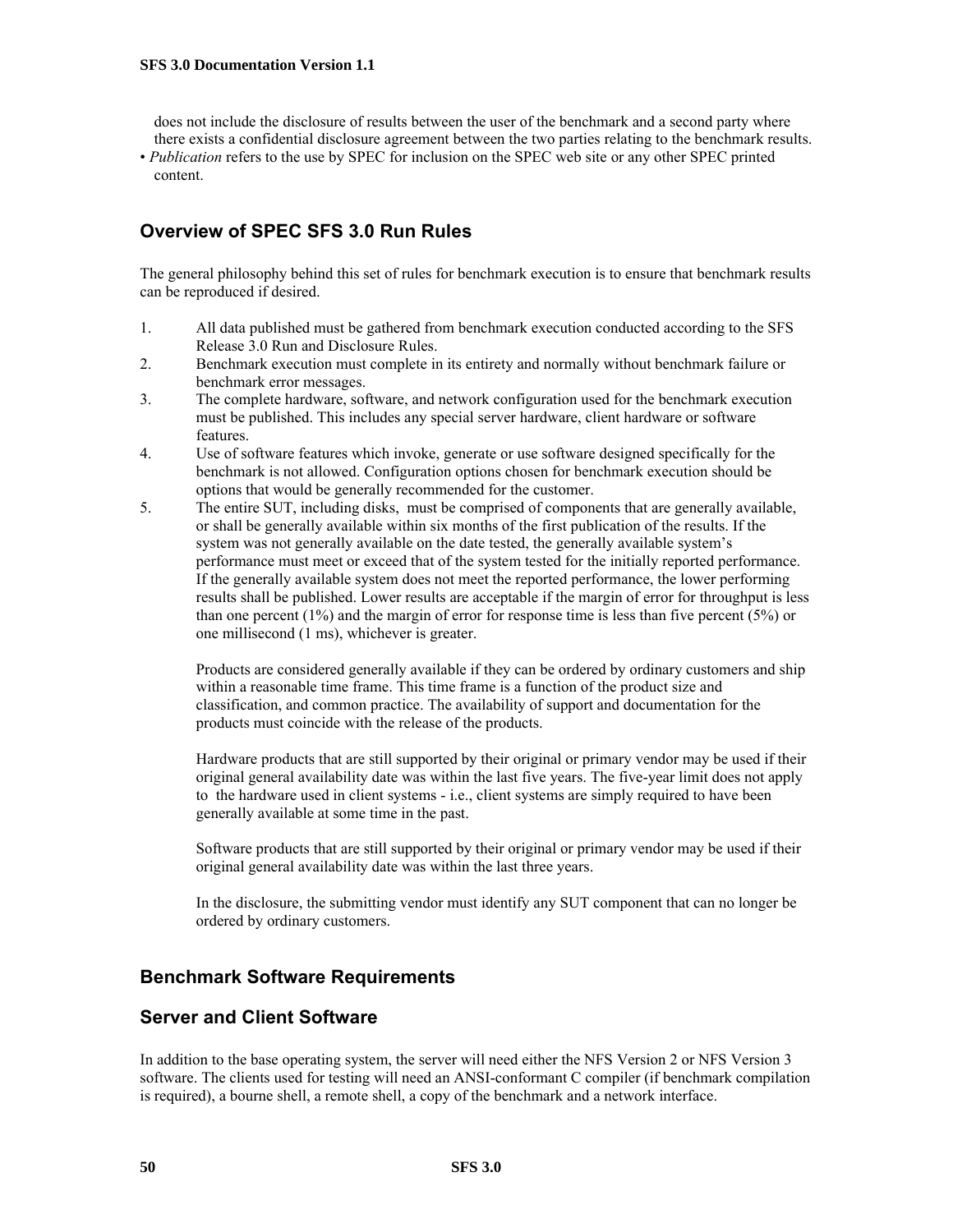does not include the disclosure of results between the user of the benchmark and a second party where there exists a confidential disclosure agreement between the two parties relating to the benchmark results.

- *Publication* refers to the use by SPEC for inclusion on the SPEC web site or any other SPEC printed content.

## Overview of SPEC SFS 3.0 Run Rules

The general philosophy behind this set of rules for benchmark execution is to ensure that benchmark results can be reproduced if desired.

1. All data published must be gathered from benchmark execution conducted according to the SFS Release 3.0 Run and Disclosure Rules.
2. Benchmark execution must complete in its entirety and normally without benchmark failure or benchmark error messages.
3. The complete hardware, software, and network configuration used for the benchmark execution must be published. This includes any special server hardware, client hardware or software features.
4. Use of software features which invoke, generate or use software designed specifically for the benchmark is not allowed. Configuration options chosen for benchmark execution should be options that would be generally recommended for the customer.
5. The entire SUT, including disks, must be comprised of components that are generally available, or shall be generally available within six months of the first publication of the results. If the system was not generally available on the date tested, the generally available system's performance must meet or exceed that of the system tested for the initially reported performance. If the generally available system does not meet the reported performance, the lower performing results shall be published. Lower results are acceptable if the margin of error for throughput is less than one percent (1%) and the margin of error for response time is less than five percent (5%) or one millisecond (1 ms), whichever is greater.

   Products are considered generally available if they can be ordered by ordinary customers and ship within a reasonable time frame. This time frame is a function of the product size and classification, and common practice. The availability of support and documentation for the products must coincide with the release of the products.

   Hardware products that are still supported by their original or primary vendor may be used if their original general availability date was within the last five years. The five-year limit does not apply to the hardware used in client systems - i.e., client systems are simply required to have been generally available at some time in the past.

   Software products that are still supported by their original or primary vendor may be used if their original general availability date was within the last three years.

   In the disclosure, the submitting vendor must identify any SUT component that can no longer be ordered by ordinary customers.

## Benchmark Software Requirements

## Server and Client Software

In addition to the base operating system, the server will need either the NFS Version 2 or NFS Version 3 software. The clients used for testing will need an ANSI-conformant C compiler (if benchmark compilation is required), a bourne shell, a remote shell, a copy of the benchmark and a network interface.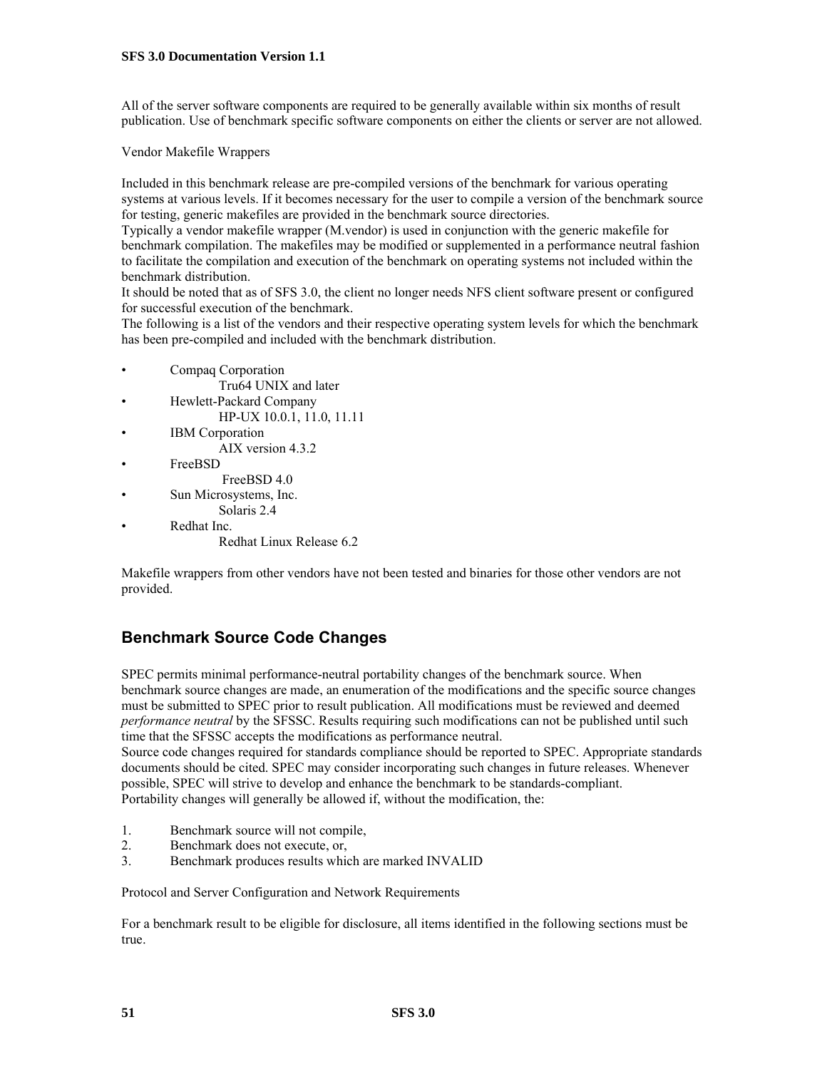All of the server software components are required to be generally available within six months of result publication. Use of benchmark specific software components on either the clients or server are not allowed.

Vendor Makefile Wrappers

Included in this benchmark release are pre-compiled versions of the benchmark for various operating systems at various levels. If it becomes necessary for the user to compile a version of the benchmark source for testing, generic makefiles are provided in the benchmark source directories.
Typically a vendor makefile wrapper (M.vendor) is used in conjunction with the generic makefile for benchmark compilation. The makefiles may be modified or supplemented in a performance neutral fashion to facilitate the compilation and execution of the benchmark on operating systems not included within the benchmark distribution.
It should be noted that as of SFS 3.0, the client no longer needs NFS client software present or configured for successful execution of the benchmark.
The following is a list of the vendors and their respective operating system levels for which the benchmark has been pre-compiled and included with the benchmark distribution.

- Compaq Corporation
  - Tru64 UNIX and later
- Hewlett-Packard Company
  - HP-UX 10.0.1, 11.0, 11.11
- IBM Corporation
  - AIX version 4.3.2
- FreeBSD
  - FreeBSD 4.0
- Sun Microsystems, Inc.
  - Solaris 2.4
- Redhat Inc.
  - Redhat Linux Release 6.2

Makefile wrappers from other vendors have not been tested and binaries for those other vendors are not provided.

## Benchmark Source Code Changes

SPEC permits minimal performance-neutral portability changes of the benchmark source. When benchmark source changes are made, an enumeration of the modifications and the specific source changes must be submitted to SPEC prior to result publication. All modifications must be reviewed and deemed *performance neutral* by the SFSSC. Results requiring such modifications can not be published until such time that the SFSSC accepts the modifications as performance neutral.
Source code changes required for standards compliance should be reported to SPEC. Appropriate standards documents should be cited. SPEC may consider incorporating such changes in future releases. Whenever possible, SPEC will strive to develop and enhance the benchmark to be standards-compliant.
Portability changes will generally be allowed if, without the modification, the:

1. Benchmark source will not compile,
2. Benchmark does not execute, or,
3. Benchmark produces results which are marked INVALID

Protocol and Server Configuration and Network Requirements

For a benchmark result to be eligible for disclosure, all items identified in the following sections must be true.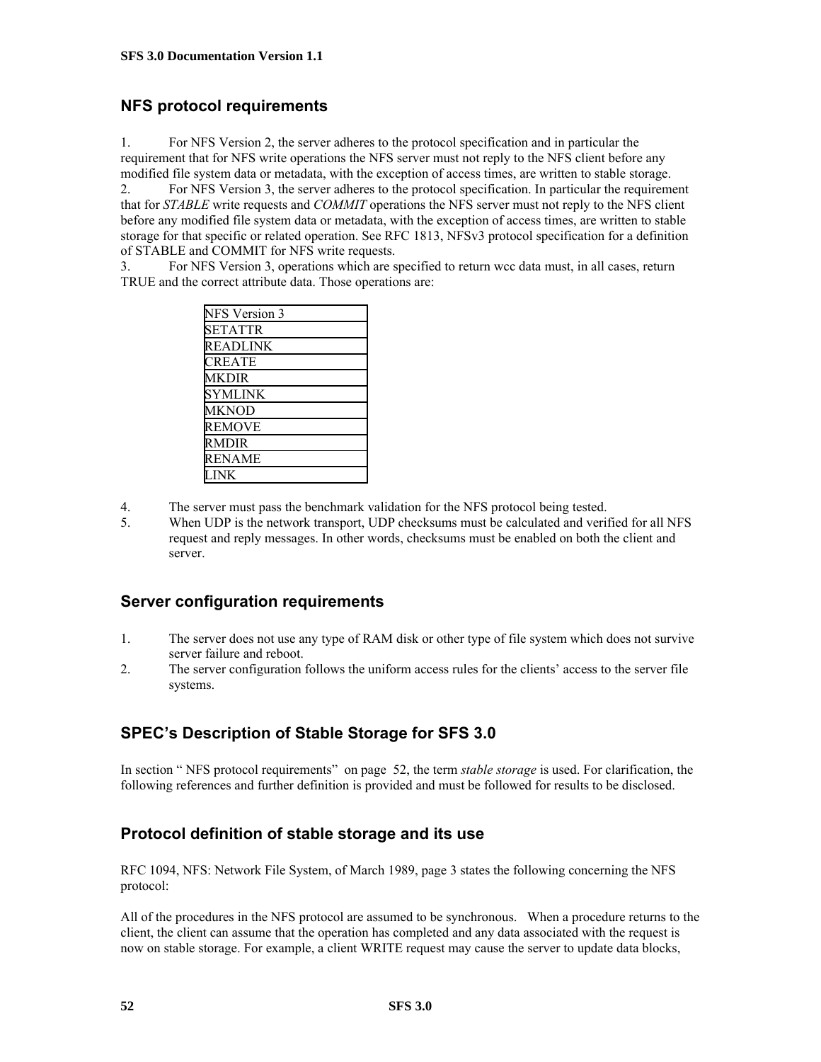## NFS protocol requirements

1. For NFS Version 2, the server adheres to the protocol specification and in particular the requirement that for NFS write operations the NFS server must not reply to the NFS client before any modified file system data or metadata, with the exception of access times, are written to stable storage.
2. For NFS Version 3, the server adheres to the protocol specification. In particular the requirement that for *STABLE* write requests and *COMMIT* operations the NFS server must not reply to the NFS client before any modified file system data or metadata, with the exception of access times, are written to stable storage for that specific or related operation. See RFC 1813, NFSv3 protocol specification for a definition of STABLE and COMMIT for NFS write requests.
3. For NFS Version 3, operations which are specified to return wcc data must, in all cases, return TRUE and the correct attribute data. Those operations are:

| NFS Version 3 |
|---|
| SETATTR |
| READLINK |
| CREATE |
| MKDIR |
| SYMLINK |
| MKNOD |
| REMOVE |
| RMDIR |
| RENAME |
| LINK |

4. The server must pass the benchmark validation for the NFS protocol being tested.
5. When UDP is the network transport, UDP checksums must be calculated and verified for all NFS request and reply messages. In other words, checksums must be enabled on both the client and server.

## Server configuration requirements

1. The server does not use any type of RAM disk or other type of file system which does not survive server failure and reboot.
2. The server configuration follows the uniform access rules for the clients' access to the server file systems.

## SPEC's Description of Stable Storage for SFS 3.0

In section " NFS protocol requirements" on page 52, the term *stable storage* is used. For clarification, the following references and further definition is provided and must be followed for results to be disclosed.

## Protocol definition of stable storage and its use

RFC 1094, NFS: Network File System, of March 1989, page 3 states the following concerning the NFS protocol:

All of the procedures in the NFS protocol are assumed to be synchronous. When a procedure returns to the client, the client can assume that the operation has completed and any data associated with the request is now on stable storage. For example, a client WRITE request may cause the server to update data blocks,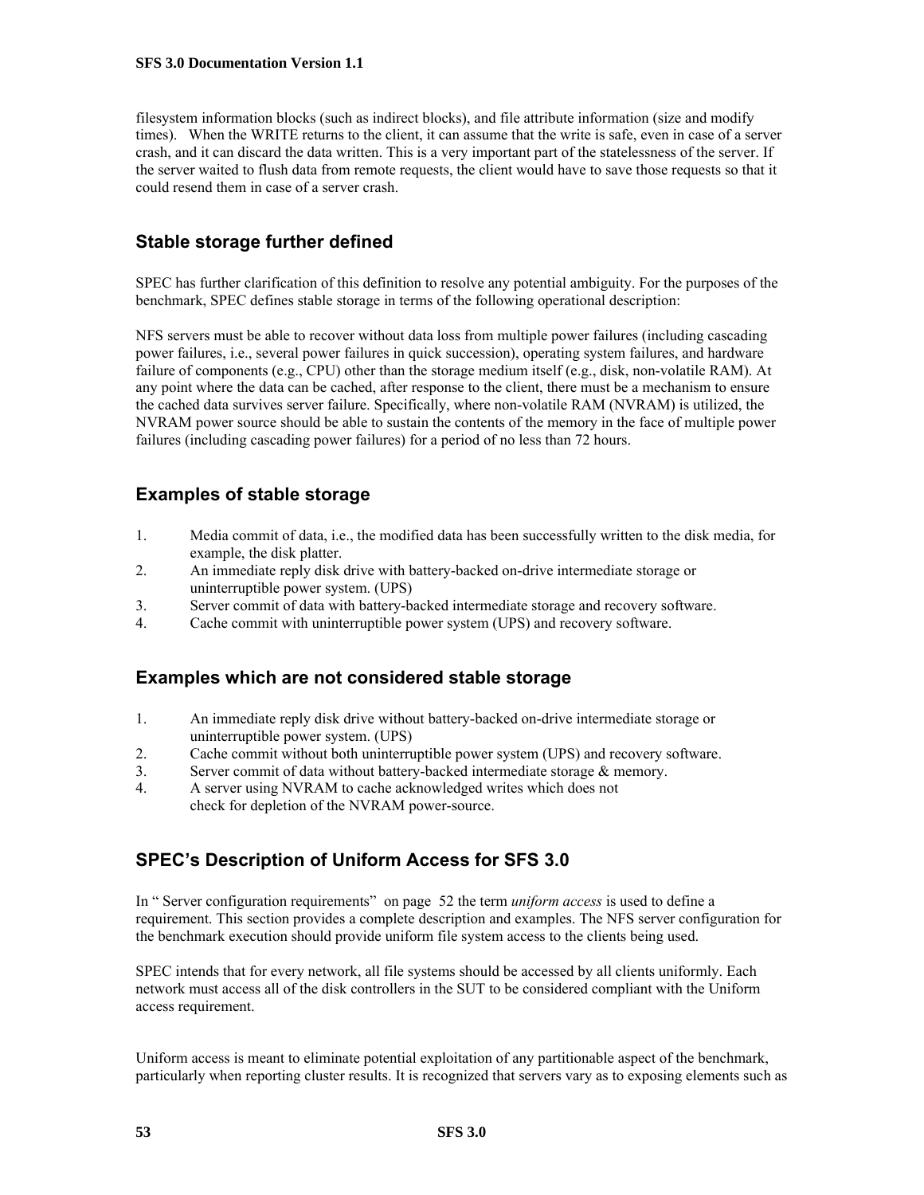filesystem information blocks (such as indirect blocks), and file attribute information (size and modify times). When the WRITE returns to the client, it can assume that the write is safe, even in case of a server crash, and it can discard the data written. This is a very important part of the statelessness of the server. If the server waited to flush data from remote requests, the client would have to save those requests so that it could resend them in case of a server crash.

## Stable storage further defined

SPEC has further clarification of this definition to resolve any potential ambiguity. For the purposes of the benchmark, SPEC defines stable storage in terms of the following operational description:

NFS servers must be able to recover without data loss from multiple power failures (including cascading power failures, i.e., several power failures in quick succession), operating system failures, and hardware failure of components (e.g., CPU) other than the storage medium itself (e.g., disk, non-volatile RAM). At any point where the data can be cached, after response to the client, there must be a mechanism to ensure the cached data survives server failure. Specifically, where non-volatile RAM (NVRAM) is utilized, the NVRAM power source should be able to sustain the contents of the memory in the face of multiple power failures (including cascading power failures) for a period of no less than 72 hours.

## Examples of stable storage

1. Media commit of data, i.e., the modified data has been successfully written to the disk media, for example, the disk platter.
2. An immediate reply disk drive with battery-backed on-drive intermediate storage or uninterruptible power system. (UPS)
3. Server commit of data with battery-backed intermediate storage and recovery software.
4. Cache commit with uninterruptible power system (UPS) and recovery software.

## Examples which are not considered stable storage

1. An immediate reply disk drive without battery-backed on-drive intermediate storage or uninterruptible power system. (UPS)
2. Cache commit without both uninterruptible power system (UPS) and recovery software.
3. Server commit of data without battery-backed intermediate storage & memory.
4. A server using NVRAM to cache acknowledged writes which does not check for depletion of the NVRAM power-source.

## SPEC's Description of Uniform Access for SFS 3.0

In " Server configuration requirements" on page 52 the term *uniform access* is used to define a requirement. This section provides a complete description and examples. The NFS server configuration for the benchmark execution should provide uniform file system access to the clients being used.

SPEC intends that for every network, all file systems should be accessed by all clients uniformly. Each network must access all of the disk controllers in the SUT to be considered compliant with the Uniform access requirement.

Uniform access is meant to eliminate potential exploitation of any partitionable aspect of the benchmark, particularly when reporting cluster results. It is recognized that servers vary as to exposing elements such as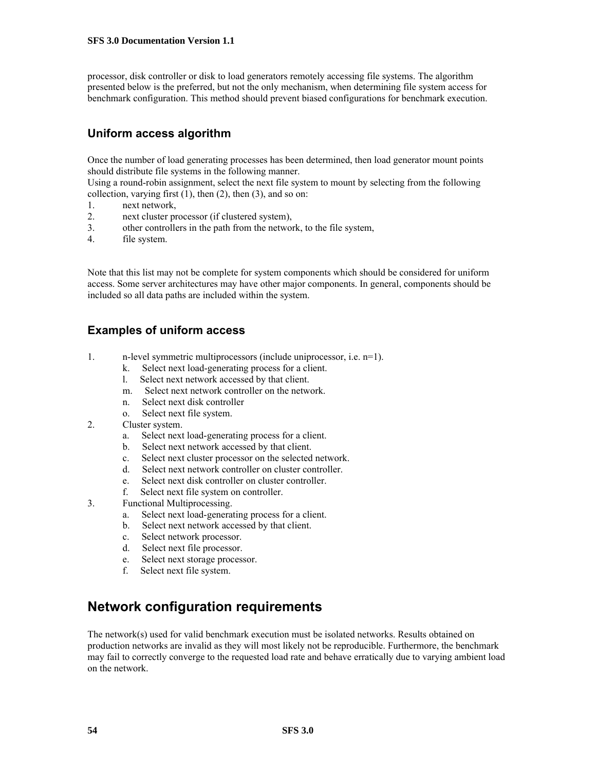processor, disk controller or disk to load generators remotely accessing file systems. The algorithm presented below is the preferred, but not the only mechanism, when determining file system access for benchmark configuration. This method should prevent biased configurations for benchmark execution.

### Uniform access algorithm

Once the number of load generating processes has been determined, then load generator mount points should distribute file systems in the following manner.
Using a round-robin assignment, select the next file system to mount by selecting from the following collection, varying first (1), then (2), then (3), and so on:

1. next network,
2. next cluster processor (if clustered system),
3. other controllers in the path from the network, to the file system,
4. file system.

Note that this list may not be complete for system components which should be considered for uniform access. Some server architectures may have other major components. In general, components should be included so all data paths are included within the system.

### Examples of uniform access

1. n-level symmetric multiprocessors (include uniprocessor, i.e. n=1).
   k. Select next load-generating process for a client.
   l. Select next network accessed by that client.
   m. Select next network controller on the network.
   n. Select next disk controller
   o. Select next file system.
2. Cluster system.
   a. Select next load-generating process for a client.
   b. Select next network accessed by that client.
   c. Select next cluster processor on the selected network.
   d. Select next network controller on cluster controller.
   e. Select next disk controller on cluster controller.
   f. Select next file system on controller.
3. Functional Multiprocessing.
   a. Select next load-generating process for a client.
   b. Select next network accessed by that client.
   c. Select network processor.
   d. Select next file processor.
   e. Select next storage processor.
   f. Select next file system.

## Network configuration requirements

The network(s) used for valid benchmark execution must be isolated networks. Results obtained on production networks are invalid as they will most likely not be reproducible. Furthermore, the benchmark may fail to correctly converge to the requested load rate and behave erratically due to varying ambient load on the network.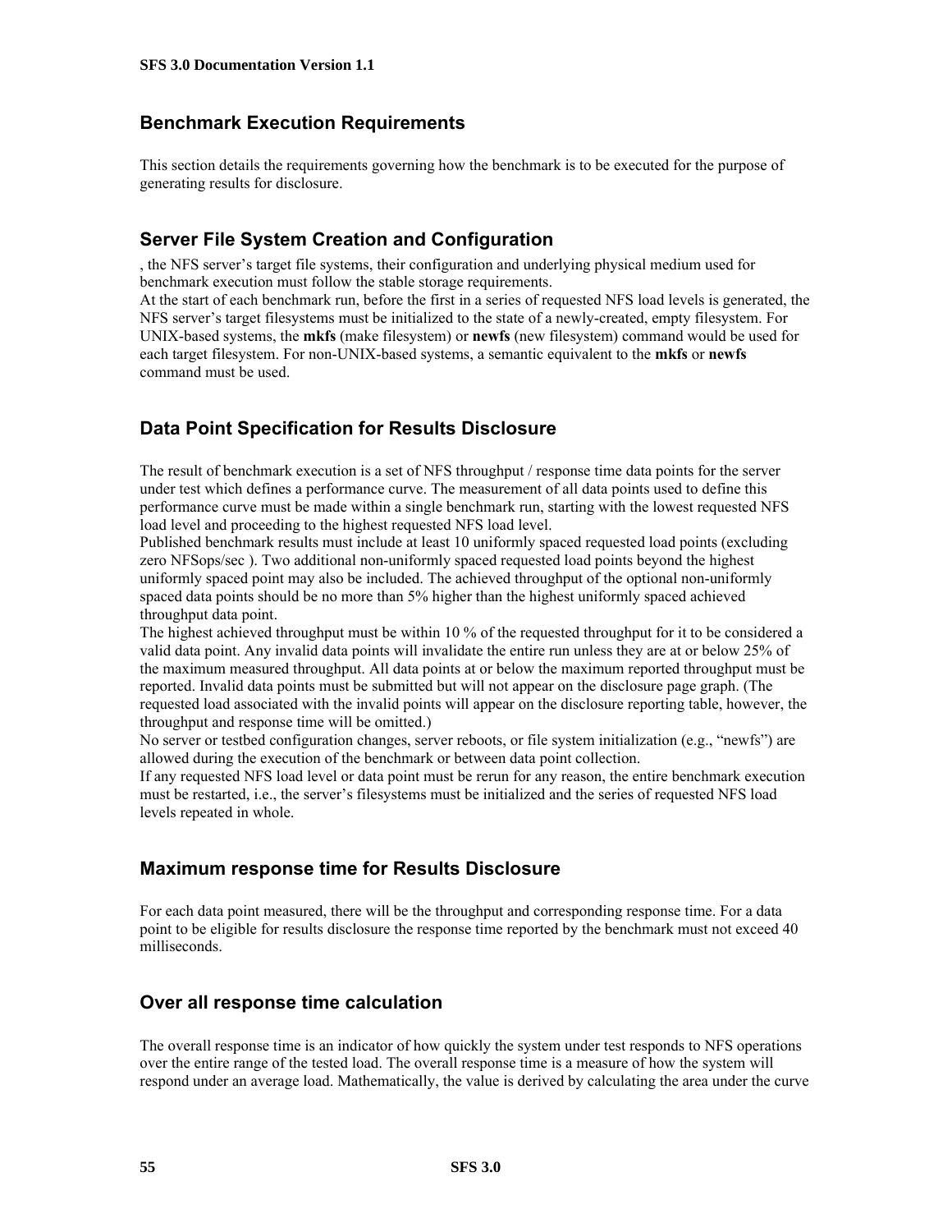## Benchmark Execution Requirements

This section details the requirements governing how the benchmark is to be executed for the purpose of generating results for disclosure.

## Server File System Creation and Configuration

, the NFS server's target file systems, their configuration and underlying physical medium used for benchmark execution must follow the stable storage requirements.

At the start of each benchmark run, before the first in a series of requested NFS load levels is generated, the NFS server's target filesystems must be initialized to the state of a newly-created, empty filesystem. For UNIX-based systems, the **mkfs** (make filesystem) or **newfs** (new filesystem) command would be used for each target filesystem. For non-UNIX-based systems, a semantic equivalent to the **mkfs** or **newfs** command must be used.

## Data Point Specification for Results Disclosure

The result of benchmark execution is a set of NFS throughput / response time data points for the server under test which defines a performance curve. The measurement of all data points used to define this performance curve must be made within a single benchmark run, starting with the lowest requested NFS load level and proceeding to the highest requested NFS load level.

Published benchmark results must include at least 10 uniformly spaced requested load points (excluding zero NFSops/sec ). Two additional non-uniformly spaced requested load points beyond the highest uniformly spaced point may also be included. The achieved throughput of the optional non-uniformly spaced data points should be no more than 5% higher than the highest uniformly spaced achieved throughput data point.

The highest achieved throughput must be within 10 % of the requested throughput for it to be considered a valid data point. Any invalid data points will invalidate the entire run unless they are at or below 25% of the maximum measured throughput. All data points at or below the maximum reported throughput must be reported. Invalid data points must be submitted but will not appear on the disclosure page graph. (The requested load associated with the invalid points will appear on the disclosure reporting table, however, the throughput and response time will be omitted.)

No server or testbed configuration changes, server reboots, or file system initialization (e.g., "newfs") are allowed during the execution of the benchmark or between data point collection.

If any requested NFS load level or data point must be rerun for any reason, the entire benchmark execution must be restarted, i.e., the server's filesystems must be initialized and the series of requested NFS load levels repeated in whole.

## Maximum response time for Results Disclosure

For each data point measured, there will be the throughput and corresponding response time. For a data point to be eligible for results disclosure the response time reported by the benchmark must not exceed 40 milliseconds.

## Over all response time calculation

The overall response time is an indicator of how quickly the system under test responds to NFS operations over the entire range of the tested load. The overall response time is a measure of how the system will respond under an average load. Mathematically, the value is derived by calculating the area under the curve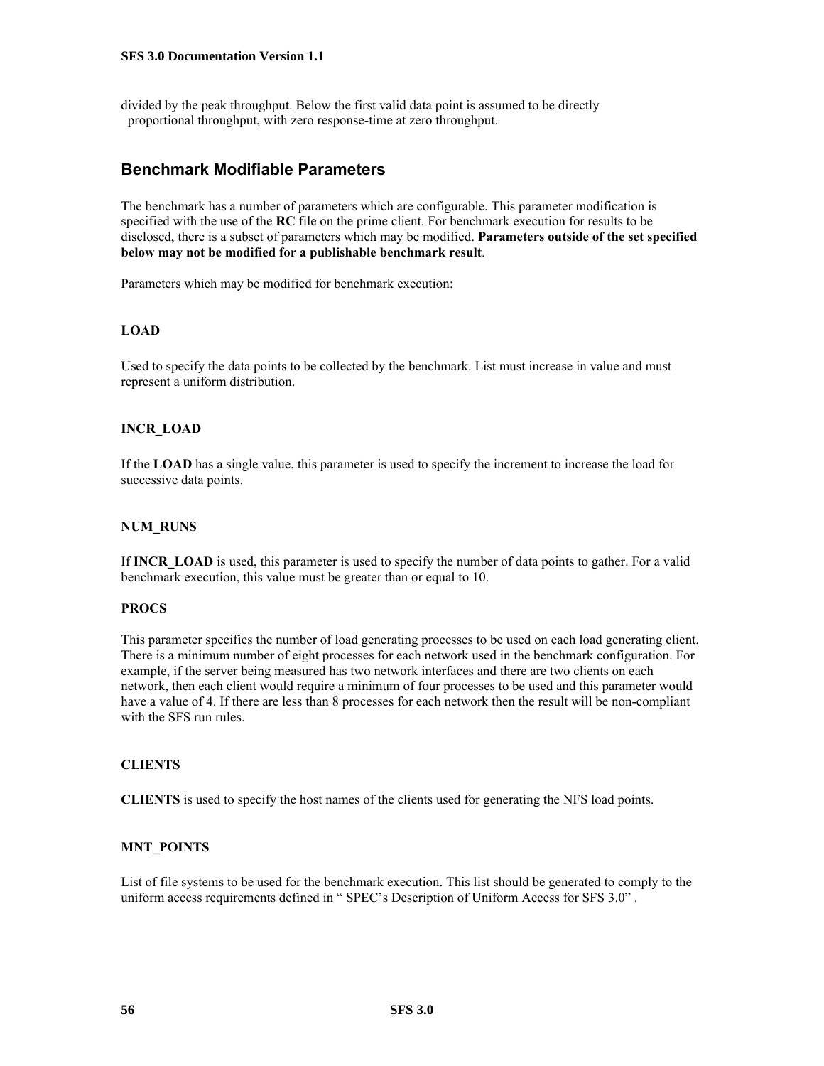divided by the peak throughput. Below the first valid data point is assumed to be directly proportional throughput, with zero response-time at zero throughput.

## Benchmark Modifiable Parameters

The benchmark has a number of parameters which are configurable. This parameter modification is specified with the use of the **RC** file on the prime client. For benchmark execution for results to be disclosed, there is a subset of parameters which may be modified. **Parameters outside of the set specified below may not be modified for a publishable benchmark result**.

Parameters which may be modified for benchmark execution:

#### LOAD

Used to specify the data points to be collected by the benchmark. List must increase in value and must represent a uniform distribution.

#### INCR_LOAD

If the **LOAD** has a single value, this parameter is used to specify the increment to increase the load for successive data points.

#### NUM_RUNS

If **INCR_LOAD** is used, this parameter is used to specify the number of data points to gather. For a valid benchmark execution, this value must be greater than or equal to 10.

#### PROCS

This parameter specifies the number of load generating processes to be used on each load generating client. There is a minimum number of eight processes for each network used in the benchmark configuration. For example, if the server being measured has two network interfaces and there are two clients on each network, then each client would require a minimum of four processes to be used and this parameter would have a value of 4. If there are less than 8 processes for each network then the result will be non-compliant with the SFS run rules.

#### CLIENTS

**CLIENTS** is used to specify the host names of the clients used for generating the NFS load points.

#### MNT_POINTS

List of file systems to be used for the benchmark execution. This list should be generated to comply to the uniform access requirements defined in " SPEC's Description of Uniform Access for SFS 3.0" .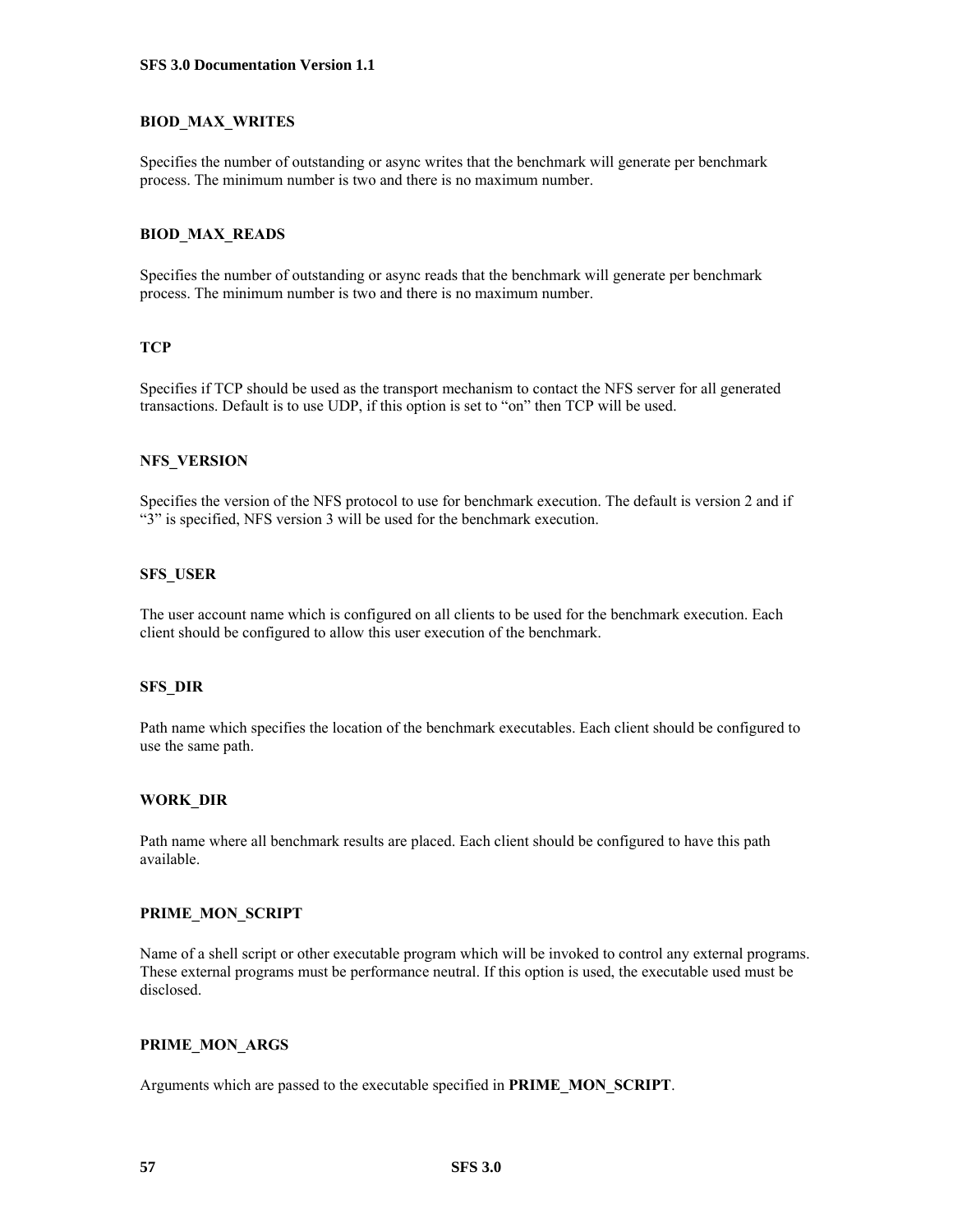### BIOD_MAX_WRITES

Specifies the number of outstanding or async writes that the benchmark will generate per benchmark process. The minimum number is two and there is no maximum number.

### BIOD_MAX_READS

Specifies the number of outstanding or async reads that the benchmark will generate per benchmark process. The minimum number is two and there is no maximum number.

### TCP

Specifies if TCP should be used as the transport mechanism to contact the NFS server for all generated transactions. Default is to use UDP, if this option is set to "on" then TCP will be used.

### NFS_VERSION

Specifies the version of the NFS protocol to use for benchmark execution. The default is version 2 and if "3" is specified, NFS version 3 will be used for the benchmark execution.

### SFS_USER

The user account name which is configured on all clients to be used for the benchmark execution. Each client should be configured to allow this user execution of the benchmark.

### SFS_DIR

Path name which specifies the location of the benchmark executables. Each client should be configured to use the same path.

### WORK_DIR

Path name where all benchmark results are placed. Each client should be configured to have this path available.

### PRIME_MON_SCRIPT

Name of a shell script or other executable program which will be invoked to control any external programs. These external programs must be performance neutral. If this option is used, the executable used must be disclosed.

### PRIME_MON_ARGS

Arguments which are passed to the executable specified in **PRIME_MON_SCRIPT**.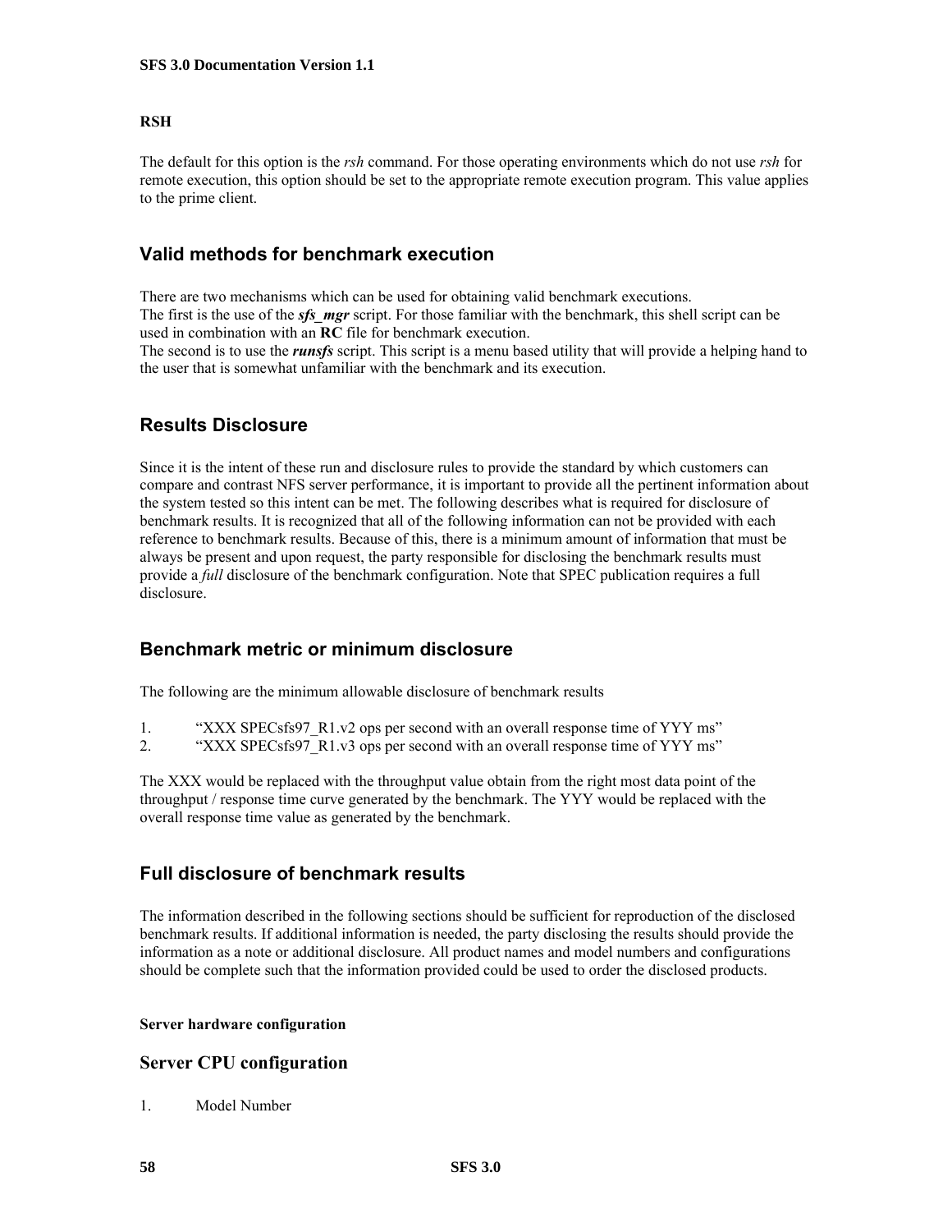**RSH**

The default for this option is the *rsh* command. For those operating environments which do not use *rsh* for remote execution, this option should be set to the appropriate remote execution program. This value applies to the prime client.

## Valid methods for benchmark execution

There are two mechanisms which can be used for obtaining valid benchmark executions.
The first is the use of the ***sfs_mgr*** script. For those familiar with the benchmark, this shell script can be used in combination with an **RC** file for benchmark execution.
The second is to use the ***runsfs*** script. This script is a menu based utility that will provide a helping hand to the user that is somewhat unfamiliar with the benchmark and its execution.

## Results Disclosure

Since it is the intent of these run and disclosure rules to provide the standard by which customers can compare and contrast NFS server performance, it is important to provide all the pertinent information about the system tested so this intent can be met. The following describes what is required for disclosure of benchmark results. It is recognized that all of the following information can not be provided with each reference to benchmark results. Because of this, there is a minimum amount of information that must be always be present and upon request, the party responsible for disclosing the benchmark results must provide a *full* disclosure of the benchmark configuration. Note that SPEC publication requires a full disclosure.

## Benchmark metric or minimum disclosure

The following are the minimum allowable disclosure of benchmark results

1. "XXX SPECsfs97_R1.v2 ops per second with an overall response time of YYY ms"
2. "XXX SPECsfs97_R1.v3 ops per second with an overall response time of YYY ms"

The XXX would be replaced with the throughput value obtain from the right most data point of the throughput / response time curve generated by the benchmark. The YYY would be replaced with the overall response time value as generated by the benchmark.

## Full disclosure of benchmark results

The information described in the following sections should be sufficient for reproduction of the disclosed benchmark results. If additional information is needed, the party disclosing the results should provide the information as a note or additional disclosure. All product names and model numbers and configurations should be complete such that the information provided could be used to order the disclosed products.

**Server hardware configuration**

### Server CPU configuration

1. Model Number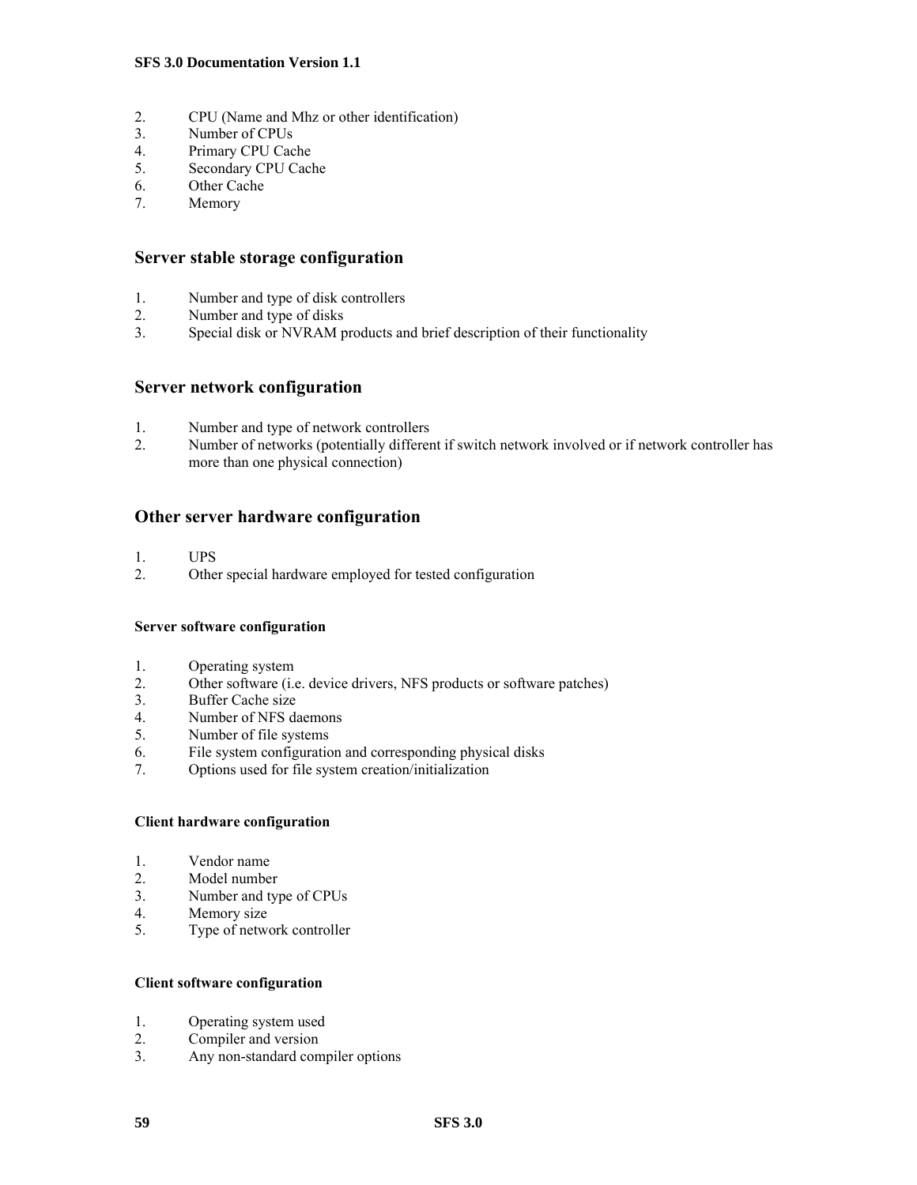2. CPU (Name and Mhz or other identification)
3. Number of CPUs
4. Primary CPU Cache
5. Secondary CPU Cache
6. Other Cache
7. Memory

## Server stable storage configuration

1. Number and type of disk controllers
2. Number and type of disks
3. Special disk or NVRAM products and brief description of their functionality

## Server network configuration

1. Number and type of network controllers
2. Number of networks (potentially different if switch network involved or if network controller has more than one physical connection)

## Other server hardware configuration

1. UPS
2. Other special hardware employed for tested configuration

#### Server software configuration

1. Operating system
2. Other software (i.e. device drivers, NFS products or software patches)
3. Buffer Cache size
4. Number of NFS daemons
5. Number of file systems
6. File system configuration and corresponding physical disks
7. Options used for file system creation/initialization

#### Client hardware configuration

1. Vendor name
2. Model number
3. Number and type of CPUs
4. Memory size
5. Type of network controller

#### Client software configuration

1. Operating system used
2. Compiler and version
3. Any non-standard compiler options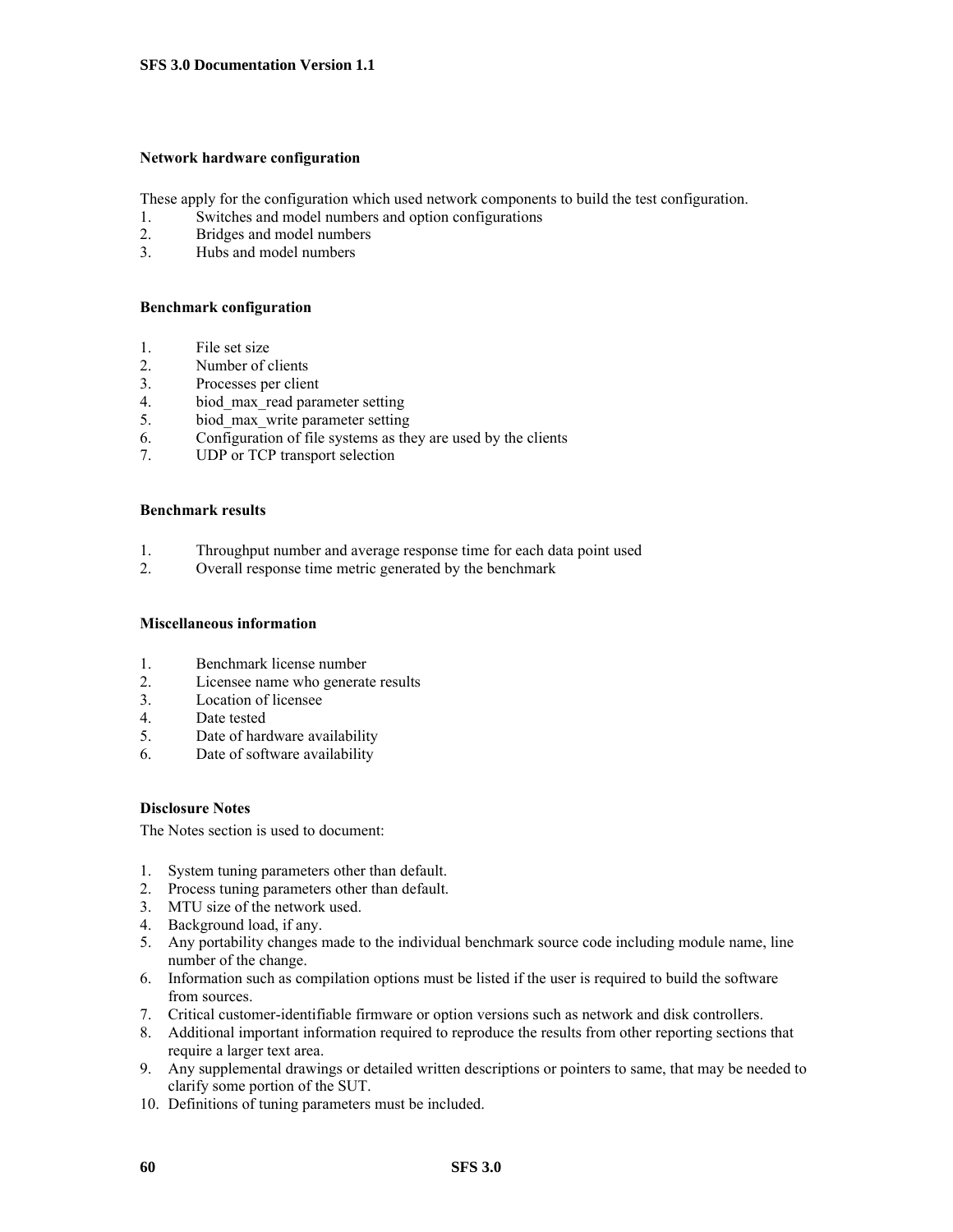### Network hardware configuration

These apply for the configuration which used network components to build the test configuration.

1. Switches and model numbers and option configurations
2. Bridges and model numbers
3. Hubs and model numbers

### Benchmark configuration

1. File set size
2. Number of clients
3. Processes per client
4. biod_max_read parameter setting
5. biod_max_write parameter setting
6. Configuration of file systems as they are used by the clients
7. UDP or TCP transport selection

### Benchmark results

1. Throughput number and average response time for each data point used
2. Overall response time metric generated by the benchmark

### Miscellaneous information

1. Benchmark license number
2. Licensee name who generate results
3. Location of licensee
4. Date tested
5. Date of hardware availability
6. Date of software availability

### Disclosure Notes

The Notes section is used to document:

1. System tuning parameters other than default.
2. Process tuning parameters other than default.
3. MTU size of the network used.
4. Background load, if any.
5. Any portability changes made to the individual benchmark source code including module name, line number of the change.
6. Information such as compilation options must be listed if the user is required to build the software from sources.
7. Critical customer-identifiable firmware or option versions such as network and disk controllers.
8. Additional important information required to reproduce the results from other reporting sections that require a larger text area.
9. Any supplemental drawings or detailed written descriptions or pointers to same, that may be needed to clarify some portion of the SUT.
10. Definitions of tuning parameters must be included.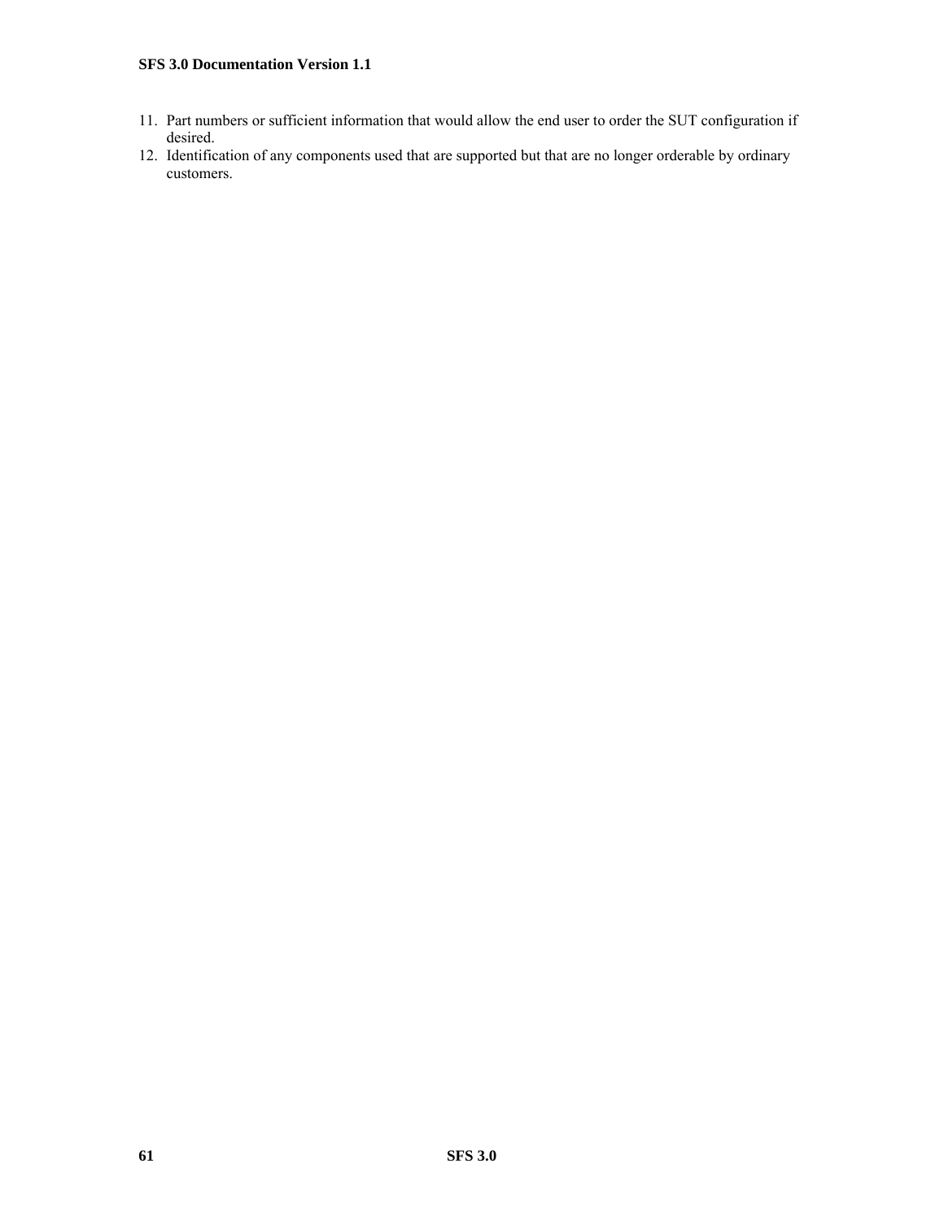11. Part numbers or sufficient information that would allow the end user to order the SUT configuration if desired.
12. Identification of any components used that are supported but that are no longer orderable by ordinary customers.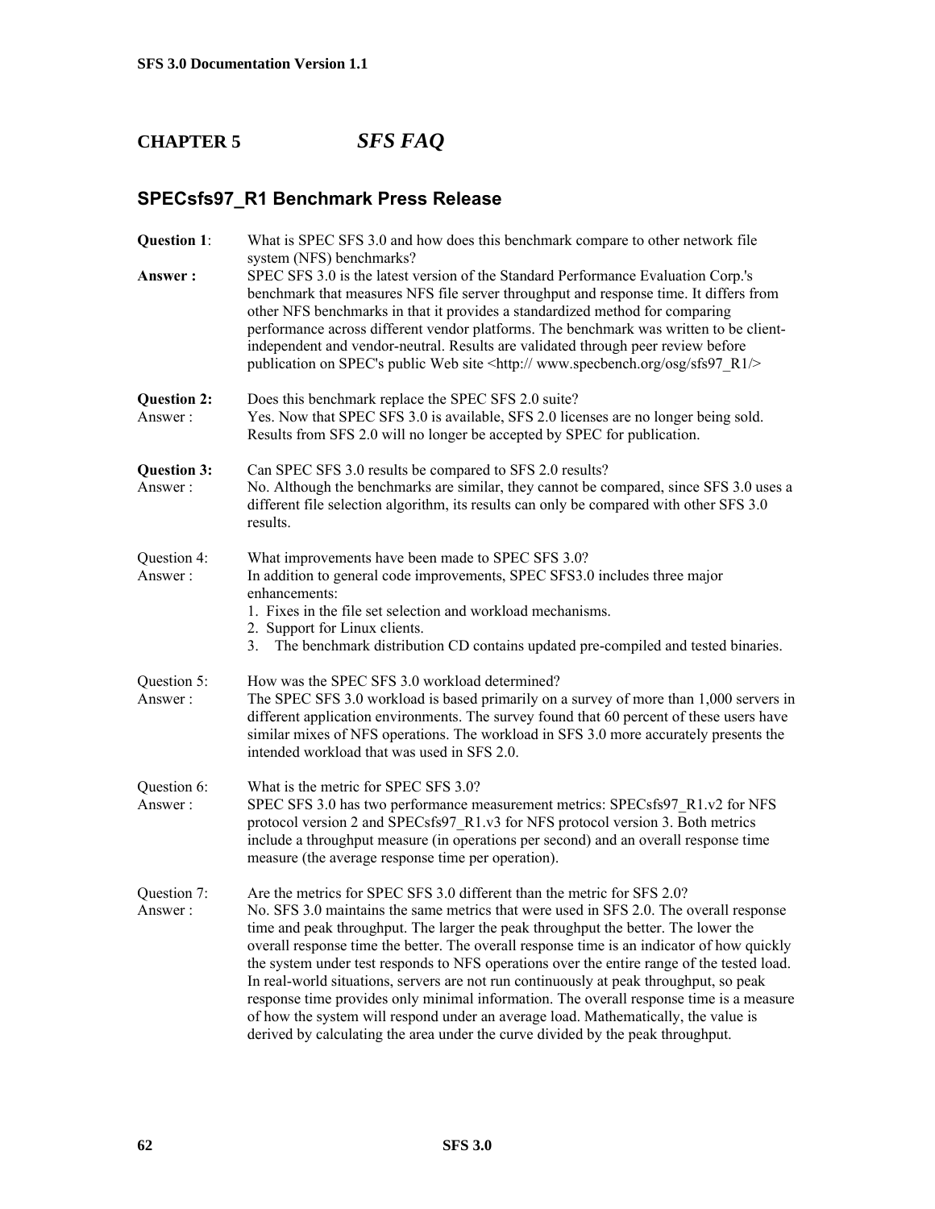# CHAPTER 5 *SFS FAQ*

## SPECsfs97_R1 Benchmark Press Release

**Question 1**: What is SPEC SFS 3.0 and how does this benchmark compare to other network file system (NFS) benchmarks?

**Answer :** SPEC SFS 3.0 is the latest version of the Standard Performance Evaluation Corp.'s benchmark that measures NFS file server throughput and response time. It differs from other NFS benchmarks in that it provides a standardized method for comparing performance across different vendor platforms. The benchmark was written to be client-independent and vendor-neutral. Results are validated through peer review before publication on SPEC's public Web site <http:// www.specbench.org/osg/sfs97_R1/>

**Question 2:** Does this benchmark replace the SPEC SFS 2.0 suite?

Answer : Yes. Now that SPEC SFS 3.0 is available, SFS 2.0 licenses are no longer being sold. Results from SFS 2.0 will no longer be accepted by SPEC for publication.

**Question 3:** Can SPEC SFS 3.0 results be compared to SFS 2.0 results?

Answer : No. Although the benchmarks are similar, they cannot be compared, since SFS 3.0 uses a different file selection algorithm, its results can only be compared with other SFS 3.0 results.

Question 4: What improvements have been made to SPEC SFS 3.0?

Answer : In addition to general code improvements, SPEC SFS3.0 includes three major enhancements:

1. Fixes in the file set selection and workload mechanisms.
2. Support for Linux clients.
3. The benchmark distribution CD contains updated pre-compiled and tested binaries.

Question 5: How was the SPEC SFS 3.0 workload determined?

Answer : The SPEC SFS 3.0 workload is based primarily on a survey of more than 1,000 servers in different application environments. The survey found that 60 percent of these users have similar mixes of NFS operations. The workload in SFS 3.0 more accurately presents the intended workload that was used in SFS 2.0.

Question 6: What is the metric for SPEC SFS 3.0?

Answer : SPEC SFS 3.0 has two performance measurement metrics: SPECsfs97_R1.v2 for NFS protocol version 2 and SPECsfs97_R1.v3 for NFS protocol version 3. Both metrics include a throughput measure (in operations per second) and an overall response time measure (the average response time per operation).

Question 7: Are the metrics for SPEC SFS 3.0 different than the metric for SFS 2.0?

Answer : No. SFS 3.0 maintains the same metrics that were used in SFS 2.0. The overall response time and peak throughput. The larger the peak throughput the better. The lower the overall response time the better. The overall response time is an indicator of how quickly the system under test responds to NFS operations over the entire range of the tested load. In real-world situations, servers are not run continuously at peak throughput, so peak response time provides only minimal information. The overall response time is a measure of how the system will respond under an average load. Mathematically, the value is derived by calculating the area under the curve divided by the peak throughput.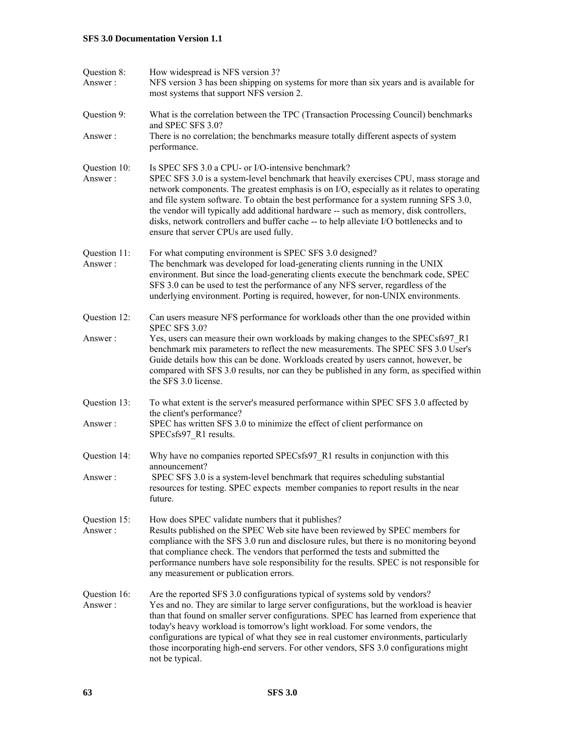Question 8: How widespread is NFS version 3?

Answer : NFS version 3 has been shipping on systems for more than six years and is available for most systems that support NFS version 2.

Question 9: What is the correlation between the TPC (Transaction Processing Council) benchmarks and SPEC SFS 3.0?

Answer : There is no correlation; the benchmarks measure totally different aspects of system performance.

Question 10: Is SPEC SFS 3.0 a CPU- or I/O-intensive benchmark?

Answer : SPEC SFS 3.0 is a system-level benchmark that heavily exercises CPU, mass storage and network components. The greatest emphasis is on I/O, especially as it relates to operating and file system software. To obtain the best performance for a system running SFS 3.0, the vendor will typically add additional hardware -- such as memory, disk controllers, disks, network controllers and buffer cache -- to help alleviate I/O bottlenecks and to ensure that server CPUs are used fully.

Question 11: For what computing environment is SPEC SFS 3.0 designed?

Answer : The benchmark was developed for load-generating clients running in the UNIX environment. But since the load-generating clients execute the benchmark code, SPEC SFS 3.0 can be used to test the performance of any NFS server, regardless of the underlying environment. Porting is required, however, for non-UNIX environments.

Question 12: Can users measure NFS performance for workloads other than the one provided within SPEC SFS 3.0?

Answer : Yes, users can measure their own workloads by making changes to the SPECsfs97_R1 benchmark mix parameters to reflect the new measurements. The SPEC SFS 3.0 User's Guide details how this can be done. Workloads created by users cannot, however, be compared with SFS 3.0 results, nor can they be published in any form, as specified within the SFS 3.0 license.

Question 13: To what extent is the server's measured performance within SPEC SFS 3.0 affected by the client's performance?

Answer : SPEC has written SFS 3.0 to minimize the effect of client performance on SPECsfs97_R1 results.

Question 14: Why have no companies reported SPECsfs97_R1 results in conjunction with this announcement?

Answer : SPEC SFS 3.0 is a system-level benchmark that requires scheduling substantial resources for testing. SPEC expects member companies to report results in the near future.

Question 15: How does SPEC validate numbers that it publishes?

Answer : Results published on the SPEC Web site have been reviewed by SPEC members for compliance with the SFS 3.0 run and disclosure rules, but there is no monitoring beyond that compliance check. The vendors that performed the tests and submitted the performance numbers have sole responsibility for the results. SPEC is not responsible for any measurement or publication errors.

Question 16: Are the reported SFS 3.0 configurations typical of systems sold by vendors?

Answer : Yes and no. They are similar to large server configurations, but the workload is heavier than that found on smaller server configurations. SPEC has learned from experience that today's heavy workload is tomorrow's light workload. For some vendors, the configurations are typical of what they see in real customer environments, particularly those incorporating high-end servers. For other vendors, SFS 3.0 configurations might not be typical.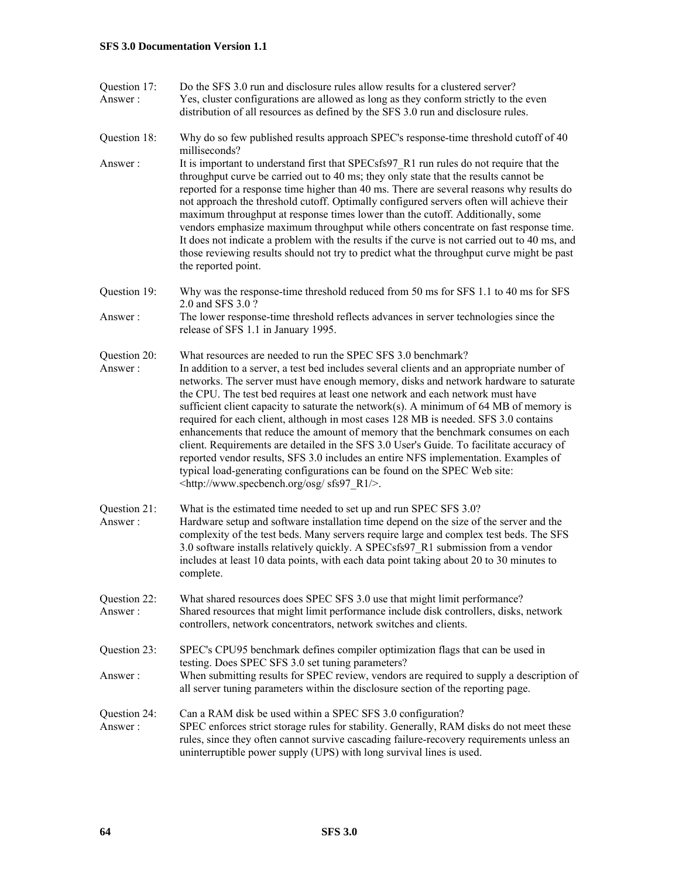Question 17: Do the SFS 3.0 run and disclosure rules allow results for a clustered server?

Answer : Yes, cluster configurations are allowed as long as they conform strictly to the even distribution of all resources as defined by the SFS 3.0 run and disclosure rules.

Question 18: Why do so few published results approach SPEC's response-time threshold cutoff of 40 milliseconds?

Answer : It is important to understand first that SPECsfs97_R1 run rules do not require that the throughput curve be carried out to 40 ms; they only state that the results cannot be reported for a response time higher than 40 ms. There are several reasons why results do not approach the threshold cutoff. Optimally configured servers often will achieve their maximum throughput at response times lower than the cutoff. Additionally, some vendors emphasize maximum throughput while others concentrate on fast response time. It does not indicate a problem with the results if the curve is not carried out to 40 ms, and those reviewing results should not try to predict what the throughput curve might be past the reported point.

Question 19: Why was the response-time threshold reduced from 50 ms for SFS 1.1 to 40 ms for SFS 2.0 and SFS 3.0 ?

Answer : The lower response-time threshold reflects advances in server technologies since the release of SFS 1.1 in January 1995.

Question 20: What resources are needed to run the SPEC SFS 3.0 benchmark?

Answer : In addition to a server, a test bed includes several clients and an appropriate number of networks. The server must have enough memory, disks and network hardware to saturate the CPU. The test bed requires at least one network and each network must have sufficient client capacity to saturate the network(s). A minimum of 64 MB of memory is required for each client, although in most cases 128 MB is needed. SFS 3.0 contains enhancements that reduce the amount of memory that the benchmark consumes on each client. Requirements are detailed in the SFS 3.0 User's Guide. To facilitate accuracy of reported vendor results, SFS 3.0 includes an entire NFS implementation. Examples of typical load-generating configurations can be found on the SPEC Web site: <http://www.specbench.org/osg/ sfs97_R1/>.

Question 21: What is the estimated time needed to set up and run SPEC SFS 3.0?

Answer : Hardware setup and software installation time depend on the size of the server and the complexity of the test beds. Many servers require large and complex test beds. The SFS 3.0 software installs relatively quickly. A SPECsfs97_R1 submission from a vendor includes at least 10 data points, with each data point taking about 20 to 30 minutes to complete.

Question 22: What shared resources does SPEC SFS 3.0 use that might limit performance?

Answer : Shared resources that might limit performance include disk controllers, disks, network controllers, network concentrators, network switches and clients.

Question 23: SPEC's CPU95 benchmark defines compiler optimization flags that can be used in testing. Does SPEC SFS 3.0 set tuning parameters?

Answer : When submitting results for SPEC review, vendors are required to supply a description of all server tuning parameters within the disclosure section of the reporting page.

Question 24: Can a RAM disk be used within a SPEC SFS 3.0 configuration?

Answer : SPEC enforces strict storage rules for stability. Generally, RAM disks do not meet these rules, since they often cannot survive cascading failure-recovery requirements unless an uninterruptible power supply (UPS) with long survival lines is used.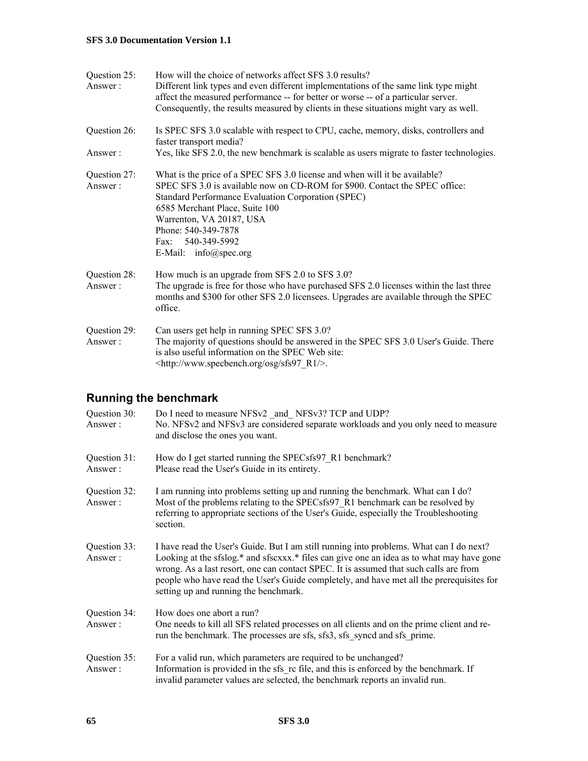Question 25: How will the choice of networks affect SFS 3.0 results?
Answer : Different link types and even different implementations of the same link type might affect the measured performance -- for better or worse -- of a particular server. Consequently, the results measured by clients in these situations might vary as well.

Question 26: Is SPEC SFS 3.0 scalable with respect to CPU, cache, memory, disks, controllers and faster transport media?
Answer : Yes, like SFS 2.0, the new benchmark is scalable as users migrate to faster technologies.

Question 27: What is the price of a SPEC SFS 3.0 license and when will it be available?
Answer : SPEC SFS 3.0 is available now on CD-ROM for $900. Contact the SPEC office:
Standard Performance Evaluation Corporation (SPEC)
6585 Merchant Place, Suite 100
Warrenton, VA 20187, USA
Phone: 540-349-7878
Fax: 540-349-5992
E-Mail: info@spec.org

Question 28: How much is an upgrade from SFS 2.0 to SFS 3.0?
Answer : The upgrade is free for those who have purchased SFS 2.0 licenses within the last three months and $300 for other SFS 2.0 licensees. Upgrades are available through the SPEC office.

Question 29: Can users get help in running SPEC SFS 3.0?
Answer : The majority of questions should be answered in the SPEC SFS 3.0 User's Guide. There is also useful information on the SPEC Web site: <http://www.specbench.org/osg/sfs97_R1/>.

## Running the benchmark

Question 30: Do I need to measure NFSv2 _and_ NFSv3? TCP and UDP?
Answer : No. NFSv2 and NFSv3 are considered separate workloads and you only need to measure and disclose the ones you want.

Question 31: How do I get started running the SPECsfs97_R1 benchmark?
Answer : Please read the User's Guide in its entirety.

Question 32: I am running into problems setting up and running the benchmark. What can I do?
Answer : Most of the problems relating to the SPECsfs97_R1 benchmark can be resolved by referring to appropriate sections of the User's Guide, especially the Troubleshooting section.

Question 33: I have read the User's Guide. But I am still running into problems. What can I do next?
Answer : Looking at the sfslog.* and sfscxxx.* files can give one an idea as to what may have gone wrong. As a last resort, one can contact SPEC. It is assumed that such calls are from people who have read the User's Guide completely, and have met all the prerequisites for setting up and running the benchmark.

Question 34: How does one abort a run?
Answer : One needs to kill all SFS related processes on all clients and on the prime client and re-run the benchmark. The processes are sfs, sfs3, sfs_syncd and sfs_prime.

Question 35: For a valid run, which parameters are required to be unchanged?
Answer : Information is provided in the sfs_rc file, and this is enforced by the benchmark. If invalid parameter values are selected, the benchmark reports an invalid run.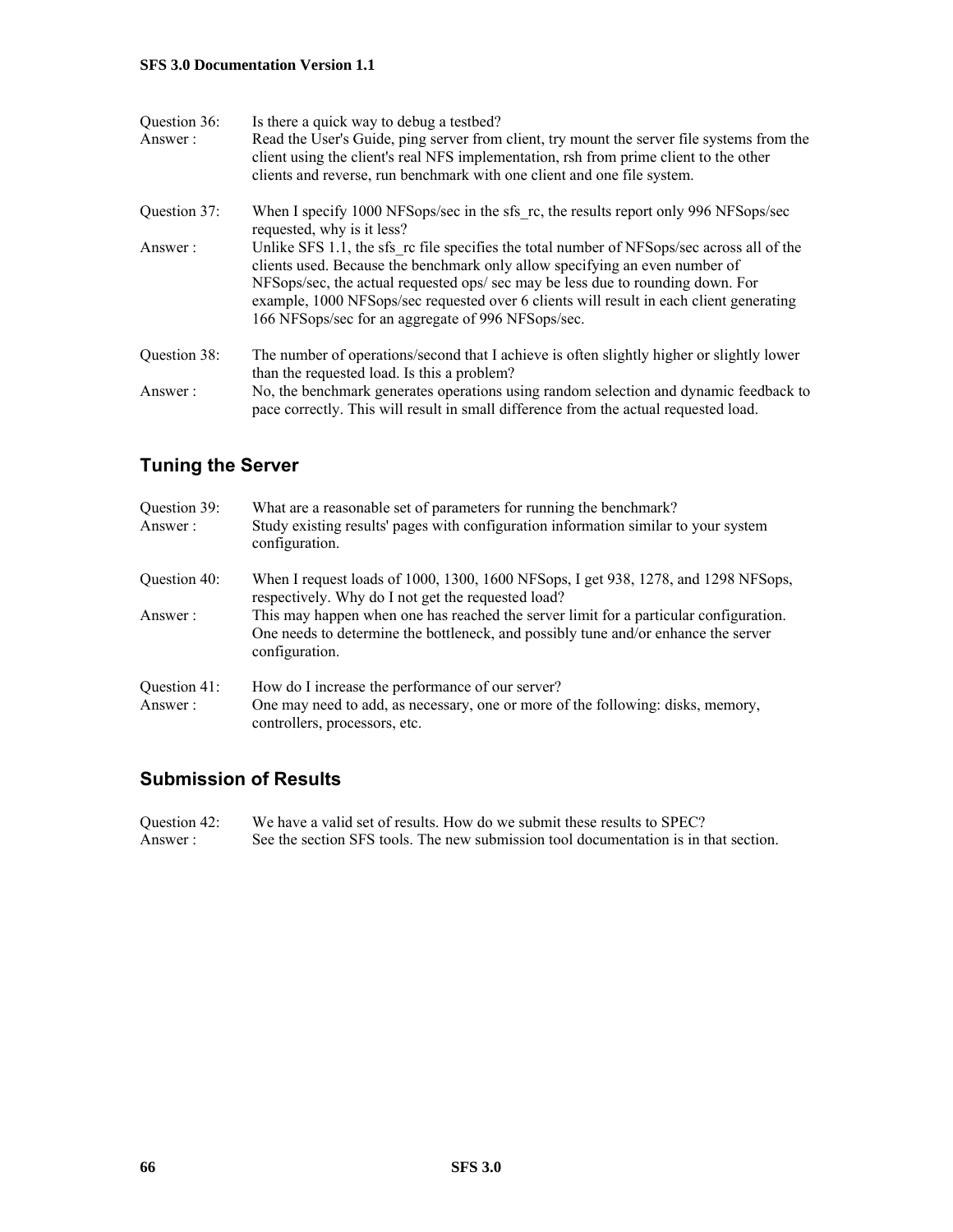Question 36: Is there a quick way to debug a testbed?
Answer : Read the User's Guide, ping server from client, try mount the server file systems from the client using the client's real NFS implementation, rsh from prime client to the other clients and reverse, run benchmark with one client and one file system.

Question 37: When I specify 1000 NFSops/sec in the sfs_rc, the results report only 996 NFSops/sec requested, why is it less?
Answer : Unlike SFS 1.1, the sfs_rc file specifies the total number of NFSops/sec across all of the clients used. Because the benchmark only allow specifying an even number of NFSops/sec, the actual requested ops/ sec may be less due to rounding down. For example, 1000 NFSops/sec requested over 6 clients will result in each client generating 166 NFSops/sec for an aggregate of 996 NFSops/sec.

Question 38: The number of operations/second that I achieve is often slightly higher or slightly lower than the requested load. Is this a problem?
Answer : No, the benchmark generates operations using random selection and dynamic feedback to pace correctly. This will result in small difference from the actual requested load.

## Tuning the Server

Question 39: What are a reasonable set of parameters for running the benchmark?
Answer : Study existing results' pages with configuration information similar to your system configuration.

Question 40: When I request loads of 1000, 1300, 1600 NFSops, I get 938, 1278, and 1298 NFSops, respectively. Why do I not get the requested load?
Answer : This may happen when one has reached the server limit for a particular configuration. One needs to determine the bottleneck, and possibly tune and/or enhance the server configuration.

Question 41: How do I increase the performance of our server?
Answer : One may need to add, as necessary, one or more of the following: disks, memory, controllers, processors, etc.

## Submission of Results

Question 42: We have a valid set of results. How do we submit these results to SPEC?
Answer : See the section SFS tools. The new submission tool documentation is in that section.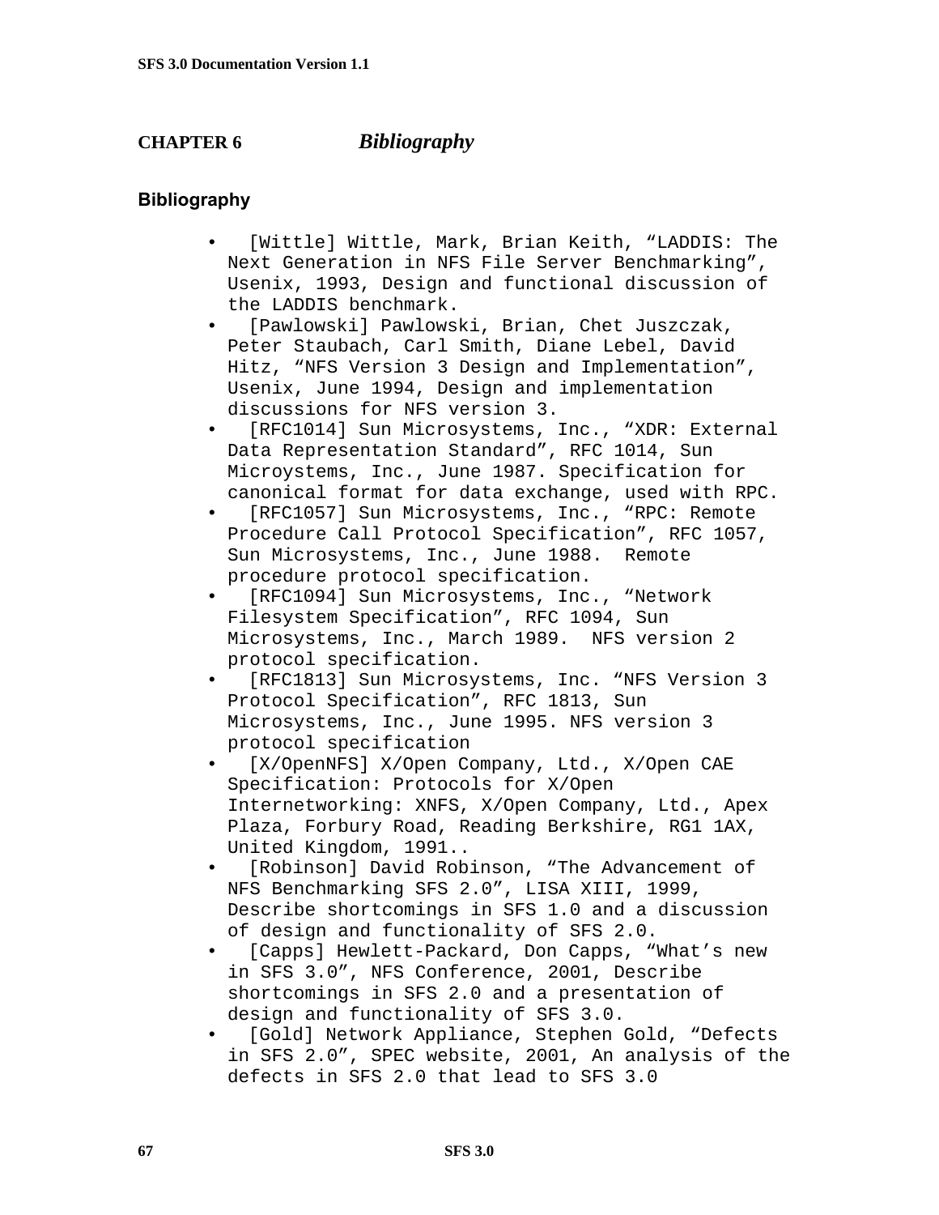# CHAPTER 6 *Bibliography*

## Bibliography

- [Wittle] Wittle, Mark, Brian Keith, “LADDIS: The Next Generation in NFS File Server Benchmarking”, Usenix, 1993, Design and functional discussion of the LADDIS benchmark.
- [Pawlowski] Pawlowski, Brian, Chet Juszczak, Peter Staubach, Carl Smith, Diane Lebel, David Hitz, “NFS Version 3 Design and Implementation”, Usenix, June 1994, Design and implementation discussions for NFS version 3.
- [RFC1014] Sun Microsystems, Inc., “XDR: External Data Representation Standard”, RFC 1014, Sun Microystems, Inc., June 1987. Specification for canonical format for data exchange, used with RPC.
- [RFC1057] Sun Microsystems, Inc., “RPC: Remote Procedure Call Protocol Specification”, RFC 1057, Sun Microsystems, Inc., June 1988. Remote procedure protocol specification.
- [RFC1094] Sun Microsystems, Inc., “Network Filesystem Specification”, RFC 1094, Sun Microsystems, Inc., March 1989. NFS version 2 protocol specification.
- [RFC1813] Sun Microsystems, Inc. “NFS Version 3 Protocol Specification”, RFC 1813, Sun Microsystems, Inc., June 1995. NFS version 3 protocol specification
- [X/OpenNFS] X/Open Company, Ltd., X/Open CAE Specification: Protocols for X/Open Internetworking: XNFS, X/Open Company, Ltd., Apex Plaza, Forbury Road, Reading Berkshire, RG1 1AX, United Kingdom, 1991..
- [Robinson] David Robinson, “The Advancement of NFS Benchmarking SFS 2.0”, LISA XIII, 1999, Describe shortcomings in SFS 1.0 and a discussion of design and functionality of SFS 2.0.
- [Capps] Hewlett-Packard, Don Capps, “What’s new in SFS 3.0”, NFS Conference, 2001, Describe shortcomings in SFS 2.0 and a presentation of design and functionality of SFS 3.0.
- [Gold] Network Appliance, Stephen Gold, “Defects in SFS 2.0”, SPEC website, 2001, An analysis of the defects in SFS 2.0 that lead to SFS 3.0